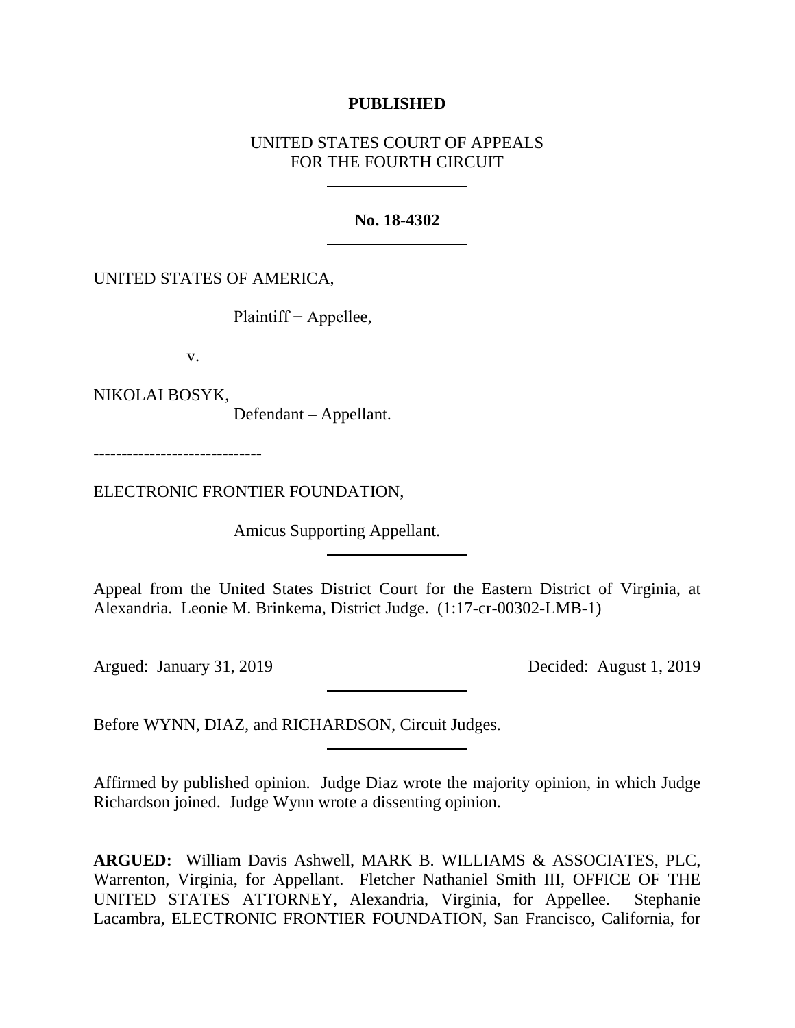**PUBLISHED**

UNITED STATES COURT OF APPEALS
FOR THE FOURTH CIRCUIT

**No. 18-4302**

UNITED STATES OF AMERICA,

Plaintiff − Appellee,

v.

NIKOLAI BOSYK,

Defendant – Appellant.

------------------------------

ELECTRONIC FRONTIER FOUNDATION,

Amicus Supporting Appellant.

Appeal from the United States District Court for the Eastern District of Virginia, at Alexandria. Leonie M. Brinkema, District Judge. (1:17-cr-00302-LMB-1)

Argued: January 31, 2019 Decided: August 1, 2019

Before WYNN, DIAZ, and RICHARDSON, Circuit Judges.

Affirmed by published opinion. Judge Diaz wrote the majority opinion, in which Judge Richardson joined. Judge Wynn wrote a dissenting opinion.

**ARGUED:** William Davis Ashwell, MARK B. WILLIAMS & ASSOCIATES, PLC, Warrenton, Virginia, for Appellant. Fletcher Nathaniel Smith III, OFFICE OF THE UNITED STATES ATTORNEY, Alexandria, Virginia, for Appellee. Stephanie Lacambra, ELECTRONIC FRONTIER FOUNDATION, San Francisco, California, for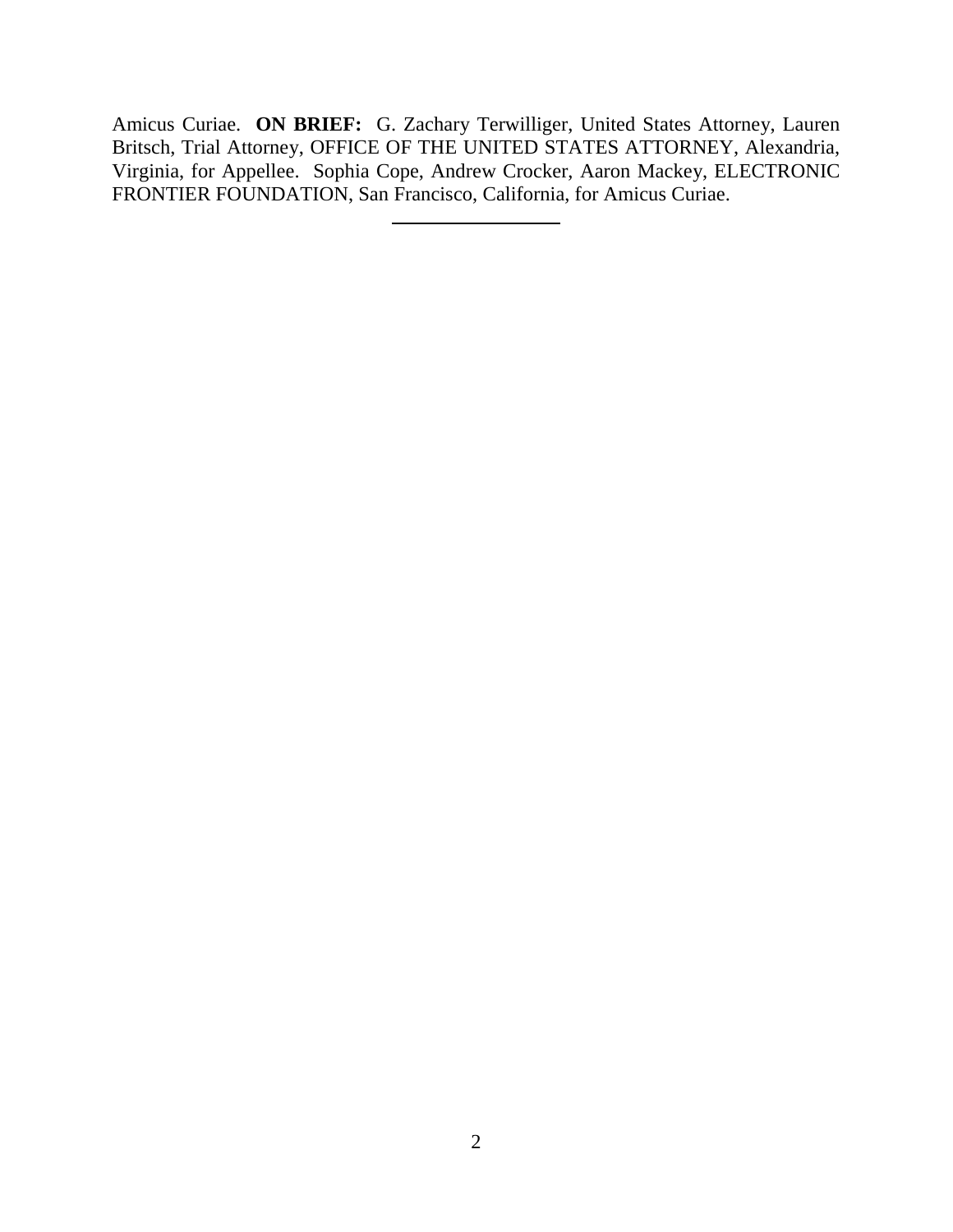Amicus Curiae. **ON BRIEF:** G. Zachary Terwilliger, United States Attorney, Lauren Britsch, Trial Attorney, OFFICE OF THE UNITED STATES ATTORNEY, Alexandria, Virginia, for Appellee. Sophia Cope, Andrew Crocker, Aaron Mackey, ELECTRONIC FRONTIER FOUNDATION, San Francisco, California, for Amicus Curiae.

---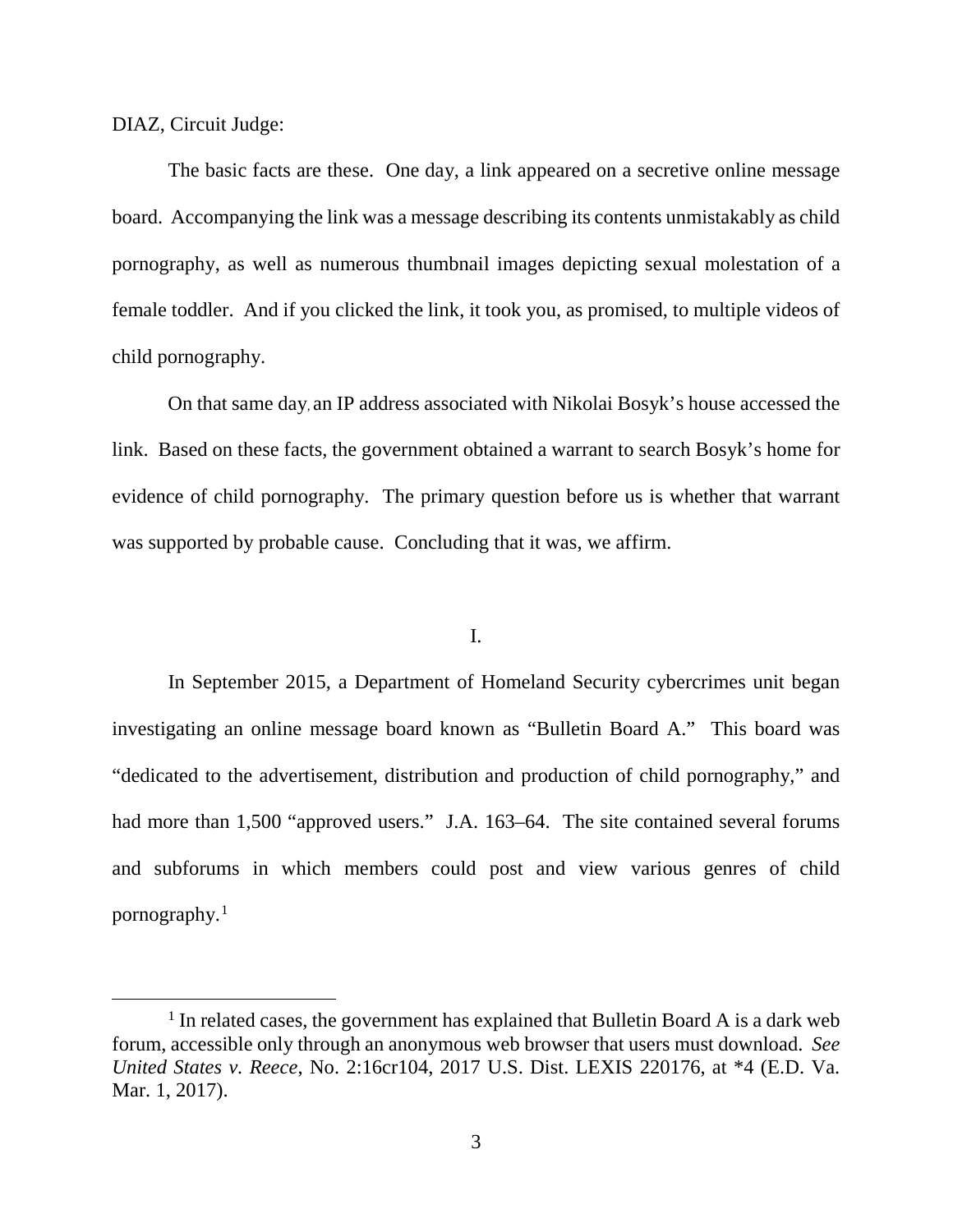DIAZ, Circuit Judge:

The basic facts are these. One day, a link appeared on a secretive online message board. Accompanying the link was a message describing its contents unmistakably as child pornography, as well as numerous thumbnail images depicting sexual molestation of a female toddler. And if you clicked the link, it took you, as promised, to multiple videos of child pornography.

On that same day, an IP address associated with Nikolai Bosyk's house accessed the link. Based on these facts, the government obtained a warrant to search Bosyk's home for evidence of child pornography. The primary question before us is whether that warrant was supported by probable cause. Concluding that it was, we affirm.

I.

In September 2015, a Department of Homeland Security cybercrimes unit began investigating an online message board known as "Bulletin Board A." This board was "dedicated to the advertisement, distribution and production of child pornography," and had more than 1,500 "approved users." J.A. 163–64. The site contained several forums and subforums in which members could post and view various genres of child pornography.[1]

[1] In related cases, the government has explained that Bulletin Board A is a dark web forum, accessible only through an anonymous web browser that users must download. *See United States v. Reece*, No. 2:16cr104, 2017 U.S. Dist. LEXIS 220176, at *4 (E.D. Va. Mar. 1, 2017).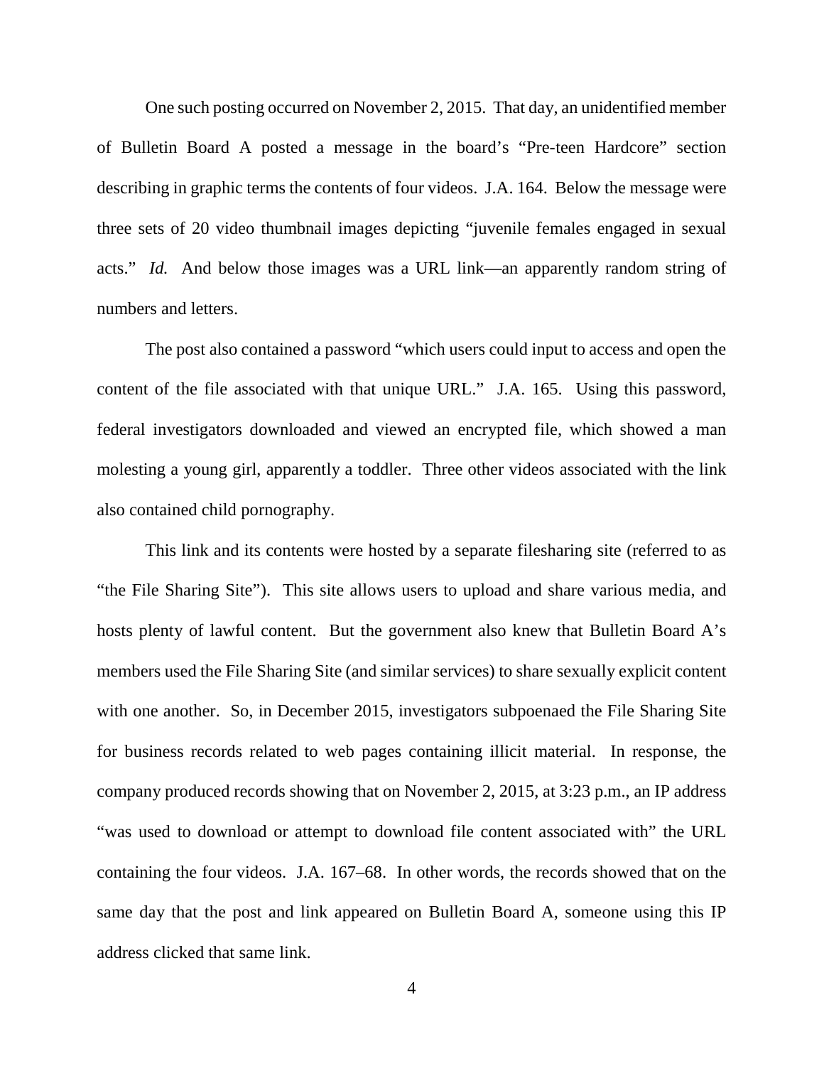One such posting occurred on November 2, 2015. That day, an unidentified member of Bulletin Board A posted a message in the board's "Pre-teen Hardcore" section describing in graphic terms the contents of four videos. J.A. 164. Below the message were three sets of 20 video thumbnail images depicting "juvenile females engaged in sexual acts." *Id.* And below those images was a URL link—an apparently random string of numbers and letters.

The post also contained a password "which users could input to access and open the content of the file associated with that unique URL." J.A. 165. Using this password, federal investigators downloaded and viewed an encrypted file, which showed a man molesting a young girl, apparently a toddler. Three other videos associated with the link also contained child pornography.

This link and its contents were hosted by a separate filesharing site (referred to as "the File Sharing Site"). This site allows users to upload and share various media, and hosts plenty of lawful content. But the government also knew that Bulletin Board A's members used the File Sharing Site (and similar services) to share sexually explicit content with one another. So, in December 2015, investigators subpoenaed the File Sharing Site for business records related to web pages containing illicit material. In response, the company produced records showing that on November 2, 2015, at 3:23 p.m., an IP address "was used to download or attempt to download file content associated with" the URL containing the four videos. J.A. 167–68. In other words, the records showed that on the same day that the post and link appeared on Bulletin Board A, someone using this IP address clicked that same link.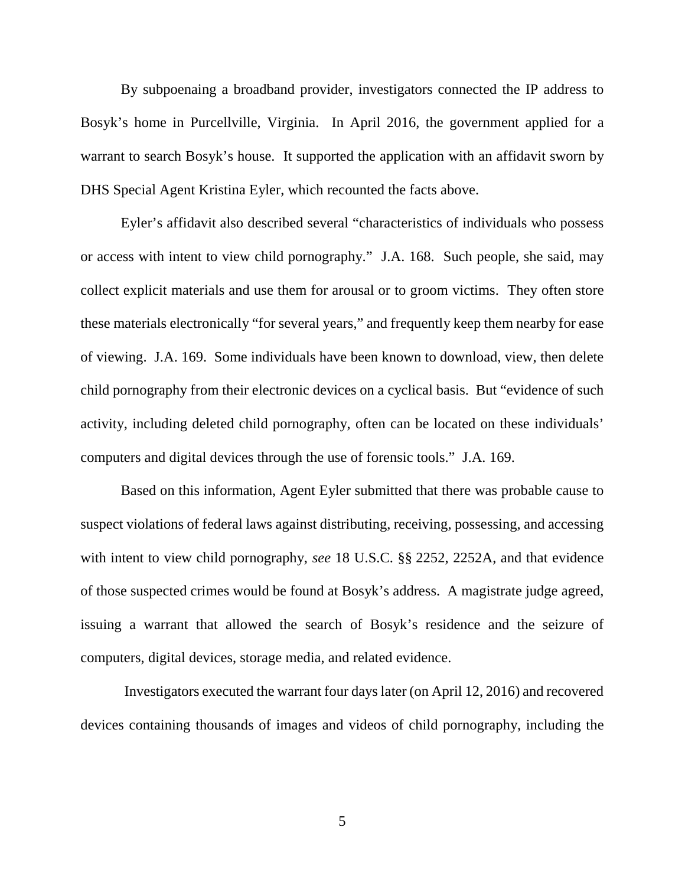By subpoenaing a broadband provider, investigators connected the IP address to Bosyk's home in Purcellville, Virginia. In April 2016, the government applied for a warrant to search Bosyk's house. It supported the application with an affidavit sworn by DHS Special Agent Kristina Eyler, which recounted the facts above.

Eyler's affidavit also described several "characteristics of individuals who possess or access with intent to view child pornography." J.A. 168. Such people, she said, may collect explicit materials and use them for arousal or to groom victims. They often store these materials electronically "for several years," and frequently keep them nearby for ease of viewing. J.A. 169. Some individuals have been known to download, view, then delete child pornography from their electronic devices on a cyclical basis. But "evidence of such activity, including deleted child pornography, often can be located on these individuals' computers and digital devices through the use of forensic tools." J.A. 169.

Based on this information, Agent Eyler submitted that there was probable cause to suspect violations of federal laws against distributing, receiving, possessing, and accessing with intent to view child pornography, *see* 18 U.S.C. §§ 2252, 2252A, and that evidence of those suspected crimes would be found at Bosyk's address. A magistrate judge agreed, issuing a warrant that allowed the search of Bosyk's residence and the seizure of computers, digital devices, storage media, and related evidence.

Investigators executed the warrant four days later (on April 12, 2016) and recovered devices containing thousands of images and videos of child pornography, including the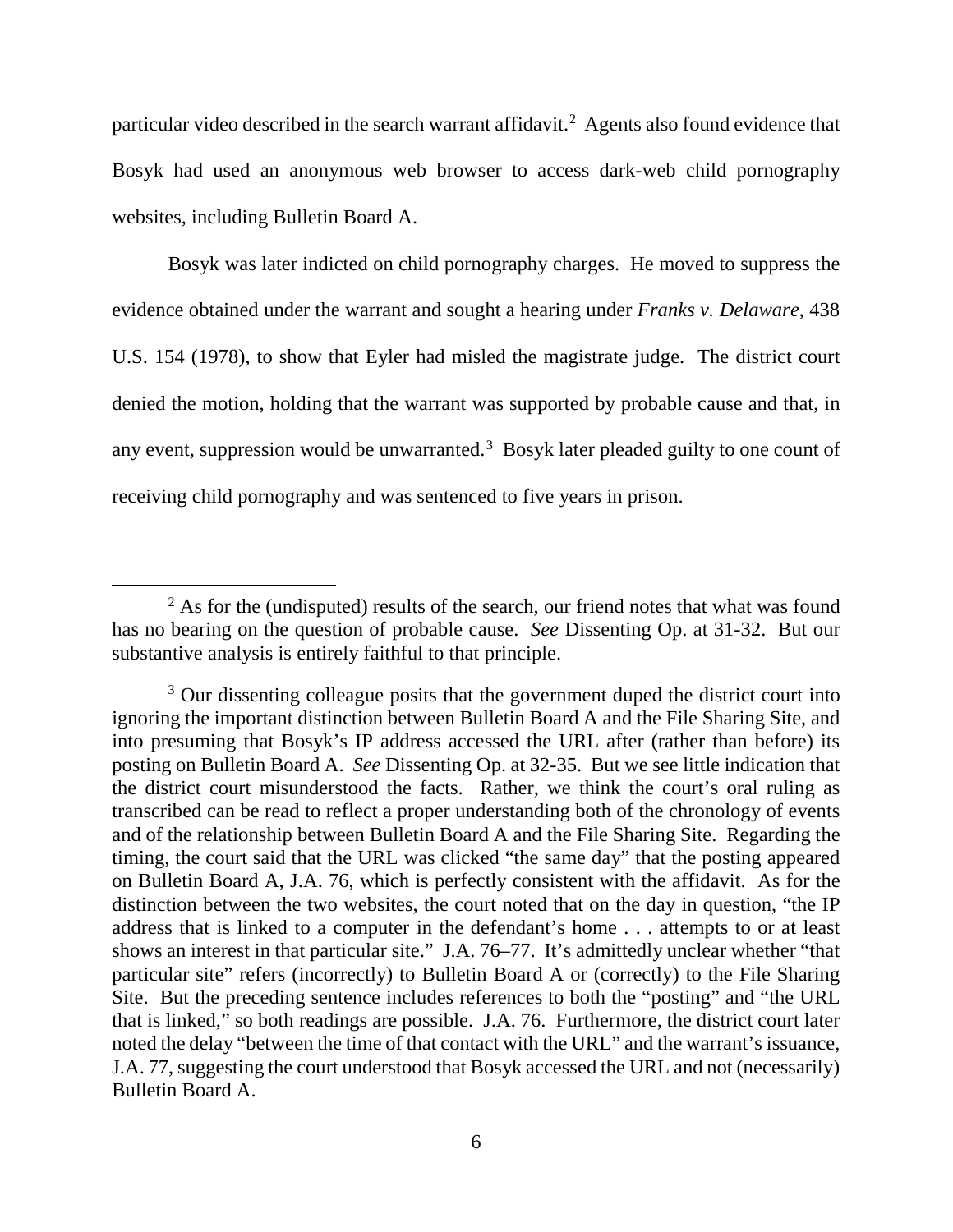particular video described in the search warrant affidavit.[2] Agents also found evidence that Bosyk had used an anonymous web browser to access dark-web child pornography websites, including Bulletin Board A.

Bosyk was later indicted on child pornography charges. He moved to suppress the evidence obtained under the warrant and sought a hearing under *Franks v. Delaware*, 438 U.S. 154 (1978), to show that Eyler had misled the magistrate judge. The district court denied the motion, holding that the warrant was supported by probable cause and that, in any event, suppression would be unwarranted.[3] Bosyk later pleaded guilty to one count of receiving child pornography and was sentenced to five years in prison.

---

[2] As for the (undisputed) results of the search, our friend notes that what was found has no bearing on the question of probable cause. *See* Dissenting Op. at 31-32. But our substantive analysis is entirely faithful to that principle.

[3] Our dissenting colleague posits that the government duped the district court into ignoring the important distinction between Bulletin Board A and the File Sharing Site, and into presuming that Bosyk's IP address accessed the URL after (rather than before) its posting on Bulletin Board A. *See* Dissenting Op. at 32-35. But we see little indication that the district court misunderstood the facts. Rather, we think the court's oral ruling as transcribed can be read to reflect a proper understanding both of the chronology of events and of the relationship between Bulletin Board A and the File Sharing Site. Regarding the timing, the court said that the URL was clicked "the same day" that the posting appeared on Bulletin Board A, J.A. 76, which is perfectly consistent with the affidavit. As for the distinction between the two websites, the court noted that on the day in question, "the IP address that is linked to a computer in the defendant's home . . . attempts to or at least shows an interest in that particular site." J.A. 76–77. It's admittedly unclear whether "that particular site" refers (incorrectly) to Bulletin Board A or (correctly) to the File Sharing Site. But the preceding sentence includes references to both the "posting" and "the URL that is linked," so both readings are possible. J.A. 76. Furthermore, the district court later noted the delay "between the time of that contact with the URL" and the warrant's issuance, J.A. 77, suggesting the court understood that Bosyk accessed the URL and not (necessarily) Bulletin Board A.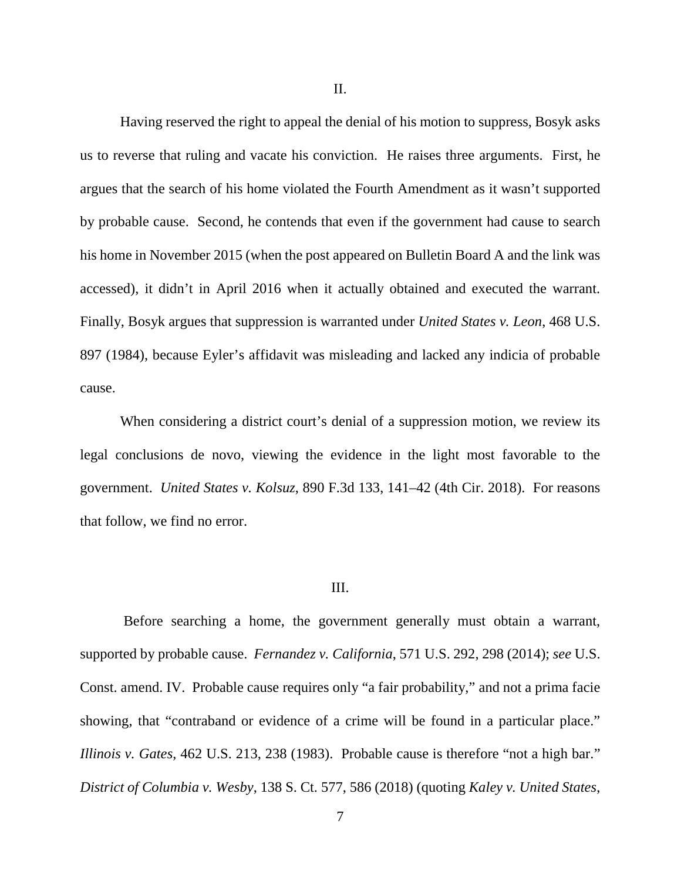## II.

Having reserved the right to appeal the denial of his motion to suppress, Bosyk asks us to reverse that ruling and vacate his conviction. He raises three arguments. First, he argues that the search of his home violated the Fourth Amendment as it wasn't supported by probable cause. Second, he contends that even if the government had cause to search his home in November 2015 (when the post appeared on Bulletin Board A and the link was accessed), it didn't in April 2016 when it actually obtained and executed the warrant. Finally, Bosyk argues that suppression is warranted under *United States v. Leon*, 468 U.S. 897 (1984), because Eyler's affidavit was misleading and lacked any indicia of probable cause.

When considering a district court's denial of a suppression motion, we review its legal conclusions de novo, viewing the evidence in the light most favorable to the government. *United States v. Kolsuz*, 890 F.3d 133, 141–42 (4th Cir. 2018). For reasons that follow, we find no error.

## III.

Before searching a home, the government generally must obtain a warrant, supported by probable cause. *Fernandez v. California*, 571 U.S. 292, 298 (2014); *see* U.S. Const. amend. IV. Probable cause requires only "a fair probability," and not a prima facie showing, that "contraband or evidence of a crime will be found in a particular place." *Illinois v. Gates*, 462 U.S. 213, 238 (1983). Probable cause is therefore "not a high bar." *District of Columbia v. Wesby*, 138 S. Ct. 577, 586 (2018) (quoting *Kaley v. United States*,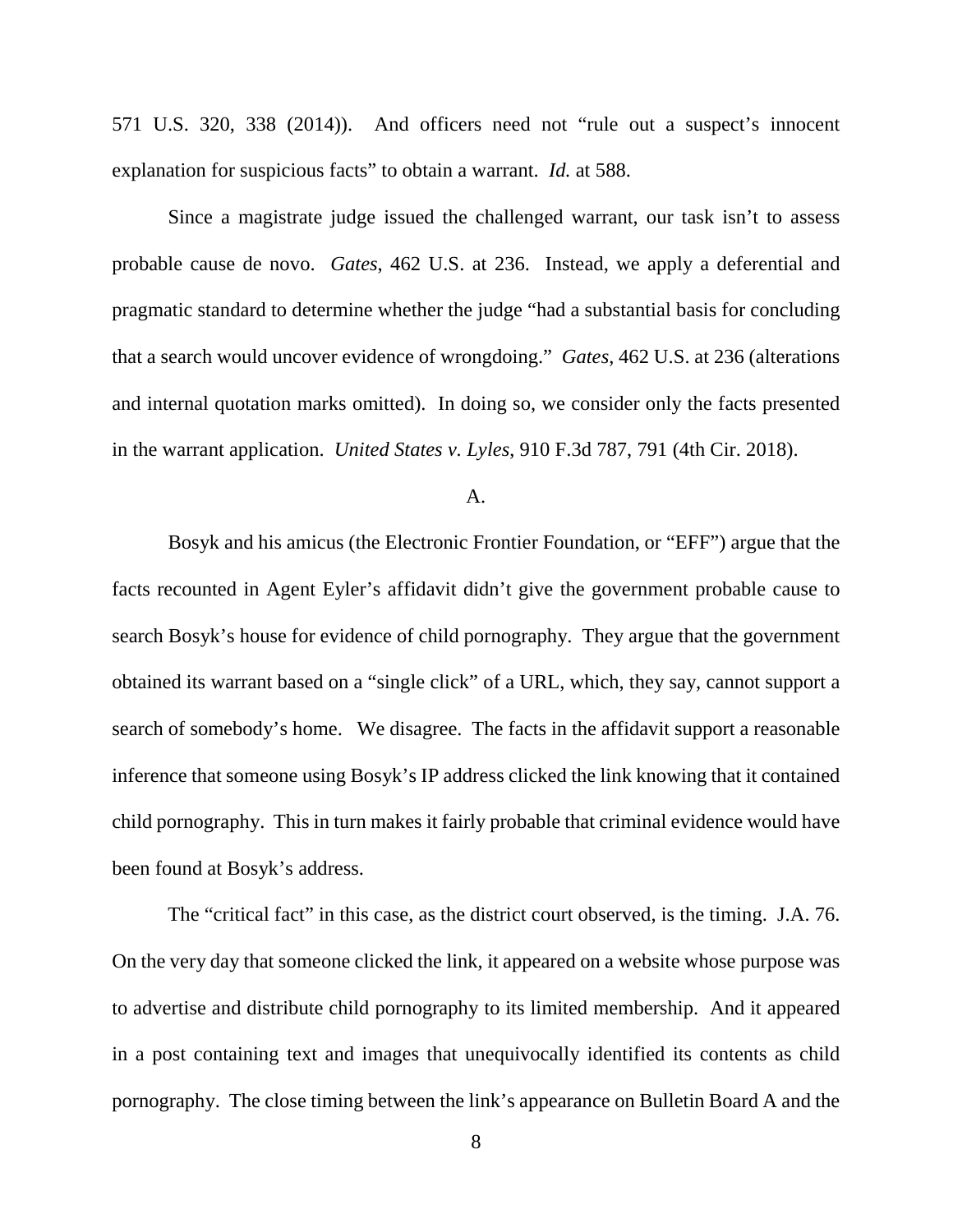571 U.S. 320, 338 (2014)). And officers need not "rule out a suspect's innocent explanation for suspicious facts" to obtain a warrant. *Id.* at 588.

Since a magistrate judge issued the challenged warrant, our task isn't to assess probable cause de novo. *Gates*, 462 U.S. at 236. Instead, we apply a deferential and pragmatic standard to determine whether the judge "had a substantial basis for concluding that a search would uncover evidence of wrongdoing." *Gates*, 462 U.S. at 236 (alterations and internal quotation marks omitted). In doing so, we consider only the facts presented in the warrant application. *United States v. Lyles*, 910 F.3d 787, 791 (4th Cir. 2018).

A.

Bosyk and his amicus (the Electronic Frontier Foundation, or "EFF") argue that the facts recounted in Agent Eyler's affidavit didn't give the government probable cause to search Bosyk's house for evidence of child pornography. They argue that the government obtained its warrant based on a "single click" of a URL, which, they say, cannot support a search of somebody's home. We disagree. The facts in the affidavit support a reasonable inference that someone using Bosyk's IP address clicked the link knowing that it contained child pornography. This in turn makes it fairly probable that criminal evidence would have been found at Bosyk's address.

The "critical fact" in this case, as the district court observed, is the timing. J.A. 76. On the very day that someone clicked the link, it appeared on a website whose purpose was to advertise and distribute child pornography to its limited membership. And it appeared in a post containing text and images that unequivocally identified its contents as child pornography. The close timing between the link's appearance on Bulletin Board A and the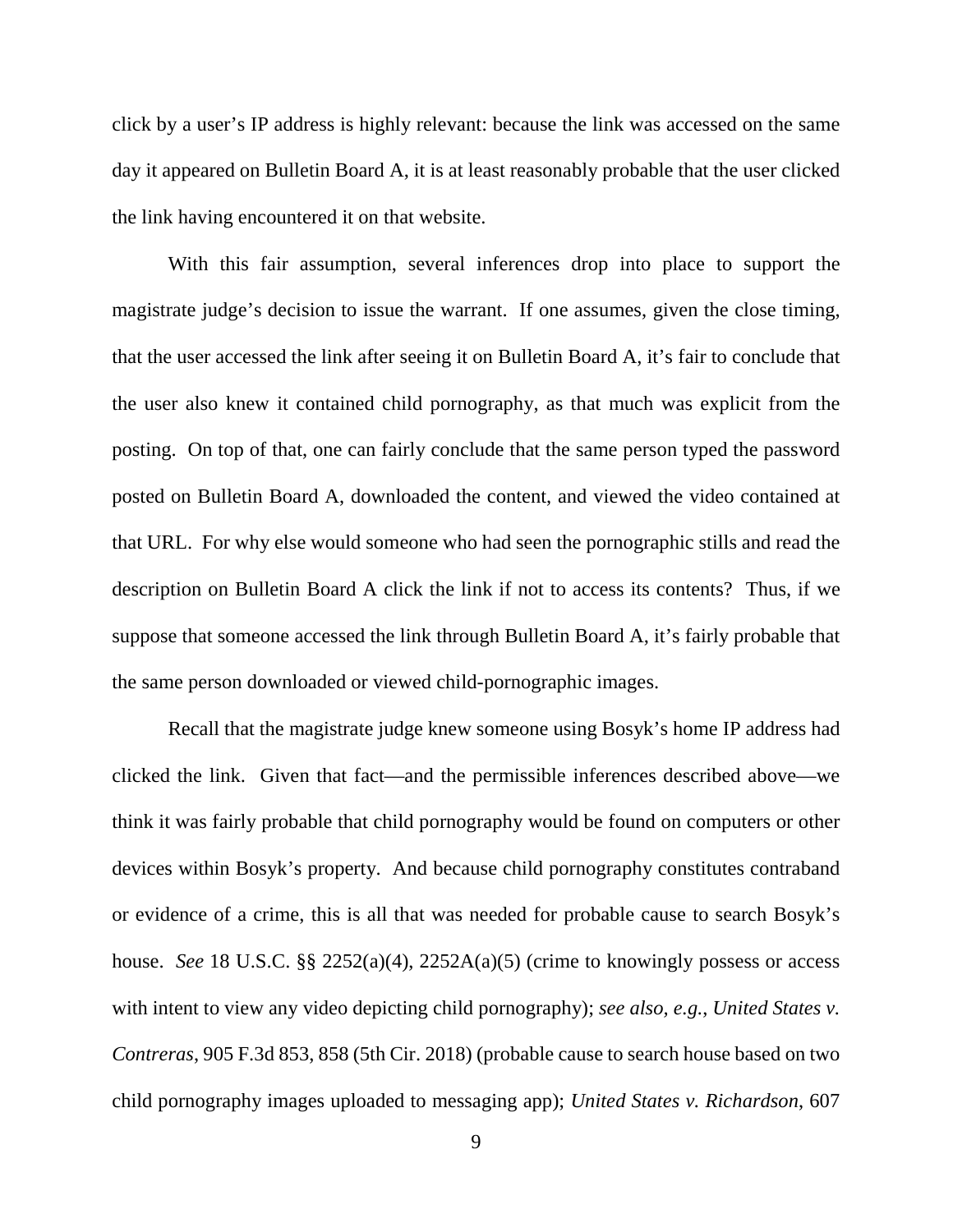click by a user's IP address is highly relevant: because the link was accessed on the same day it appeared on Bulletin Board A, it is at least reasonably probable that the user clicked the link having encountered it on that website.

With this fair assumption, several inferences drop into place to support the magistrate judge's decision to issue the warrant. If one assumes, given the close timing, that the user accessed the link after seeing it on Bulletin Board A, it's fair to conclude that the user also knew it contained child pornography, as that much was explicit from the posting. On top of that, one can fairly conclude that the same person typed the password posted on Bulletin Board A, downloaded the content, and viewed the video contained at that URL. For why else would someone who had seen the pornographic stills and read the description on Bulletin Board A click the link if not to access its contents? Thus, if we suppose that someone accessed the link through Bulletin Board A, it's fairly probable that the same person downloaded or viewed child-pornographic images.

Recall that the magistrate judge knew someone using Bosyk's home IP address had clicked the link. Given that fact—and the permissible inferences described above—we think it was fairly probable that child pornography would be found on computers or other devices within Bosyk's property. And because child pornography constitutes contraband or evidence of a crime, this is all that was needed for probable cause to search Bosyk's house. *See* 18 U.S.C. §§ 2252(a)(4), 2252A(a)(5) (crime to knowingly possess or access with intent to view any video depicting child pornography); *see also, e.g.*, *United States v. Contreras*, 905 F.3d 853, 858 (5th Cir. 2018) (probable cause to search house based on two child pornography images uploaded to messaging app); *United States v. Richardson*, 607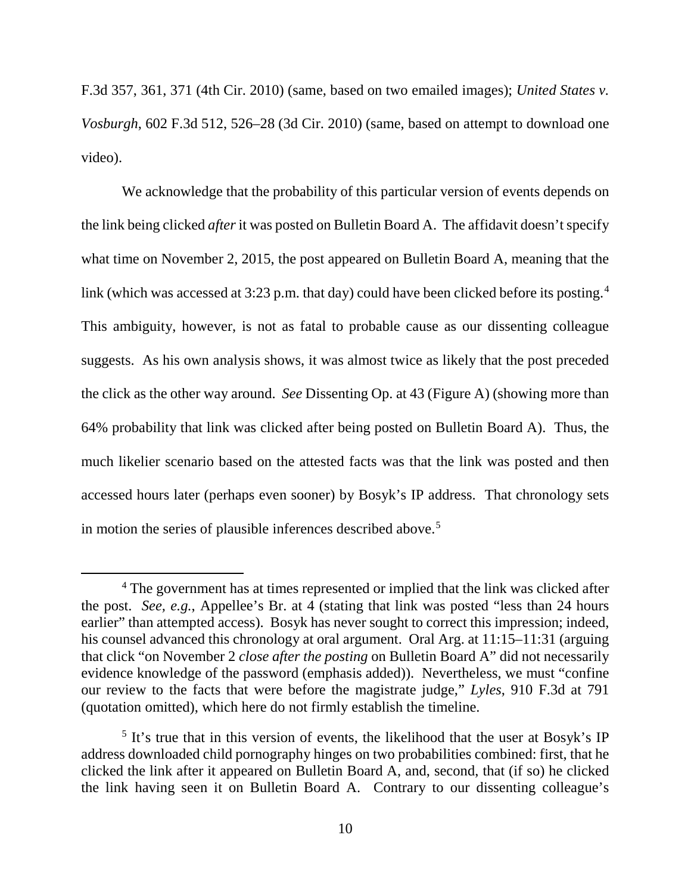F.3d 357, 361, 371 (4th Cir. 2010) (same, based on two emailed images); *United States v. Vosburgh*, 602 F.3d 512, 526–28 (3d Cir. 2010) (same, based on attempt to download one video).

We acknowledge that the probability of this particular version of events depends on the link being clicked *after* it was posted on Bulletin Board A. The affidavit doesn't specify what time on November 2, 2015, the post appeared on Bulletin Board A, meaning that the link (which was accessed at 3:23 p.m. that day) could have been clicked before its posting.[4] This ambiguity, however, is not as fatal to probable cause as our dissenting colleague suggests. As his own analysis shows, it was almost twice as likely that the post preceded the click as the other way around. *See* Dissenting Op. at 43 (Figure A) (showing more than 64% probability that link was clicked after being posted on Bulletin Board A). Thus, the much likelier scenario based on the attested facts was that the link was posted and then accessed hours later (perhaps even sooner) by Bosyk's IP address. That chronology sets in motion the series of plausible inferences described above.[5]

---

[4] The government has at times represented or implied that the link was clicked after the post. *See, e.g.*, Appellee's Br. at 4 (stating that link was posted "less than 24 hours earlier" than attempted access). Bosyk has never sought to correct this impression; indeed, his counsel advanced this chronology at oral argument. Oral Arg. at 11:15–11:31 (arguing that click "on November 2 *close after the posting* on Bulletin Board A" did not necessarily evidence knowledge of the password (emphasis added)). Nevertheless, we must "confine our review to the facts that were before the magistrate judge," *Lyles*, 910 F.3d at 791 (quotation omitted), which here do not firmly establish the timeline.

[5] It's true that in this version of events, the likelihood that the user at Bosyk's IP address downloaded child pornography hinges on two probabilities combined: first, that he clicked the link after it appeared on Bulletin Board A, and, second, that (if so) he clicked the link having seen it on Bulletin Board A. Contrary to our dissenting colleague's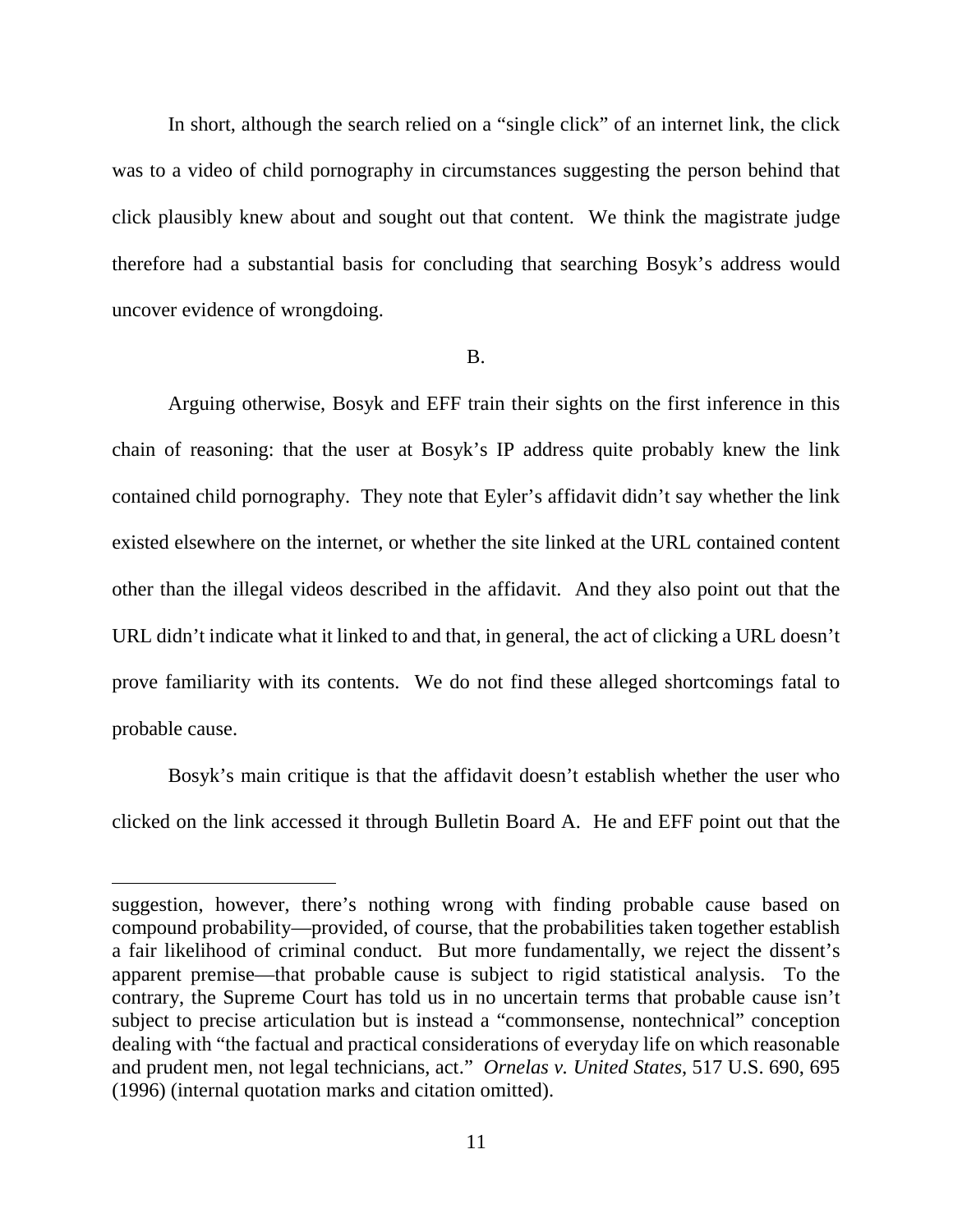In short, although the search relied on a "single click" of an internet link, the click was to a video of child pornography in circumstances suggesting the person behind that click plausibly knew about and sought out that content. We think the magistrate judge therefore had a substantial basis for concluding that searching Bosyk's address would uncover evidence of wrongdoing.

B.

Arguing otherwise, Bosyk and EFF train their sights on the first inference in this chain of reasoning: that the user at Bosyk's IP address quite probably knew the link contained child pornography. They note that Eyler's affidavit didn't say whether the link existed elsewhere on the internet, or whether the site linked at the URL contained content other than the illegal videos described in the affidavit. And they also point out that the URL didn't indicate what it linked to and that, in general, the act of clicking a URL doesn't prove familiarity with its contents. We do not find these alleged shortcomings fatal to probable cause.

Bosyk's main critique is that the affidavit doesn't establish whether the user who clicked on the link accessed it through Bulletin Board A. He and EFF point out that the

---

suggestion, however, there's nothing wrong with finding probable cause based on compound probability—provided, of course, that the probabilities taken together establish a fair likelihood of criminal conduct. But more fundamentally, we reject the dissent's apparent premise—that probable cause is subject to rigid statistical analysis. To the contrary, the Supreme Court has told us in no uncertain terms that probable cause isn't subject to precise articulation but is instead a "commonsense, nontechnical" conception dealing with "the factual and practical considerations of everyday life on which reasonable and prudent men, not legal technicians, act." *Ornelas v. United States*, 517 U.S. 690, 695 (1996) (internal quotation marks and citation omitted).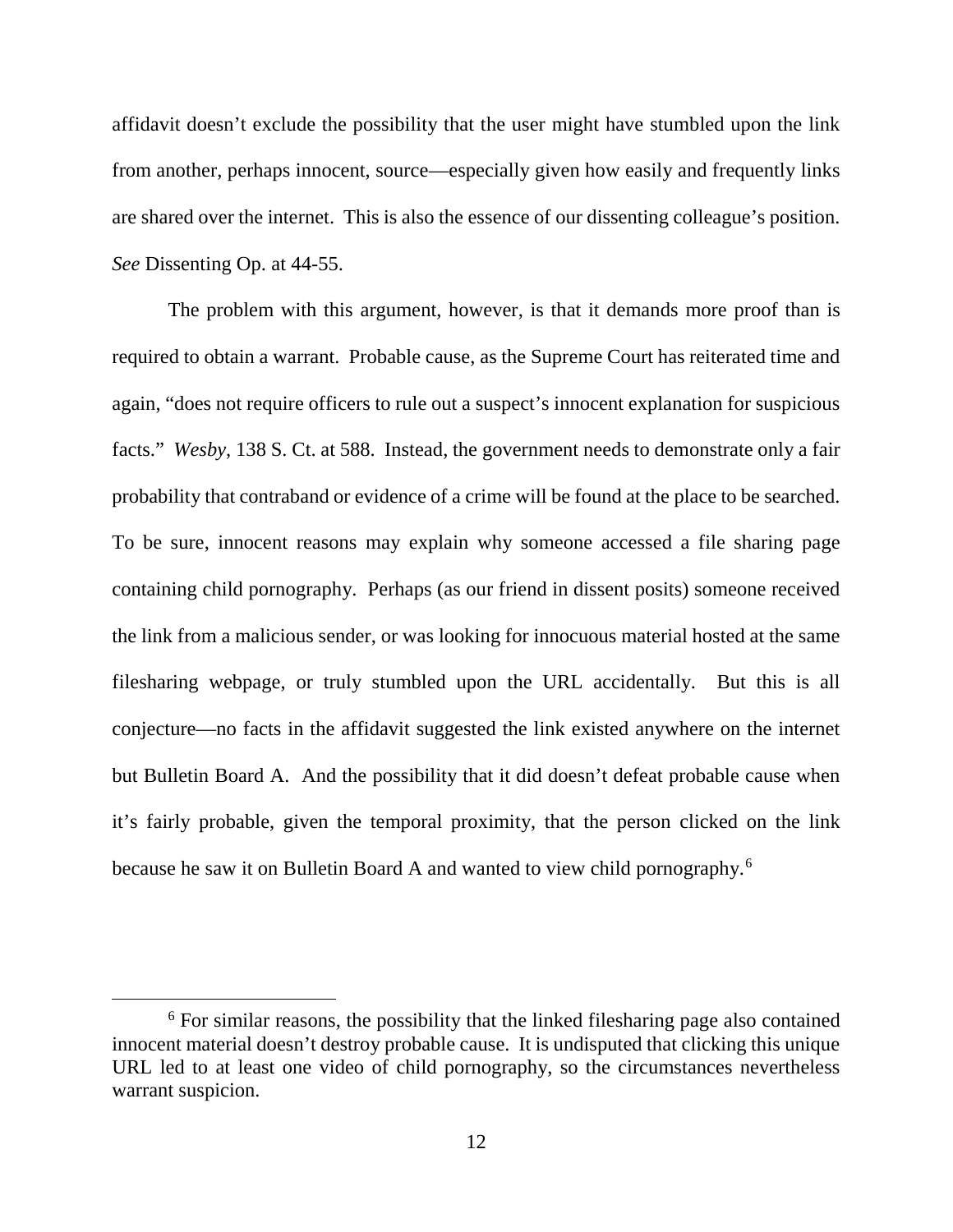affidavit doesn't exclude the possibility that the user might have stumbled upon the link from another, perhaps innocent, source—especially given how easily and frequently links are shared over the internet. This is also the essence of our dissenting colleague's position. *See* Dissenting Op. at 44-55.

The problem with this argument, however, is that it demands more proof than is required to obtain a warrant. Probable cause, as the Supreme Court has reiterated time and again, "does not require officers to rule out a suspect's innocent explanation for suspicious facts." *Wesby*, 138 S. Ct. at 588. Instead, the government needs to demonstrate only a fair probability that contraband or evidence of a crime will be found at the place to be searched. To be sure, innocent reasons may explain why someone accessed a file sharing page containing child pornography. Perhaps (as our friend in dissent posits) someone received the link from a malicious sender, or was looking for innocuous material hosted at the same filesharing webpage, or truly stumbled upon the URL accidentally. But this is all conjecture—no facts in the affidavit suggested the link existed anywhere on the internet but Bulletin Board A. And the possibility that it did doesn't defeat probable cause when it's fairly probable, given the temporal proximity, that the person clicked on the link because he saw it on Bulletin Board A and wanted to view child pornography.[6]

[6] For similar reasons, the possibility that the linked filesharing page also contained innocent material doesn't destroy probable cause. It is undisputed that clicking this unique URL led to at least one video of child pornography, so the circumstances nevertheless warrant suspicion.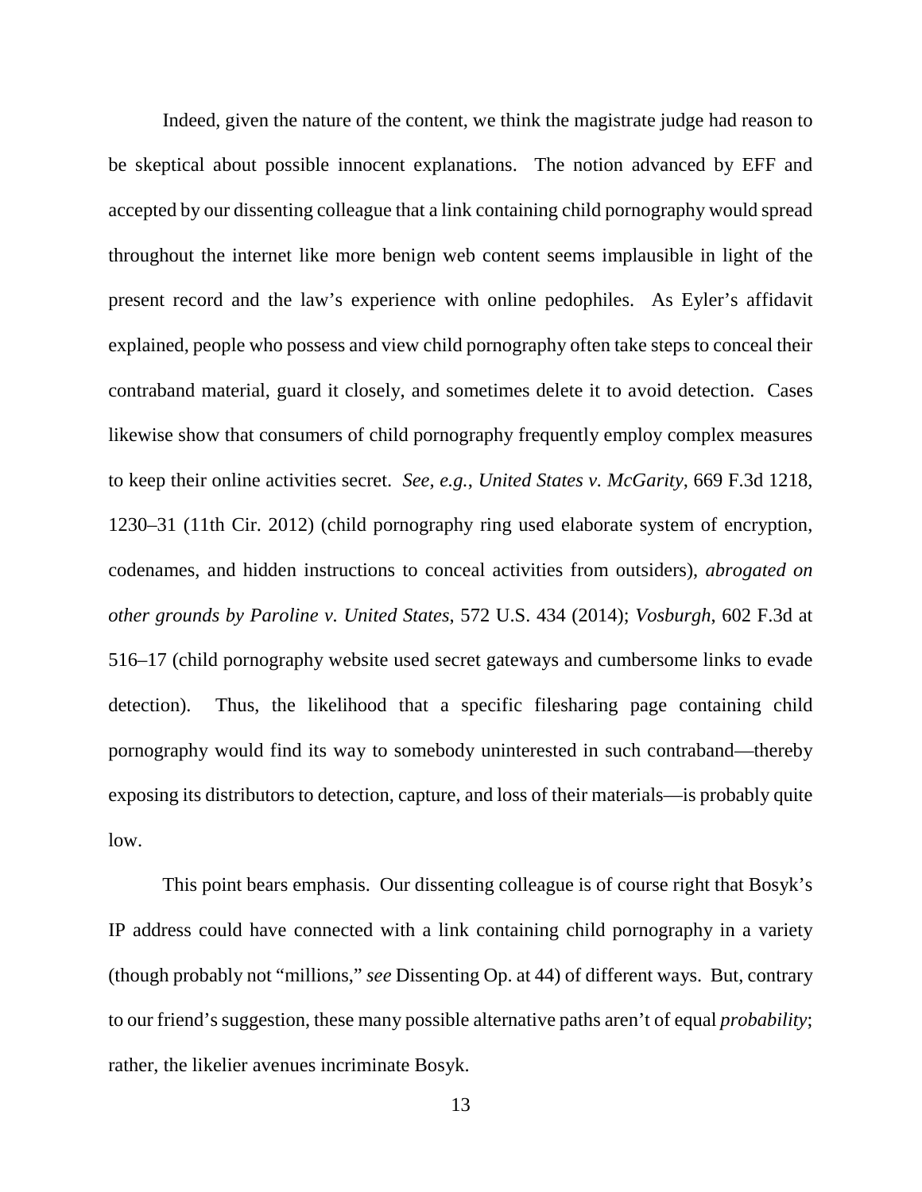Indeed, given the nature of the content, we think the magistrate judge had reason to be skeptical about possible innocent explanations. The notion advanced by EFF and accepted by our dissenting colleague that a link containing child pornography would spread throughout the internet like more benign web content seems implausible in light of the present record and the law's experience with online pedophiles. As Eyler's affidavit explained, people who possess and view child pornography often take steps to conceal their contraband material, guard it closely, and sometimes delete it to avoid detection. Cases likewise show that consumers of child pornography frequently employ complex measures to keep their online activities secret. *See, e.g.*, *United States v. McGarity*, 669 F.3d 1218, 1230–31 (11th Cir. 2012) (child pornography ring used elaborate system of encryption, codenames, and hidden instructions to conceal activities from outsiders), *abrogated on other grounds by Paroline v. United States*, 572 U.S. 434 (2014); *Vosburgh*, 602 F.3d at 516–17 (child pornography website used secret gateways and cumbersome links to evade detection). Thus, the likelihood that a specific filesharing page containing child pornography would find its way to somebody uninterested in such contraband—thereby exposing its distributors to detection, capture, and loss of their materials—is probably quite low.

This point bears emphasis. Our dissenting colleague is of course right that Bosyk's IP address could have connected with a link containing child pornography in a variety (though probably not "millions," *see* Dissenting Op. at 44) of different ways. But, contrary to our friend's suggestion, these many possible alternative paths aren't of equal *probability*; rather, the likelier avenues incriminate Bosyk.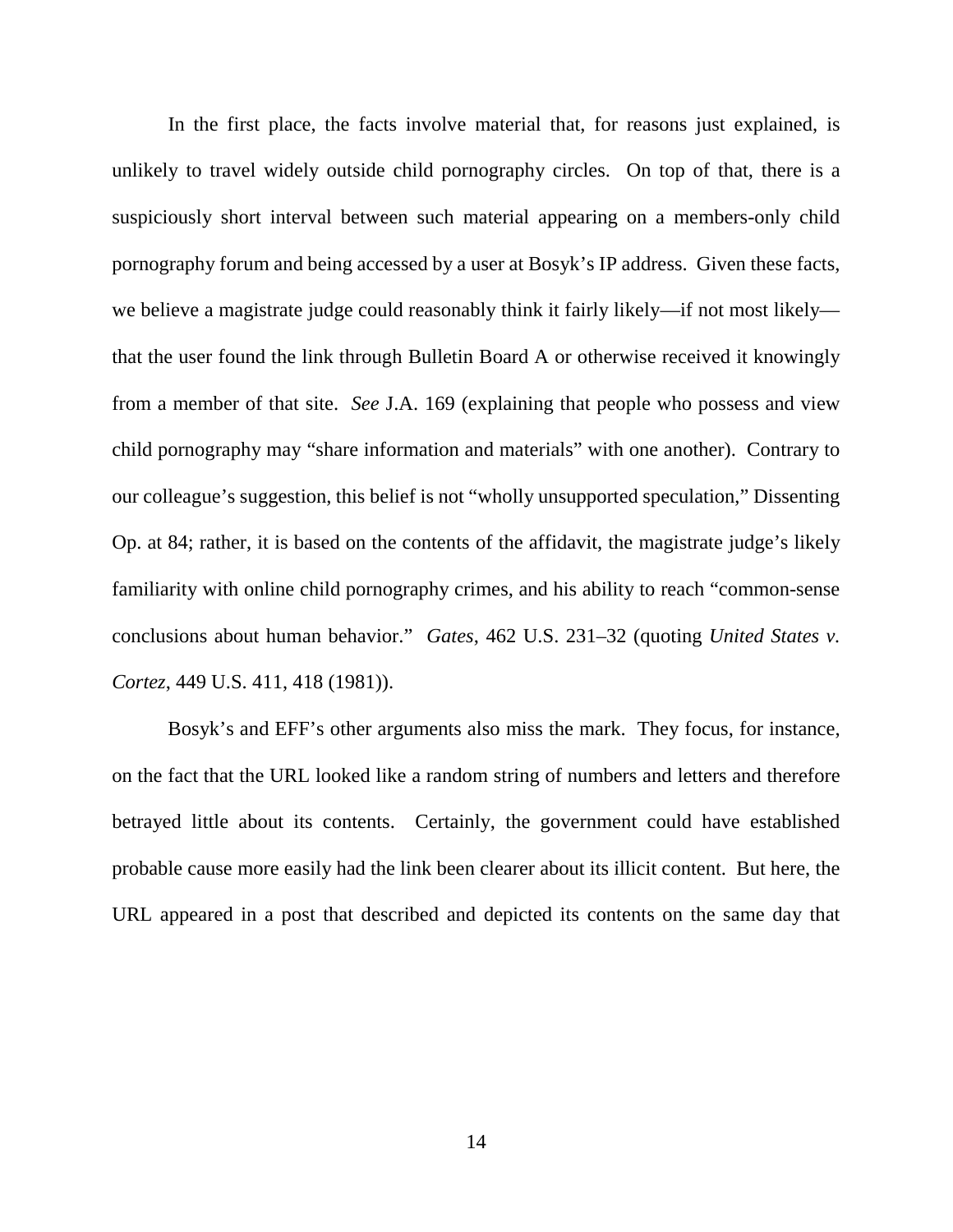In the first place, the facts involve material that, for reasons just explained, is unlikely to travel widely outside child pornography circles. On top of that, there is a suspiciously short interval between such material appearing on a members-only child pornography forum and being accessed by a user at Bosyk's IP address. Given these facts, we believe a magistrate judge could reasonably think it fairly likely—if not most likely—that the user found the link through Bulletin Board A or otherwise received it knowingly from a member of that site. *See* J.A. 169 (explaining that people who possess and view child pornography may "share information and materials" with one another). Contrary to our colleague's suggestion, this belief is not "wholly unsupported speculation," Dissenting Op. at 84; rather, it is based on the contents of the affidavit, the magistrate judge's likely familiarity with online child pornography crimes, and his ability to reach "common-sense conclusions about human behavior." *Gates*, 462 U.S. 231–32 (quoting *United States v. Cortez*, 449 U.S. 411, 418 (1981)).

Bosyk's and EFF's other arguments also miss the mark. They focus, for instance, on the fact that the URL looked like a random string of numbers and letters and therefore betrayed little about its contents. Certainly, the government could have established probable cause more easily had the link been clearer about its illicit content. But here, the URL appeared in a post that described and depicted its contents on the same day that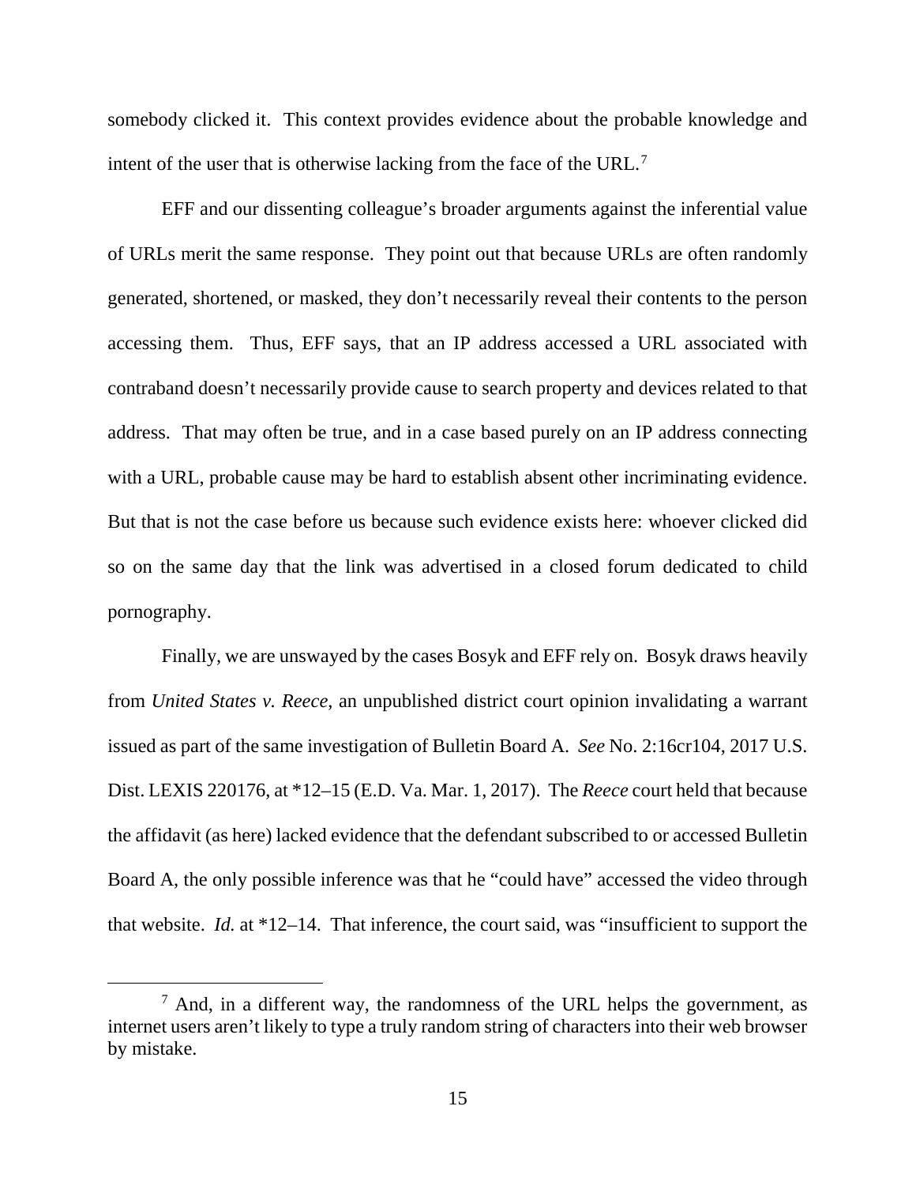somebody clicked it. This context provides evidence about the probable knowledge and intent of the user that is otherwise lacking from the face of the URL.[7]

EFF and our dissenting colleague's broader arguments against the inferential value of URLs merit the same response. They point out that because URLs are often randomly generated, shortened, or masked, they don't necessarily reveal their contents to the person accessing them. Thus, EFF says, that an IP address accessed a URL associated with contraband doesn't necessarily provide cause to search property and devices related to that address. That may often be true, and in a case based purely on an IP address connecting with a URL, probable cause may be hard to establish absent other incriminating evidence. But that is not the case before us because such evidence exists here: whoever clicked did so on the same day that the link was advertised in a closed forum dedicated to child pornography.

Finally, we are unswayed by the cases Bosyk and EFF rely on. Bosyk draws heavily from *United States v. Reece*, an unpublished district court opinion invalidating a warrant issued as part of the same investigation of Bulletin Board A. *See* No. 2:16cr104, 2017 U.S. Dist. LEXIS 220176, at *12–15 (E.D. Va. Mar. 1, 2017). The *Reece* court held that because the affidavit (as here) lacked evidence that the defendant subscribed to or accessed Bulletin Board A, the only possible inference was that he "could have" accessed the video through that website. *Id.* at *12–14. That inference, the court said, was "insufficient to support the

[7] And, in a different way, the randomness of the URL helps the government, as internet users aren't likely to type a truly random string of characters into their web browser by mistake.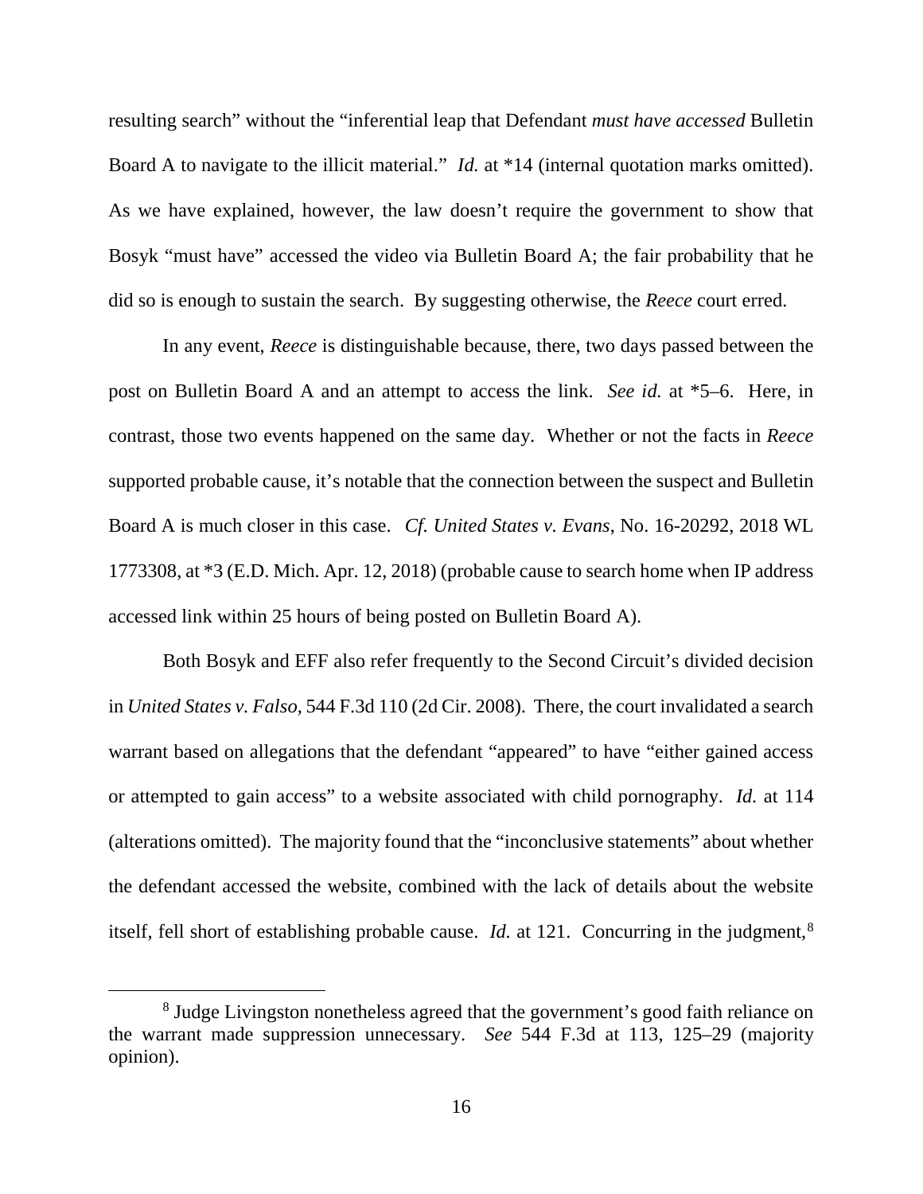resulting search" without the "inferential leap that Defendant *must have accessed* Bulletin Board A to navigate to the illicit material." *Id.* at *14 (internal quotation marks omitted). As we have explained, however, the law doesn't require the government to show that Bosyk "must have" accessed the video via Bulletin Board A; the fair probability that he did so is enough to sustain the search. By suggesting otherwise, the *Reece* court erred.

In any event, *Reece* is distinguishable because, there, two days passed between the post on Bulletin Board A and an attempt to access the link. *See id.* at *5–6. Here, in contrast, those two events happened on the same day. Whether or not the facts in *Reece* supported probable cause, it's notable that the connection between the suspect and Bulletin Board A is much closer in this case. *Cf. United States v. Evans*, No. 16-20292, 2018 WL 1773308, at *3 (E.D. Mich. Apr. 12, 2018) (probable cause to search home when IP address accessed link within 25 hours of being posted on Bulletin Board A).

Both Bosyk and EFF also refer frequently to the Second Circuit's divided decision in *United States v. Falso*, 544 F.3d 110 (2d Cir. 2008). There, the court invalidated a search warrant based on allegations that the defendant "appeared" to have "either gained access or attempted to gain access" to a website associated with child pornography. *Id.* at 114 (alterations omitted). The majority found that the "inconclusive statements" about whether the defendant accessed the website, combined with the lack of details about the website itself, fell short of establishing probable cause. *Id.* at 121. Concurring in the judgment,[8]

[8] Judge Livingston nonetheless agreed that the government's good faith reliance on the warrant made suppression unnecessary. *See* 544 F.3d at 113, 125–29 (majority opinion).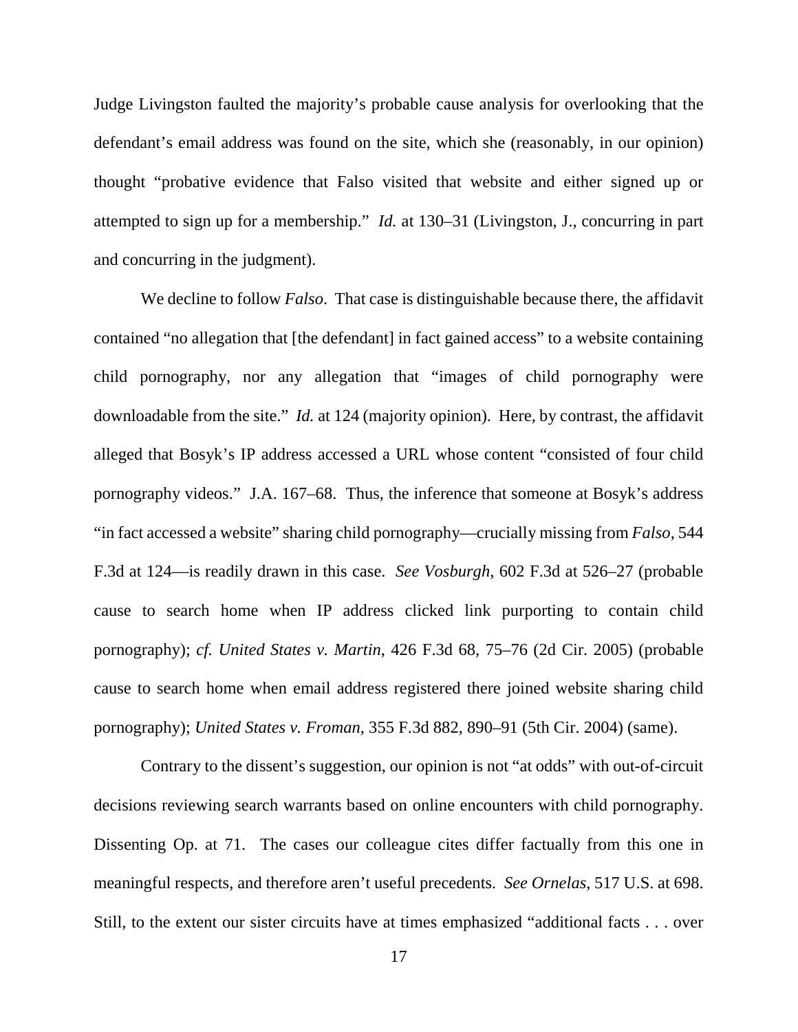Judge Livingston faulted the majority's probable cause analysis for overlooking that the defendant's email address was found on the site, which she (reasonably, in our opinion) thought "probative evidence that Falso visited that website and either signed up or attempted to sign up for a membership." *Id.* at 130–31 (Livingston, J., concurring in part and concurring in the judgment).

We decline to follow *Falso*. That case is distinguishable because there, the affidavit contained "no allegation that [the defendant] in fact gained access" to a website containing child pornography, nor any allegation that "images of child pornography were downloadable from the site." *Id.* at 124 (majority opinion). Here, by contrast, the affidavit alleged that Bosyk's IP address accessed a URL whose content "consisted of four child pornography videos." J.A. 167–68. Thus, the inference that someone at Bosyk's address "in fact accessed a website" sharing child pornography—crucially missing from *Falso*, 544 F.3d at 124—is readily drawn in this case. *See Vosburgh*, 602 F.3d at 526–27 (probable cause to search home when IP address clicked link purporting to contain child pornography); *cf. United States v. Martin*, 426 F.3d 68, 75–76 (2d Cir. 2005) (probable cause to search home when email address registered there joined website sharing child pornography); *United States v. Froman*, 355 F.3d 882, 890–91 (5th Cir. 2004) (same).

Contrary to the dissent's suggestion, our opinion is not "at odds" with out-of-circuit decisions reviewing search warrants based on online encounters with child pornography. Dissenting Op. at 71. The cases our colleague cites differ factually from this one in meaningful respects, and therefore aren't useful precedents. *See Ornelas*, 517 U.S. at 698. Still, to the extent our sister circuits have at times emphasized "additional facts . . . over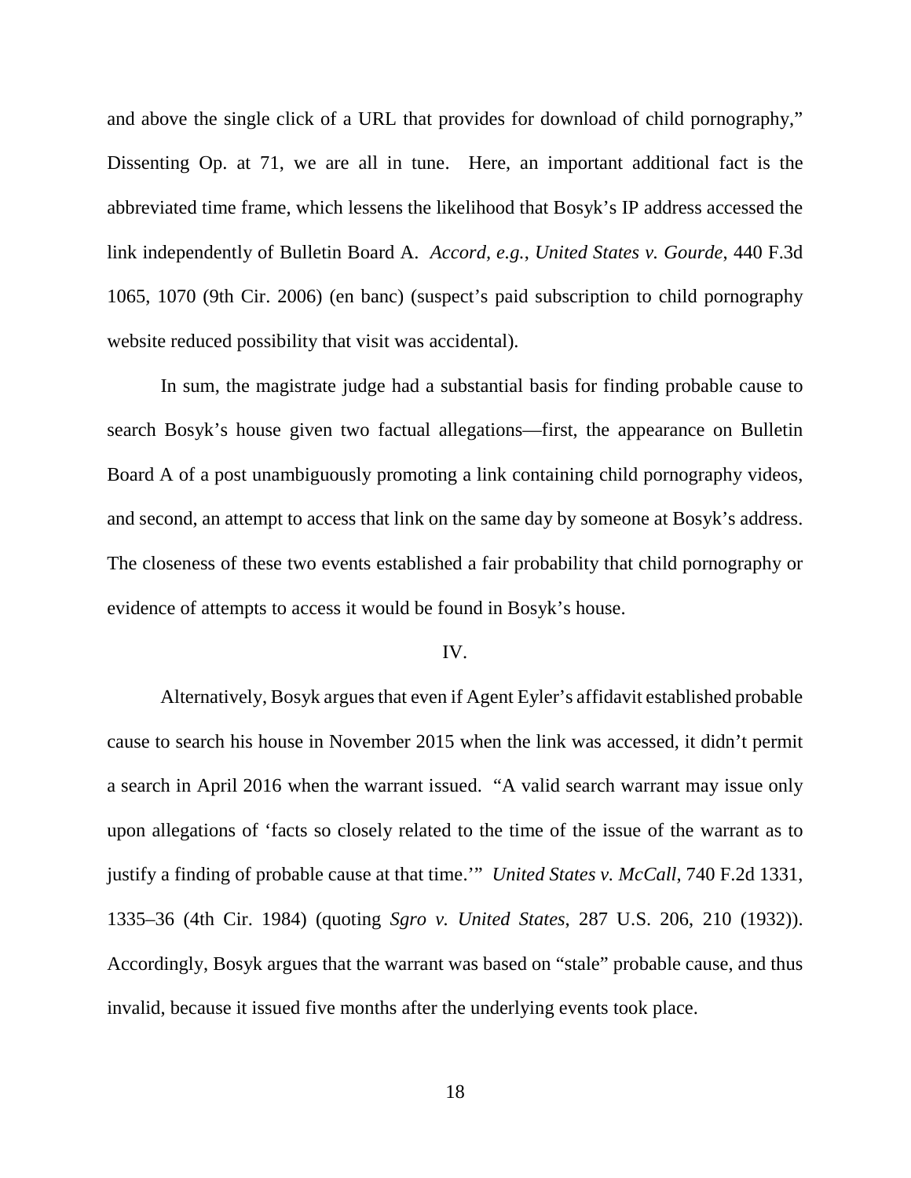and above the single click of a URL that provides for download of child pornography," Dissenting Op. at 71, we are all in tune. Here, an important additional fact is the abbreviated time frame, which lessens the likelihood that Bosyk's IP address accessed the link independently of Bulletin Board A. *Accord, e.g.*, *United States v. Gourde*, 440 F.3d 1065, 1070 (9th Cir. 2006) (en banc) (suspect's paid subscription to child pornography website reduced possibility that visit was accidental).

In sum, the magistrate judge had a substantial basis for finding probable cause to search Bosyk's house given two factual allegations—first, the appearance on Bulletin Board A of a post unambiguously promoting a link containing child pornography videos, and second, an attempt to access that link on the same day by someone at Bosyk's address. The closeness of these two events established a fair probability that child pornography or evidence of attempts to access it would be found in Bosyk's house.

## IV.

Alternatively, Bosyk argues that even if Agent Eyler's affidavit established probable cause to search his house in November 2015 when the link was accessed, it didn't permit a search in April 2016 when the warrant issued. "A valid search warrant may issue only upon allegations of 'facts so closely related to the time of the issue of the warrant as to justify a finding of probable cause at that time.'" *United States v. McCall*, 740 F.2d 1331, 1335–36 (4th Cir. 1984) (quoting *Sgro v. United States*, 287 U.S. 206, 210 (1932)). Accordingly, Bosyk argues that the warrant was based on "stale" probable cause, and thus invalid, because it issued five months after the underlying events took place.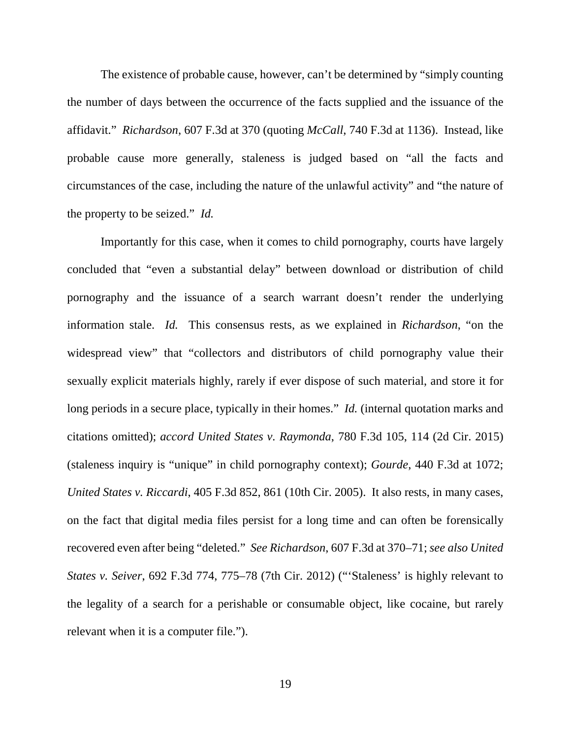The existence of probable cause, however, can't be determined by "simply counting the number of days between the occurrence of the facts supplied and the issuance of the affidavit." *Richardson*, 607 F.3d at 370 (quoting *McCall*, 740 F.3d at 1136). Instead, like probable cause more generally, staleness is judged based on "all the facts and circumstances of the case, including the nature of the unlawful activity" and "the nature of the property to be seized." *Id.*

Importantly for this case, when it comes to child pornography, courts have largely concluded that "even a substantial delay" between download or distribution of child pornography and the issuance of a search warrant doesn't render the underlying information stale. *Id.* This consensus rests, as we explained in *Richardson*, "on the widespread view" that "collectors and distributors of child pornography value their sexually explicit materials highly, rarely if ever dispose of such material, and store it for long periods in a secure place, typically in their homes." *Id.* (internal quotation marks and citations omitted); *accord United States v. Raymonda*, 780 F.3d 105, 114 (2d Cir. 2015) (staleness inquiry is "unique" in child pornography context); *Gourde*, 440 F.3d at 1072; *United States v. Riccardi*, 405 F.3d 852, 861 (10th Cir. 2005). It also rests, in many cases, on the fact that digital media files persist for a long time and can often be forensically recovered even after being "deleted." *See Richardson*, 607 F.3d at 370–71; *see also United States v. Seiver*, 692 F.3d 774, 775–78 (7th Cir. 2012) ("'Staleness' is highly relevant to the legality of a search for a perishable or consumable object, like cocaine, but rarely relevant when it is a computer file.").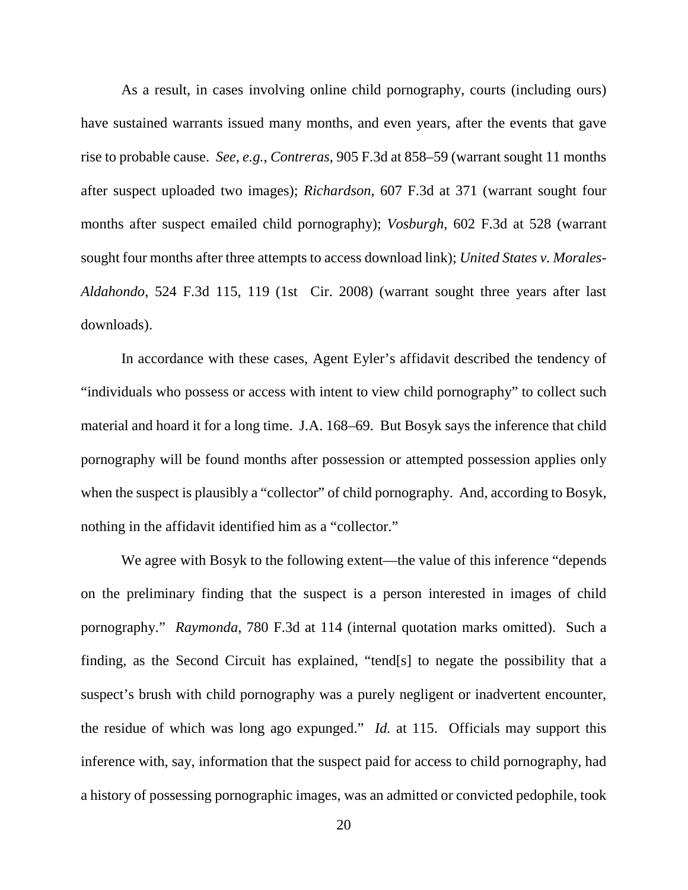As a result, in cases involving online child pornography, courts (including ours) have sustained warrants issued many months, and even years, after the events that gave rise to probable cause. *See, e.g.*, *Contreras*, 905 F.3d at 858–59 (warrant sought 11 months after suspect uploaded two images); *Richardson*, 607 F.3d at 371 (warrant sought four months after suspect emailed child pornography); *Vosburgh*, 602 F.3d at 528 (warrant sought four months after three attempts to access download link); *United States v. Morales-Aldahondo*, 524 F.3d 115, 119 (1st Cir. 2008) (warrant sought three years after last downloads).

In accordance with these cases, Agent Eyler's affidavit described the tendency of "individuals who possess or access with intent to view child pornography" to collect such material and hoard it for a long time. J.A. 168–69. But Bosyk says the inference that child pornography will be found months after possession or attempted possession applies only when the suspect is plausibly a "collector" of child pornography. And, according to Bosyk, nothing in the affidavit identified him as a "collector."

We agree with Bosyk to the following extent—the value of this inference "depends on the preliminary finding that the suspect is a person interested in images of child pornography." *Raymonda*, 780 F.3d at 114 (internal quotation marks omitted). Such a finding, as the Second Circuit has explained, "tend[s] to negate the possibility that a suspect's brush with child pornography was a purely negligent or inadvertent encounter, the residue of which was long ago expunged." *Id.* at 115. Officials may support this inference with, say, information that the suspect paid for access to child pornography, had a history of possessing pornographic images, was an admitted or convicted pedophile, took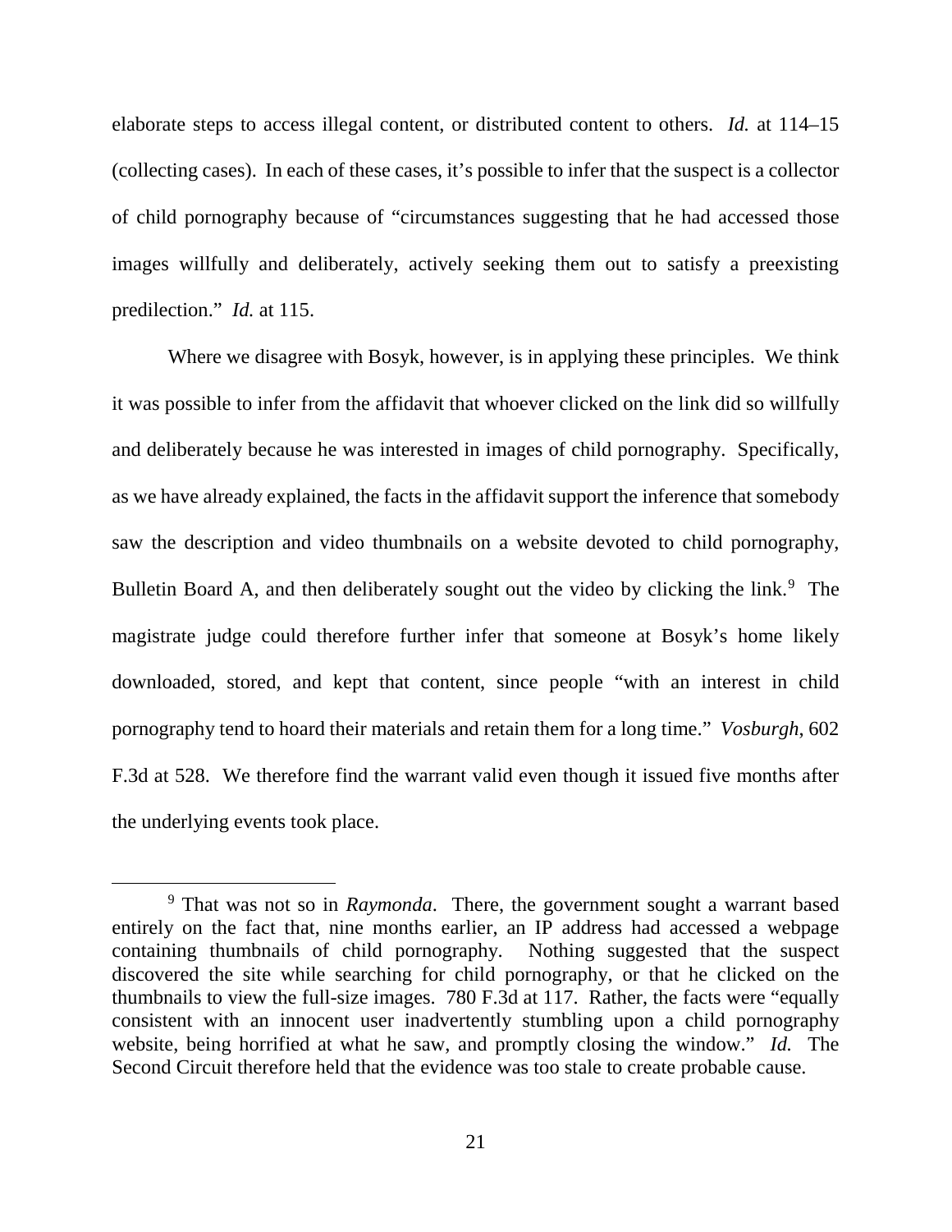elaborate steps to access illegal content, or distributed content to others. *Id.* at 114–15 (collecting cases). In each of these cases, it's possible to infer that the suspect is a collector of child pornography because of "circumstances suggesting that he had accessed those images willfully and deliberately, actively seeking them out to satisfy a preexisting predilection." *Id.* at 115.

Where we disagree with Bosyk, however, is in applying these principles. We think it was possible to infer from the affidavit that whoever clicked on the link did so willfully and deliberately because he was interested in images of child pornography. Specifically, as we have already explained, the facts in the affidavit support the inference that somebody saw the description and video thumbnails on a website devoted to child pornography, Bulletin Board A, and then deliberately sought out the video by clicking the link.[9] The magistrate judge could therefore further infer that someone at Bosyk's home likely downloaded, stored, and kept that content, since people "with an interest in child pornography tend to hoard their materials and retain them for a long time." *Vosburgh*, 602 F.3d at 528. We therefore find the warrant valid even though it issued five months after the underlying events took place.

[9] That was not so in *Raymonda*. There, the government sought a warrant based entirely on the fact that, nine months earlier, an IP address had accessed a webpage containing thumbnails of child pornography. Nothing suggested that the suspect discovered the site while searching for child pornography, or that he clicked on the thumbnails to view the full-size images. 780 F.3d at 117. Rather, the facts were "equally consistent with an innocent user inadvertently stumbling upon a child pornography website, being horrified at what he saw, and promptly closing the window." *Id.* The Second Circuit therefore held that the evidence was too stale to create probable cause.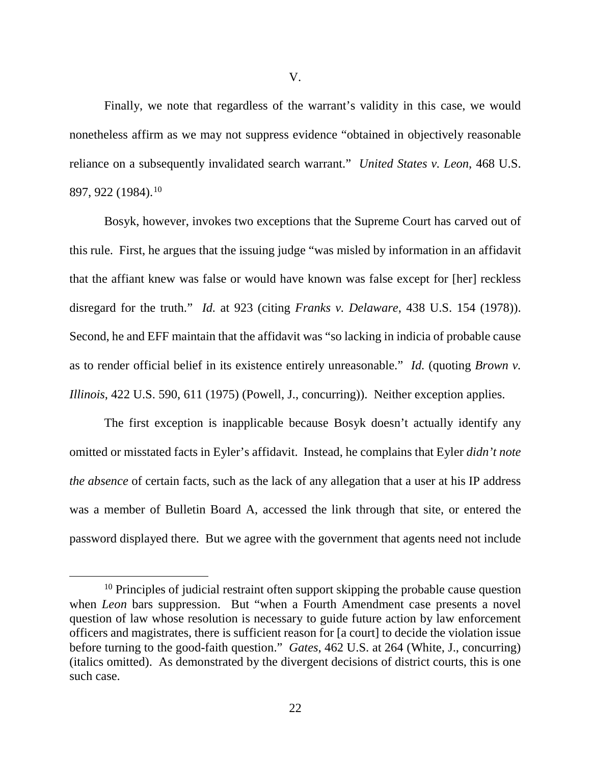## V.

Finally, we note that regardless of the warrant's validity in this case, we would nonetheless affirm as we may not suppress evidence "obtained in objectively reasonable reliance on a subsequently invalidated search warrant." *United States v. Leon*, 468 U.S. 897, 922 (1984).[10]

Bosyk, however, invokes two exceptions that the Supreme Court has carved out of this rule. First, he argues that the issuing judge "was misled by information in an affidavit that the affiant knew was false or would have known was false except for [her] reckless disregard for the truth." *Id.* at 923 (citing *Franks v. Delaware*, 438 U.S. 154 (1978)). Second, he and EFF maintain that the affidavit was "so lacking in indicia of probable cause as to render official belief in its existence entirely unreasonable." *Id.* (quoting *Brown v. Illinois*, 422 U.S. 590, 611 (1975) (Powell, J., concurring)). Neither exception applies.

The first exception is inapplicable because Bosyk doesn't actually identify any omitted or misstated facts in Eyler's affidavit. Instead, he complains that Eyler *didn't note the absence* of certain facts, such as the lack of any allegation that a user at his IP address was a member of Bulletin Board A, accessed the link through that site, or entered the password displayed there. But we agree with the government that agents need not include

[10] Principles of judicial restraint often support skipping the probable cause question when *Leon* bars suppression. But "when a Fourth Amendment case presents a novel question of law whose resolution is necessary to guide future action by law enforcement officers and magistrates, there is sufficient reason for [a court] to decide the violation issue before turning to the good-faith question." *Gates*, 462 U.S. at 264 (White, J., concurring) (italics omitted). As demonstrated by the divergent decisions of district courts, this is one such case.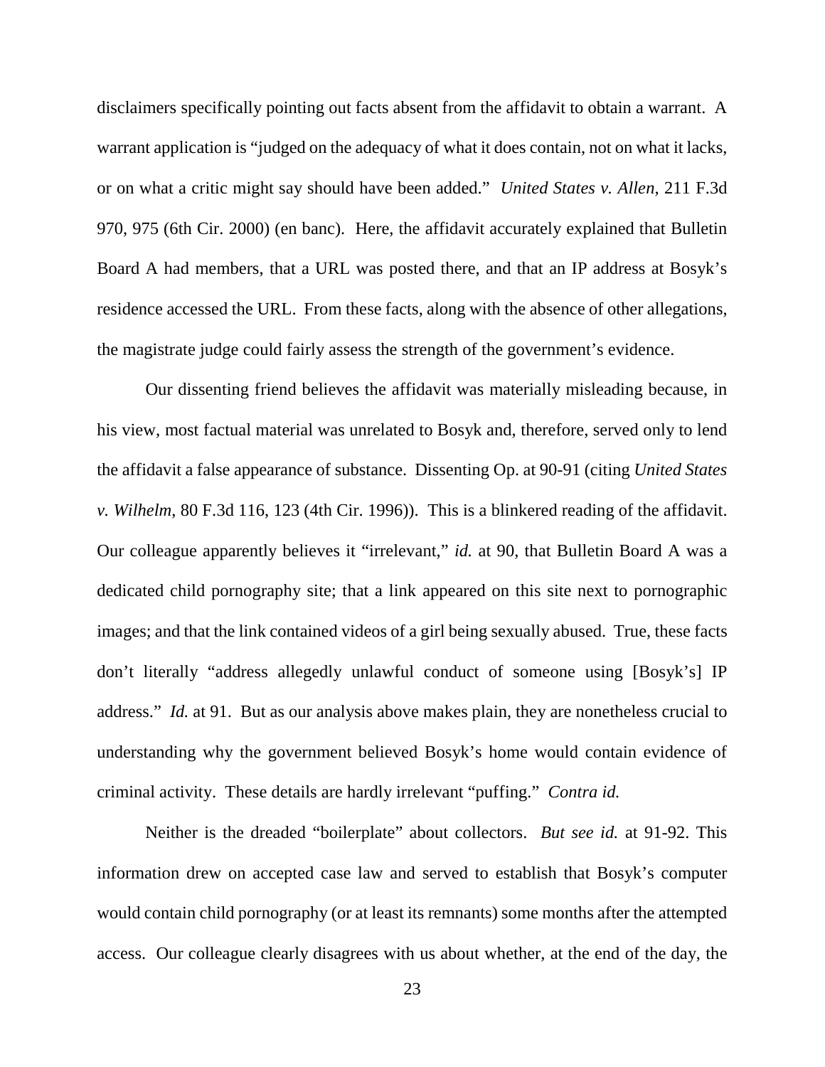disclaimers specifically pointing out facts absent from the affidavit to obtain a warrant. A warrant application is "judged on the adequacy of what it does contain, not on what it lacks, or on what a critic might say should have been added." *United States v. Allen*, 211 F.3d 970, 975 (6th Cir. 2000) (en banc). Here, the affidavit accurately explained that Bulletin Board A had members, that a URL was posted there, and that an IP address at Bosyk's residence accessed the URL. From these facts, along with the absence of other allegations, the magistrate judge could fairly assess the strength of the government's evidence.

Our dissenting friend believes the affidavit was materially misleading because, in his view, most factual material was unrelated to Bosyk and, therefore, served only to lend the affidavit a false appearance of substance. Dissenting Op. at 90-91 (citing *United States v. Wilhelm*, 80 F.3d 116, 123 (4th Cir. 1996)). This is a blinkered reading of the affidavit. Our colleague apparently believes it "irrelevant," *id.* at 90, that Bulletin Board A was a dedicated child pornography site; that a link appeared on this site next to pornographic images; and that the link contained videos of a girl being sexually abused. True, these facts don't literally "address allegedly unlawful conduct of someone using [Bosyk's] IP address." *Id.* at 91. But as our analysis above makes plain, they are nonetheless crucial to understanding why the government believed Bosyk's home would contain evidence of criminal activity. These details are hardly irrelevant "puffing." *Contra id.*

Neither is the dreaded "boilerplate" about collectors. *But see id.* at 91-92. This information drew on accepted case law and served to establish that Bosyk's computer would contain child pornography (or at least its remnants) some months after the attempted access. Our colleague clearly disagrees with us about whether, at the end of the day, the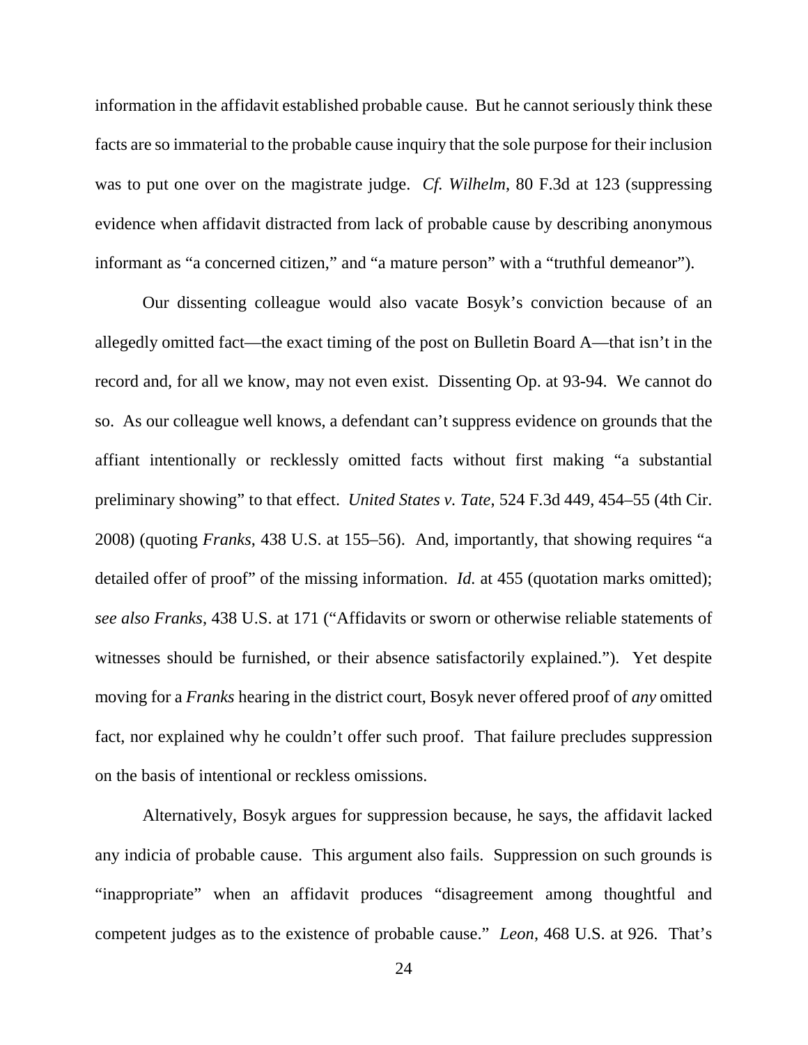information in the affidavit established probable cause. But he cannot seriously think these facts are so immaterial to the probable cause inquiry that the sole purpose for their inclusion was to put one over on the magistrate judge. *Cf. Wilhelm*, 80 F.3d at 123 (suppressing evidence when affidavit distracted from lack of probable cause by describing anonymous informant as "a concerned citizen," and "a mature person" with a "truthful demeanor").

Our dissenting colleague would also vacate Bosyk's conviction because of an allegedly omitted fact—the exact timing of the post on Bulletin Board A—that isn't in the record and, for all we know, may not even exist. Dissenting Op. at 93-94. We cannot do so. As our colleague well knows, a defendant can't suppress evidence on grounds that the affiant intentionally or recklessly omitted facts without first making "a substantial preliminary showing" to that effect. *United States v. Tate*, 524 F.3d 449, 454–55 (4th Cir. 2008) (quoting *Franks*, 438 U.S. at 155–56). And, importantly, that showing requires "a detailed offer of proof" of the missing information. *Id.* at 455 (quotation marks omitted); *see also Franks*, 438 U.S. at 171 ("Affidavits or sworn or otherwise reliable statements of witnesses should be furnished, or their absence satisfactorily explained."). Yet despite moving for a *Franks* hearing in the district court, Bosyk never offered proof of *any* omitted fact, nor explained why he couldn't offer such proof. That failure precludes suppression on the basis of intentional or reckless omissions.

Alternatively, Bosyk argues for suppression because, he says, the affidavit lacked any indicia of probable cause. This argument also fails. Suppression on such grounds is "inappropriate" when an affidavit produces "disagreement among thoughtful and competent judges as to the existence of probable cause." *Leon*, 468 U.S. at 926. That's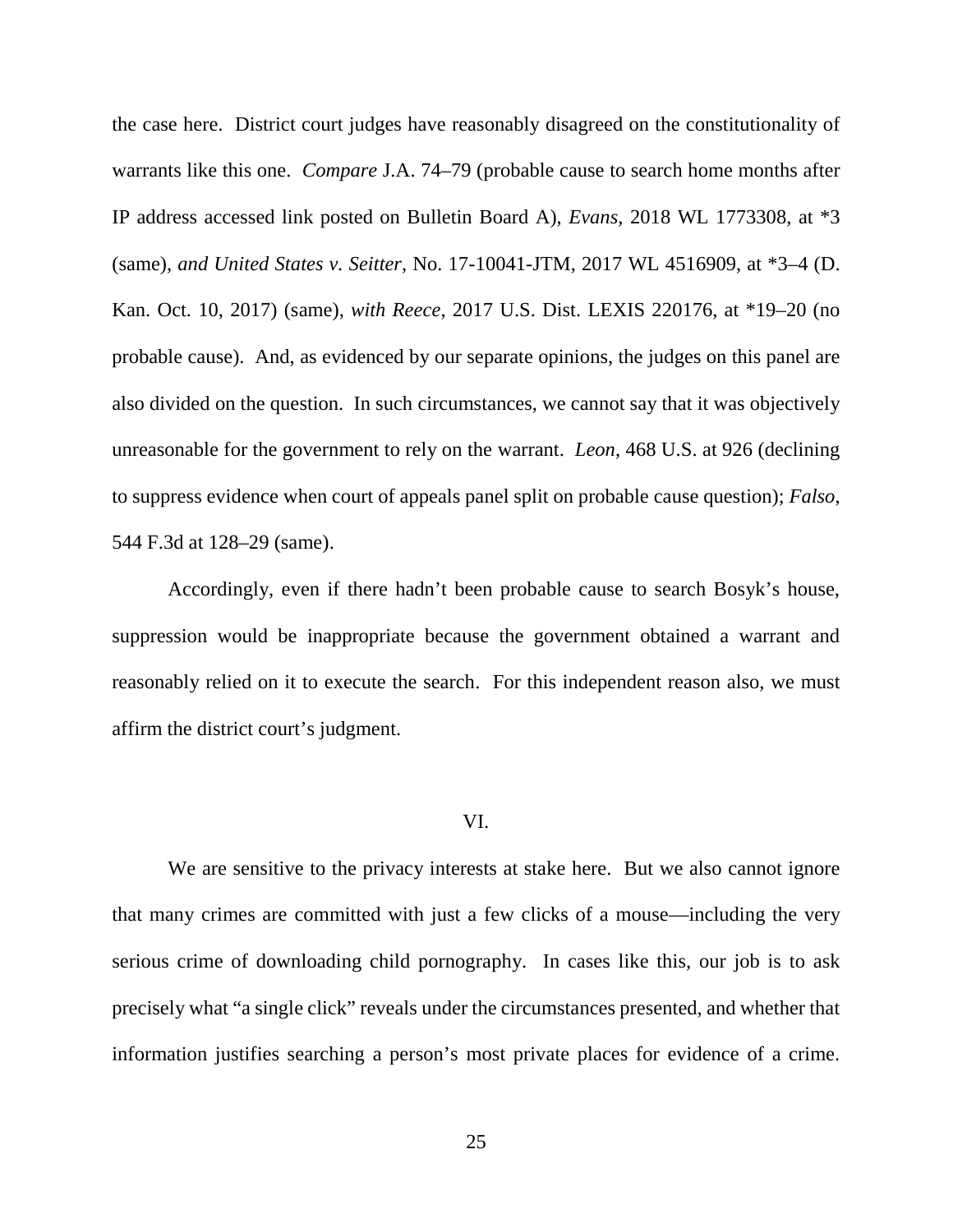the case here. District court judges have reasonably disagreed on the constitutionality of warrants like this one. *Compare* J.A. 74–79 (probable cause to search home months after IP address accessed link posted on Bulletin Board A), *Evans*, 2018 WL 1773308, at *3 (same), *and United States v. Seitter*, No. 17-10041-JTM, 2017 WL 4516909, at *3–4 (D. Kan. Oct. 10, 2017) (same), *with Reece*, 2017 U.S. Dist. LEXIS 220176, at *19–20 (no probable cause). And, as evidenced by our separate opinions, the judges on this panel are also divided on the question. In such circumstances, we cannot say that it was objectively unreasonable for the government to rely on the warrant. *Leon*, 468 U.S. at 926 (declining to suppress evidence when court of appeals panel split on probable cause question); *Falso*, 544 F.3d at 128–29 (same).

Accordingly, even if there hadn't been probable cause to search Bosyk's house, suppression would be inappropriate because the government obtained a warrant and reasonably relied on it to execute the search. For this independent reason also, we must affirm the district court's judgment.

## VI.

We are sensitive to the privacy interests at stake here. But we also cannot ignore that many crimes are committed with just a few clicks of a mouse—including the very serious crime of downloading child pornography. In cases like this, our job is to ask precisely what "a single click" reveals under the circumstances presented, and whether that information justifies searching a person's most private places for evidence of a crime.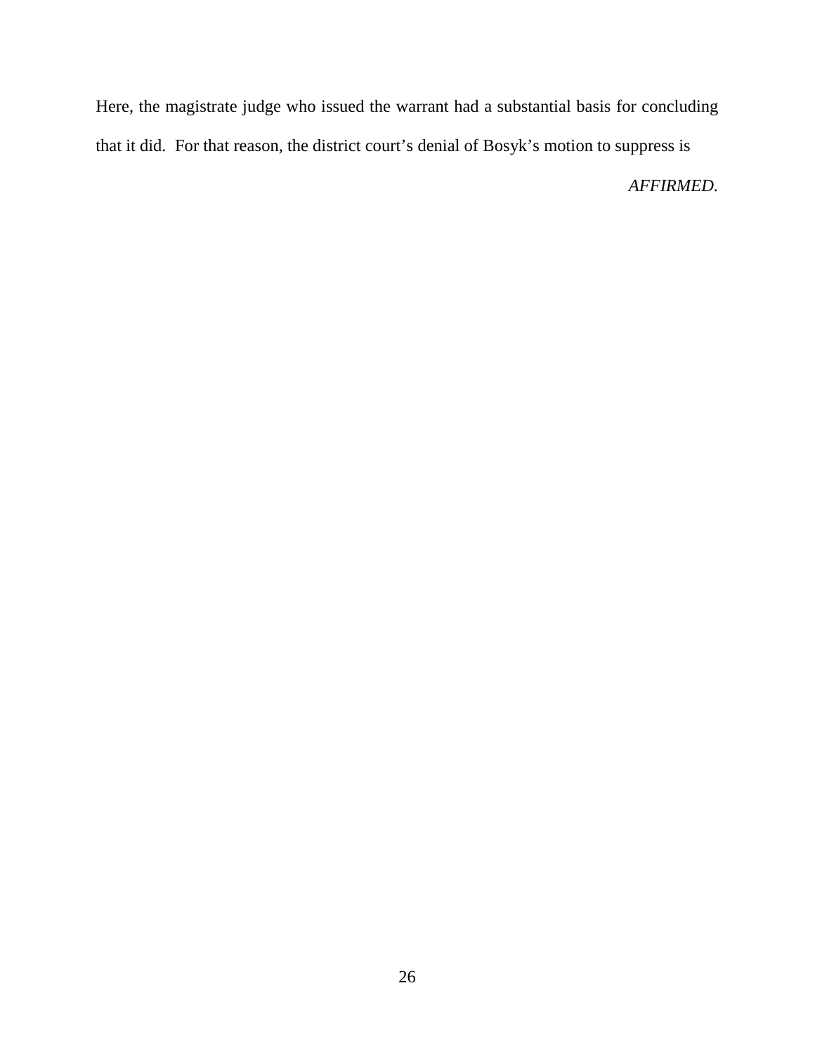Here, the magistrate judge who issued the warrant had a substantial basis for concluding that it did. For that reason, the district court's denial of Bosyk's motion to suppress is

*AFFIRMED.*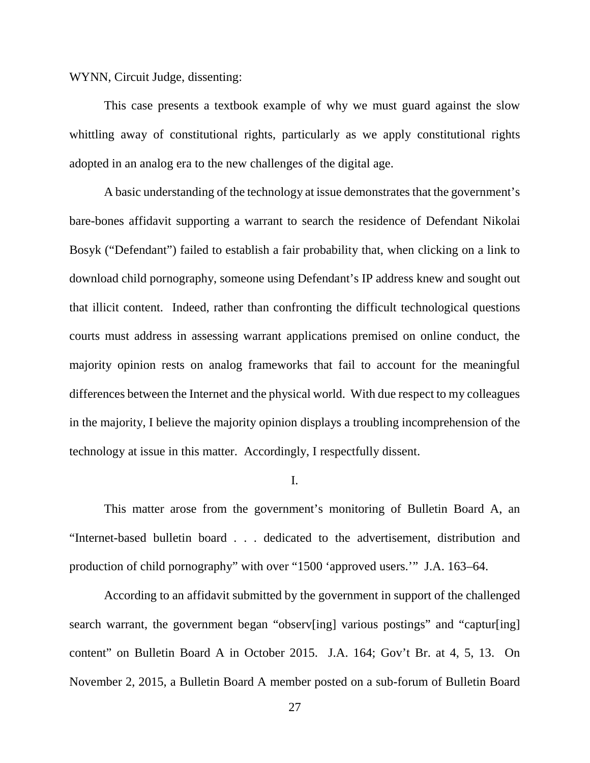WYNN, Circuit Judge, dissenting:

This case presents a textbook example of why we must guard against the slow whittling away of constitutional rights, particularly as we apply constitutional rights adopted in an analog era to the new challenges of the digital age.

A basic understanding of the technology at issue demonstrates that the government's bare-bones affidavit supporting a warrant to search the residence of Defendant Nikolai Bosyk ("Defendant") failed to establish a fair probability that, when clicking on a link to download child pornography, someone using Defendant's IP address knew and sought out that illicit content. Indeed, rather than confronting the difficult technological questions courts must address in assessing warrant applications premised on online conduct, the majority opinion rests on analog frameworks that fail to account for the meaningful differences between the Internet and the physical world. With due respect to my colleagues in the majority, I believe the majority opinion displays a troubling incomprehension of the technology at issue in this matter. Accordingly, I respectfully dissent.

I.

This matter arose from the government's monitoring of Bulletin Board A, an "Internet-based bulletin board . . . dedicated to the advertisement, distribution and production of child pornography" with over "1500 'approved users.'" J.A. 163–64.

According to an affidavit submitted by the government in support of the challenged search warrant, the government began "observ[ing] various postings" and "captur[ing] content" on Bulletin Board A in October 2015. J.A. 164; Gov't Br. at 4, 5, 13. On November 2, 2015, a Bulletin Board A member posted on a sub-forum of Bulletin Board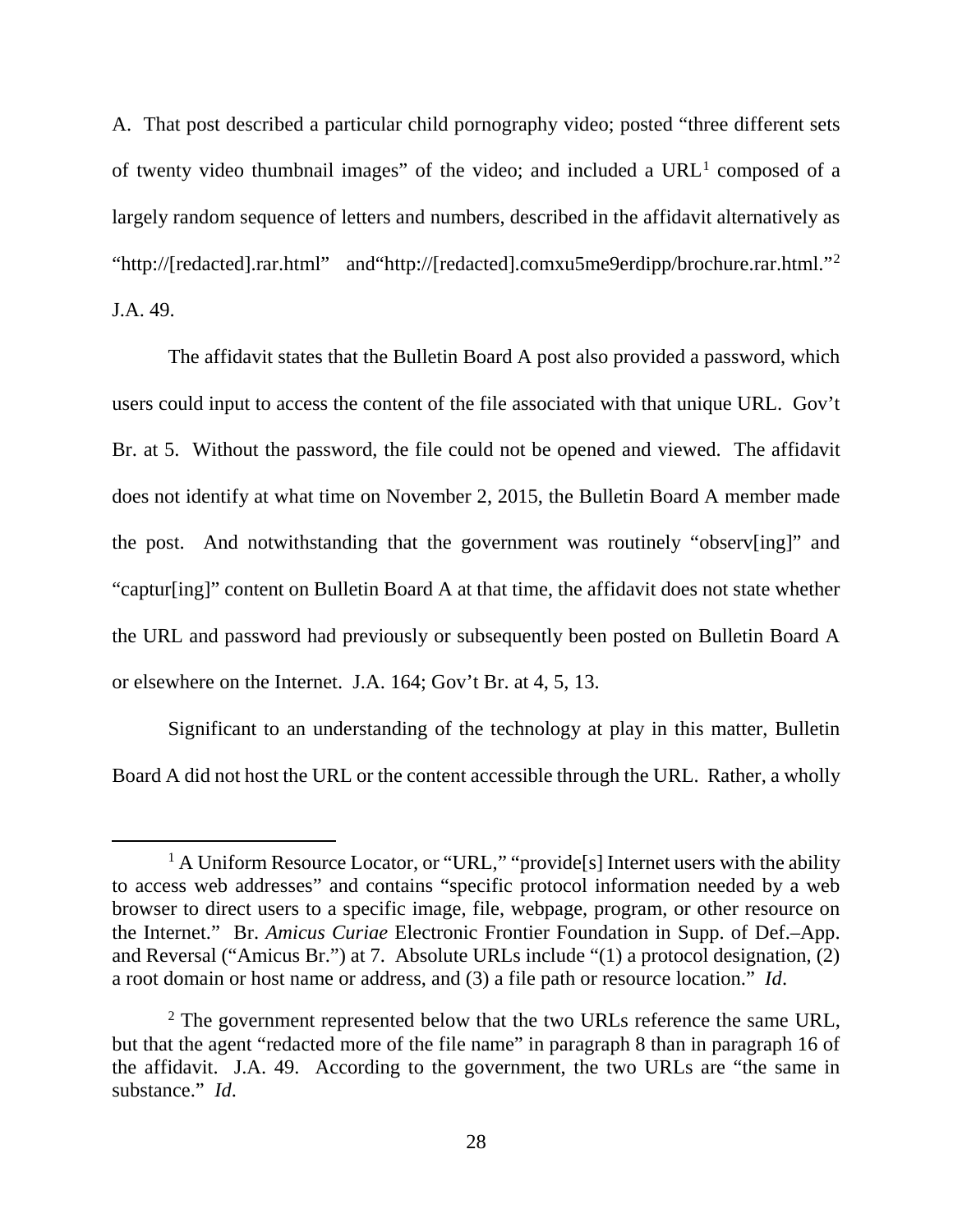A. That post described a particular child pornography video; posted "three different sets of twenty video thumbnail images" of the video; and included a URL[1] composed of a largely random sequence of letters and numbers, described in the affidavit alternatively as "http://[redacted].rar.html" and"http://[redacted].comxu5me9erdipp/brochure.rar.html."[2] J.A. 49.

The affidavit states that the Bulletin Board A post also provided a password, which users could input to access the content of the file associated with that unique URL. Gov't Br. at 5. Without the password, the file could not be opened and viewed. The affidavit does not identify at what time on November 2, 2015, the Bulletin Board A member made the post. And notwithstanding that the government was routinely "observ[ing]" and "captur[ing]" content on Bulletin Board A at that time, the affidavit does not state whether the URL and password had previously or subsequently been posted on Bulletin Board A or elsewhere on the Internet. J.A. 164; Gov't Br. at 4, 5, 13.

Significant to an understanding of the technology at play in this matter, Bulletin Board A did not host the URL or the content accessible through the URL. Rather, a wholly

---

[1] A Uniform Resource Locator, or "URL," "provide[s] Internet users with the ability to access web addresses" and contains "specific protocol information needed by a web browser to direct users to a specific image, file, webpage, program, or other resource on the Internet." Br. *Amicus Curiae* Electronic Frontier Foundation in Supp. of Def.–App. and Reversal ("Amicus Br.") at 7. Absolute URLs include "(1) a protocol designation, (2) a root domain or host name or address, and (3) a file path or resource location." *Id*.

[2] The government represented below that the two URLs reference the same URL, but that the agent "redacted more of the file name" in paragraph 8 than in paragraph 16 of the affidavit. J.A. 49. According to the government, the two URLs are "the same in substance." *Id*.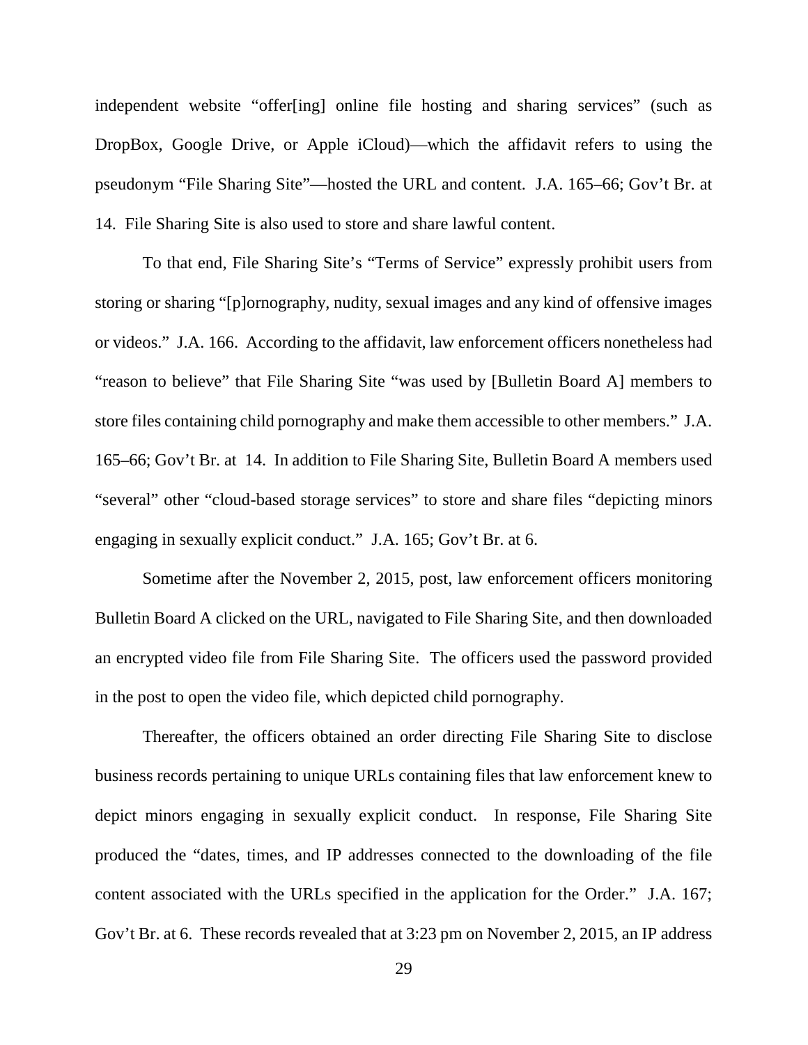independent website "offer[ing] online file hosting and sharing services" (such as DropBox, Google Drive, or Apple iCloud)—which the affidavit refers to using the pseudonym "File Sharing Site"—hosted the URL and content. J.A. 165–66; Gov't Br. at 14. File Sharing Site is also used to store and share lawful content.

To that end, File Sharing Site's "Terms of Service" expressly prohibit users from storing or sharing "[p]ornography, nudity, sexual images and any kind of offensive images or videos." J.A. 166. According to the affidavit, law enforcement officers nonetheless had "reason to believe" that File Sharing Site "was used by [Bulletin Board A] members to store files containing child pornography and make them accessible to other members." J.A. 165–66; Gov't Br. at 14. In addition to File Sharing Site, Bulletin Board A members used "several" other "cloud-based storage services" to store and share files "depicting minors engaging in sexually explicit conduct." J.A. 165; Gov't Br. at 6.

Sometime after the November 2, 2015, post, law enforcement officers monitoring Bulletin Board A clicked on the URL, navigated to File Sharing Site, and then downloaded an encrypted video file from File Sharing Site. The officers used the password provided in the post to open the video file, which depicted child pornography.

Thereafter, the officers obtained an order directing File Sharing Site to disclose business records pertaining to unique URLs containing files that law enforcement knew to depict minors engaging in sexually explicit conduct. In response, File Sharing Site produced the "dates, times, and IP addresses connected to the downloading of the file content associated with the URLs specified in the application for the Order." J.A. 167; Gov't Br. at 6. These records revealed that at 3:23 pm on November 2, 2015, an IP address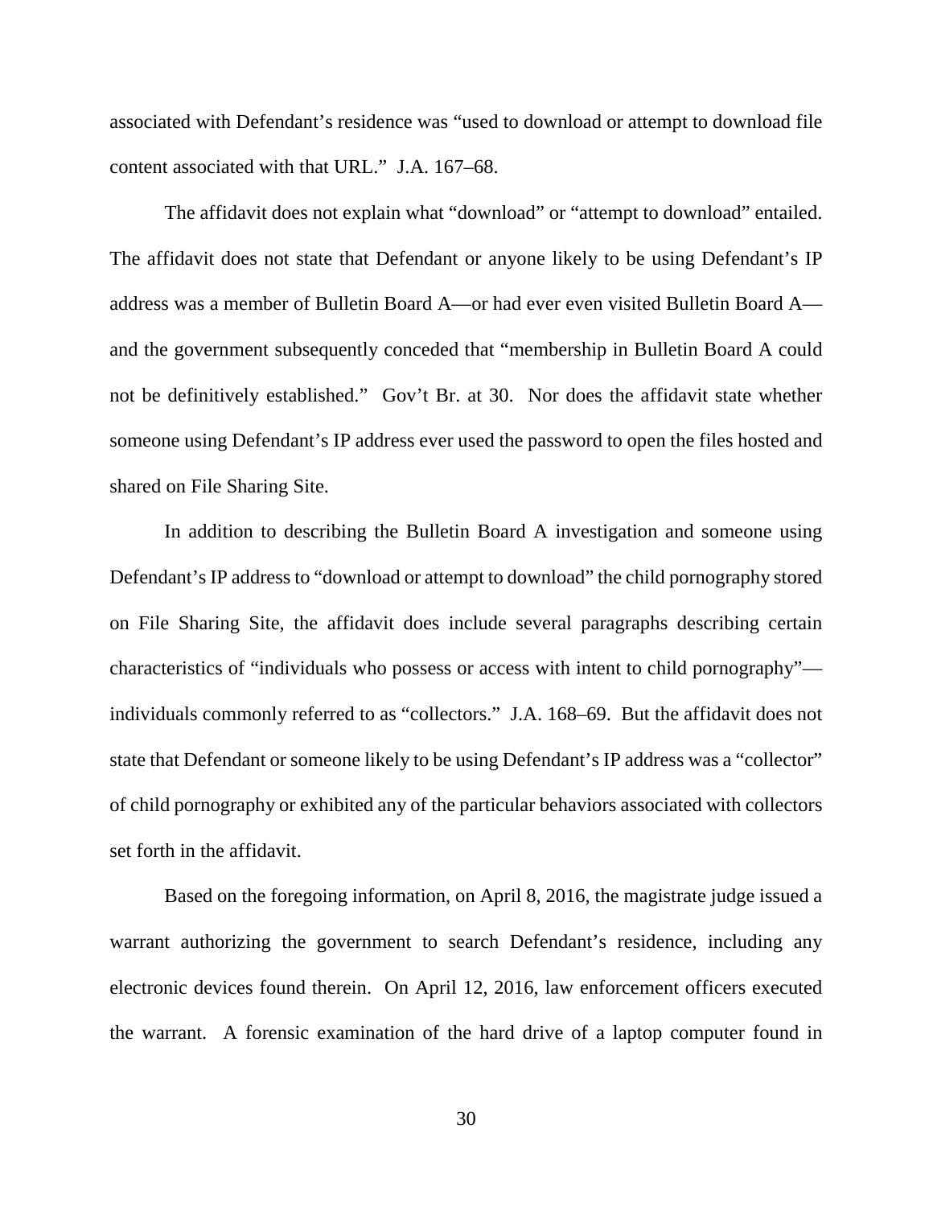associated with Defendant's residence was "used to download or attempt to download file content associated with that URL." J.A. 167–68.

The affidavit does not explain what "download" or "attempt to download" entailed. The affidavit does not state that Defendant or anyone likely to be using Defendant's IP address was a member of Bulletin Board A—or had ever even visited Bulletin Board A—and the government subsequently conceded that "membership in Bulletin Board A could not be definitively established." Gov't Br. at 30. Nor does the affidavit state whether someone using Defendant's IP address ever used the password to open the files hosted and shared on File Sharing Site.

In addition to describing the Bulletin Board A investigation and someone using Defendant's IP address to "download or attempt to download" the child pornography stored on File Sharing Site, the affidavit does include several paragraphs describing certain characteristics of "individuals who possess or access with intent to child pornography"—individuals commonly referred to as "collectors." J.A. 168–69. But the affidavit does not state that Defendant or someone likely to be using Defendant's IP address was a "collector" of child pornography or exhibited any of the particular behaviors associated with collectors set forth in the affidavit.

Based on the foregoing information, on April 8, 2016, the magistrate judge issued a warrant authorizing the government to search Defendant's residence, including any electronic devices found therein. On April 12, 2016, law enforcement officers executed the warrant. A forensic examination of the hard drive of a laptop computer found in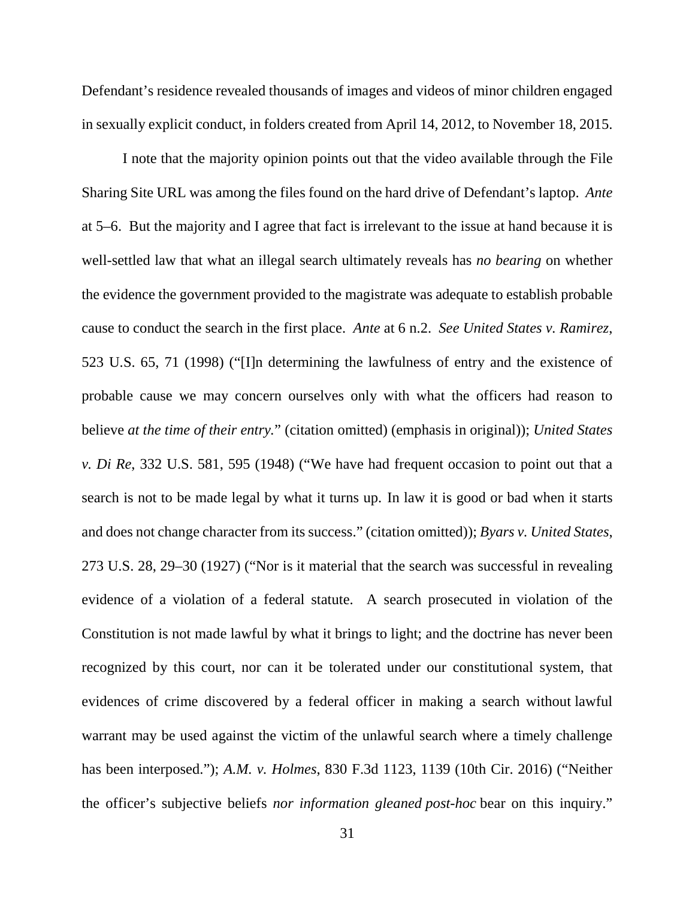Defendant's residence revealed thousands of images and videos of minor children engaged in sexually explicit conduct, in folders created from April 14, 2012, to November 18, 2015.

I note that the majority opinion points out that the video available through the File Sharing Site URL was among the files found on the hard drive of Defendant's laptop. *Ante* at 5–6. But the majority and I agree that fact is irrelevant to the issue at hand because it is well-settled law that what an illegal search ultimately reveals has *no bearing* on whether the evidence the government provided to the magistrate was adequate to establish probable cause to conduct the search in the first place. *Ante* at 6 n.2. *See United States v. Ramirez*, 523 U.S. 65, 71 (1998) ("[I]n determining the lawfulness of entry and the existence of probable cause we may concern ourselves only with what the officers had reason to believe *at the time of their entry.*" (citation omitted) (emphasis in original)); *United States v. Di Re*, 332 U.S. 581, 595 (1948) ("We have had frequent occasion to point out that a search is not to be made legal by what it turns up. In law it is good or bad when it starts and does not change character from its success." (citation omitted)); *Byars v. United States*, 273 U.S. 28, 29–30 (1927) ("Nor is it material that the search was successful in revealing evidence of a violation of a federal statute. A search prosecuted in violation of the Constitution is not made lawful by what it brings to light; and the doctrine has never been recognized by this court, nor can it be tolerated under our constitutional system, that evidences of crime discovered by a federal officer in making a search without lawful warrant may be used against the victim of the unlawful search where a timely challenge has been interposed."); *A.M. v. Holmes*, 830 F.3d 1123, 1139 (10th Cir. 2016) ("Neither the officer's subjective beliefs *nor information gleaned post-hoc* bear on this inquiry."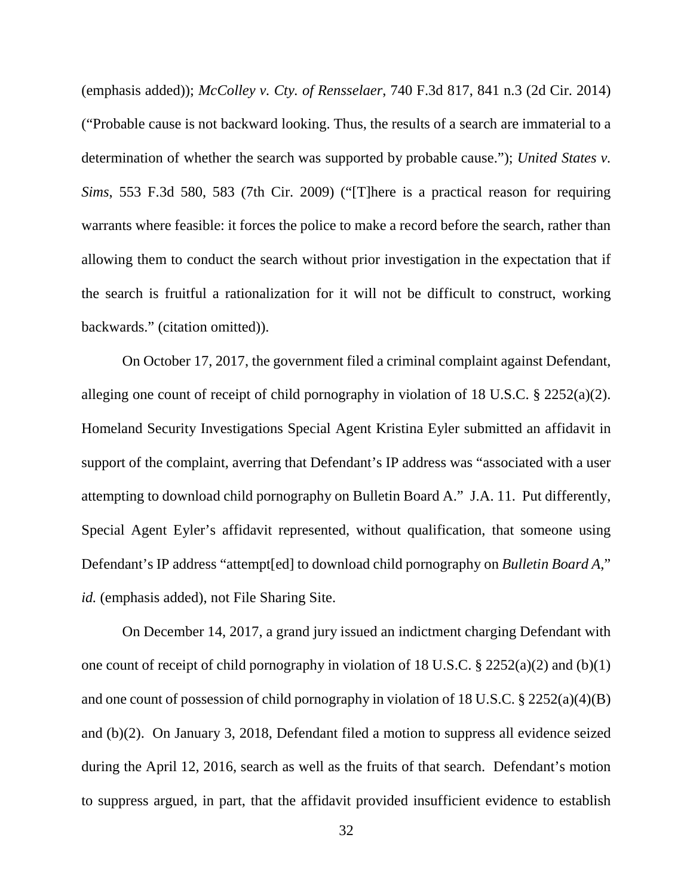(emphasis added)); *McColley v. Cty. of Rensselaer*, 740 F.3d 817, 841 n.3 (2d Cir. 2014) ("Probable cause is not backward looking. Thus, the results of a search are immaterial to a determination of whether the search was supported by probable cause."); *United States v. Sims*, 553 F.3d 580, 583 (7th Cir. 2009) ("[T]here is a practical reason for requiring warrants where feasible: it forces the police to make a record before the search, rather than allowing them to conduct the search without prior investigation in the expectation that if the search is fruitful a rationalization for it will not be difficult to construct, working backwards." (citation omitted)).

On October 17, 2017, the government filed a criminal complaint against Defendant, alleging one count of receipt of child pornography in violation of 18 U.S.C. § 2252(a)(2). Homeland Security Investigations Special Agent Kristina Eyler submitted an affidavit in support of the complaint, averring that Defendant's IP address was "associated with a user attempting to download child pornography on Bulletin Board A." J.A. 11. Put differently, Special Agent Eyler's affidavit represented, without qualification, that someone using Defendant's IP address "attempt[ed] to download child pornography on *Bulletin Board A*," *id.* (emphasis added), not File Sharing Site.

On December 14, 2017, a grand jury issued an indictment charging Defendant with one count of receipt of child pornography in violation of 18 U.S.C. § 2252(a)(2) and (b)(1) and one count of possession of child pornography in violation of 18 U.S.C. § 2252(a)(4)(B) and (b)(2). On January 3, 2018, Defendant filed a motion to suppress all evidence seized during the April 12, 2016, search as well as the fruits of that search. Defendant's motion to suppress argued, in part, that the affidavit provided insufficient evidence to establish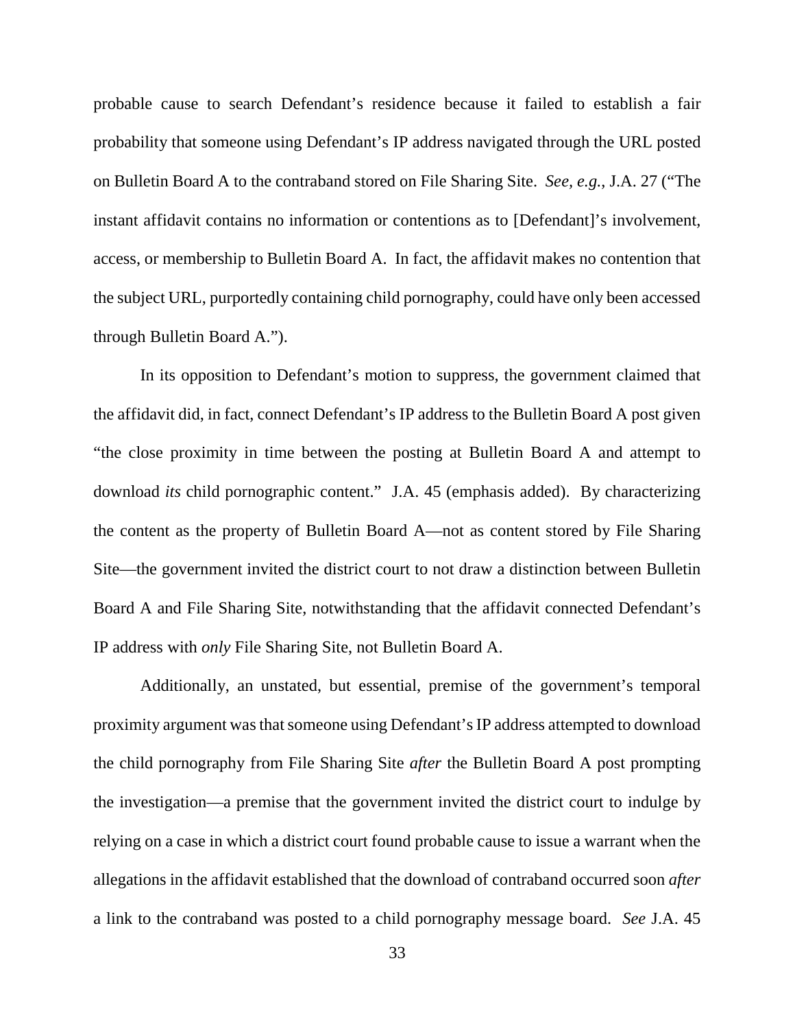probable cause to search Defendant's residence because it failed to establish a fair probability that someone using Defendant's IP address navigated through the URL posted on Bulletin Board A to the contraband stored on File Sharing Site. *See, e.g.*, J.A. 27 ("The instant affidavit contains no information or contentions as to [Defendant]'s involvement, access, or membership to Bulletin Board A. In fact, the affidavit makes no contention that the subject URL, purportedly containing child pornography, could have only been accessed through Bulletin Board A.").

In its opposition to Defendant's motion to suppress, the government claimed that the affidavit did, in fact, connect Defendant's IP address to the Bulletin Board A post given "the close proximity in time between the posting at Bulletin Board A and attempt to download *its* child pornographic content." J.A. 45 (emphasis added). By characterizing the content as the property of Bulletin Board A—not as content stored by File Sharing Site—the government invited the district court to not draw a distinction between Bulletin Board A and File Sharing Site, notwithstanding that the affidavit connected Defendant's IP address with *only* File Sharing Site, not Bulletin Board A.

Additionally, an unstated, but essential, premise of the government's temporal proximity argument was that someone using Defendant's IP address attempted to download the child pornography from File Sharing Site *after* the Bulletin Board A post prompting the investigation—a premise that the government invited the district court to indulge by relying on a case in which a district court found probable cause to issue a warrant when the allegations in the affidavit established that the download of contraband occurred soon *after* a link to the contraband was posted to a child pornography message board. *See* J.A. 45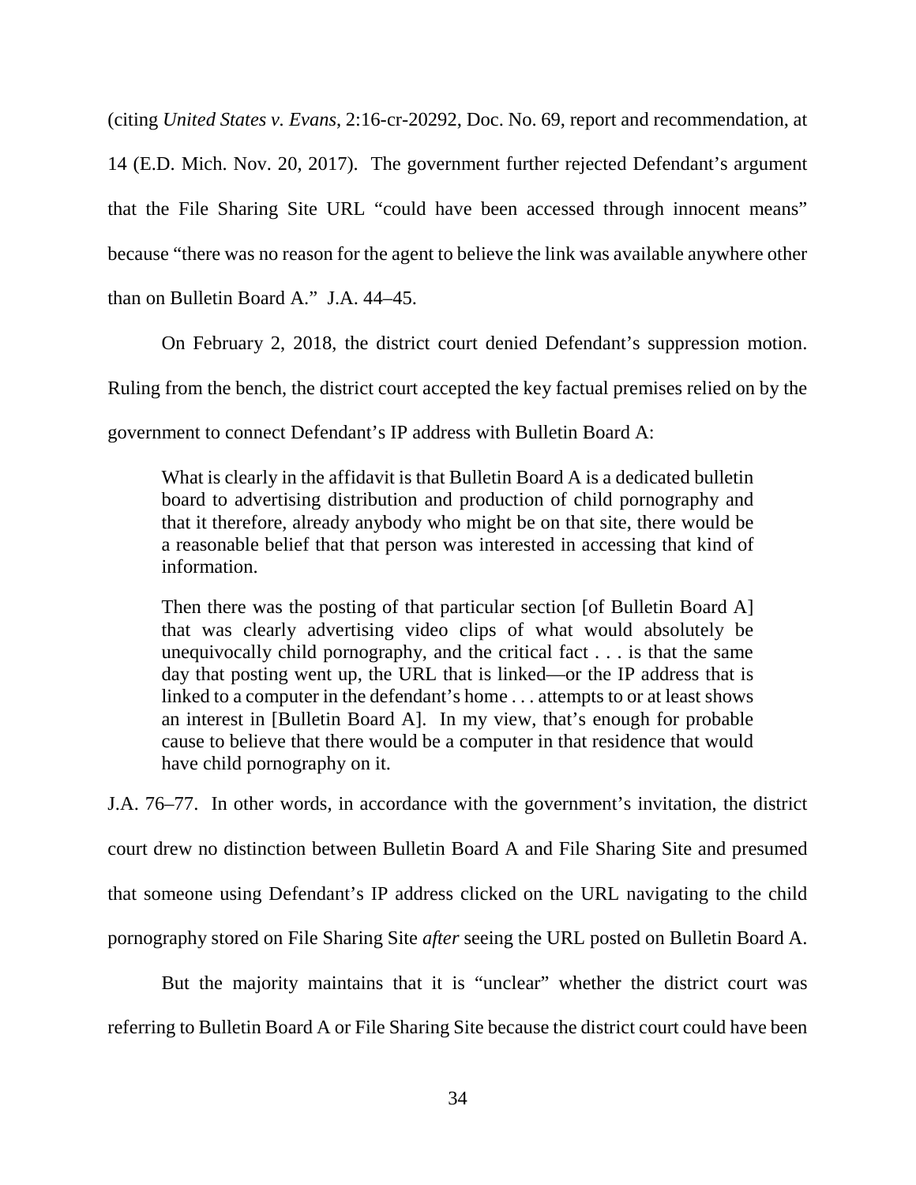(citing *United States v. Evans*, 2:16-cr-20292, Doc. No. 69, report and recommendation, at 14 (E.D. Mich. Nov. 20, 2017). The government further rejected Defendant's argument that the File Sharing Site URL "could have been accessed through innocent means" because "there was no reason for the agent to believe the link was available anywhere other than on Bulletin Board A." J.A. 44–45.

On February 2, 2018, the district court denied Defendant's suppression motion. Ruling from the bench, the district court accepted the key factual premises relied on by the government to connect Defendant's IP address with Bulletin Board A:

> What is clearly in the affidavit is that Bulletin Board A is a dedicated bulletin board to advertising distribution and production of child pornography and that it therefore, already anybody who might be on that site, there would be a reasonable belief that that person was interested in accessing that kind of information.
>
> Then there was the posting of that particular section [of Bulletin Board A] that was clearly advertising video clips of what would absolutely be unequivocally child pornography, and the critical fact . . . is that the same day that posting went up, the URL that is linked—or the IP address that is linked to a computer in the defendant's home . . . attempts to or at least shows an interest in [Bulletin Board A]. In my view, that's enough for probable cause to believe that there would be a computer in that residence that would have child pornography on it.

J.A. 76–77. In other words, in accordance with the government's invitation, the district court drew no distinction between Bulletin Board A and File Sharing Site and presumed that someone using Defendant's IP address clicked on the URL navigating to the child pornography stored on File Sharing Site *after* seeing the URL posted on Bulletin Board A.

But the majority maintains that it is "unclear" whether the district court was referring to Bulletin Board A or File Sharing Site because the district court could have been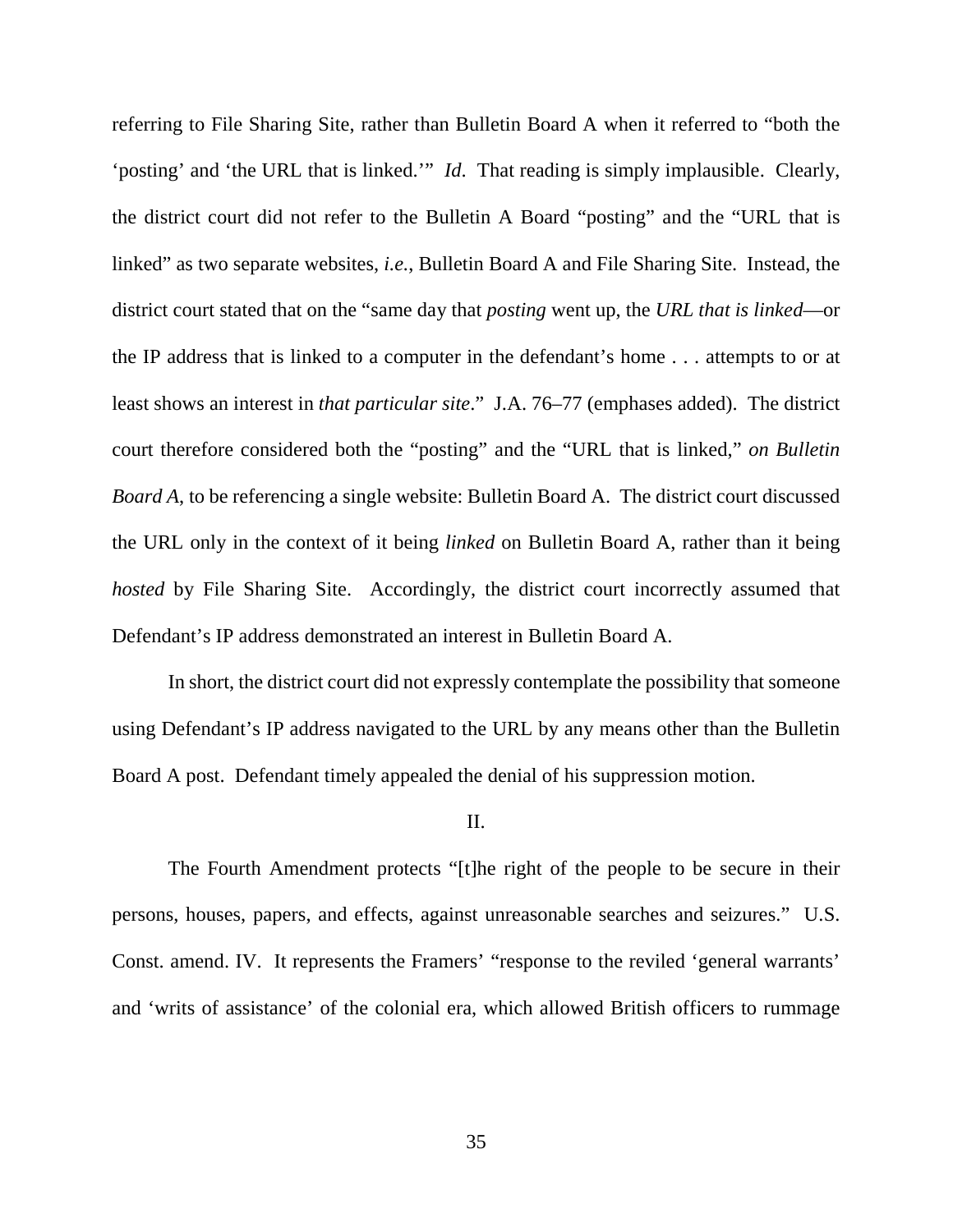referring to File Sharing Site, rather than Bulletin Board A when it referred to "both the 'posting' and 'the URL that is linked.'" *Id*. That reading is simply implausible. Clearly, the district court did not refer to the Bulletin A Board "posting" and the "URL that is linked" as two separate websites, *i.e.*, Bulletin Board A and File Sharing Site. Instead, the district court stated that on the "same day that *posting* went up, the *URL that is linked*—or the IP address that is linked to a computer in the defendant's home . . . attempts to or at least shows an interest in *that particular site*." J.A. 76–77 (emphases added). The district court therefore considered both the "posting" and the "URL that is linked," *on Bulletin Board A*, to be referencing a single website: Bulletin Board A. The district court discussed the URL only in the context of it being *linked* on Bulletin Board A, rather than it being *hosted* by File Sharing Site. Accordingly, the district court incorrectly assumed that Defendant's IP address demonstrated an interest in Bulletin Board A.

In short, the district court did not expressly contemplate the possibility that someone using Defendant's IP address navigated to the URL by any means other than the Bulletin Board A post. Defendant timely appealed the denial of his suppression motion.

II.

The Fourth Amendment protects "[t]he right of the people to be secure in their persons, houses, papers, and effects, against unreasonable searches and seizures." U.S. Const. amend. IV. It represents the Framers' "response to the reviled 'general warrants' and 'writs of assistance' of the colonial era, which allowed British officers to rummage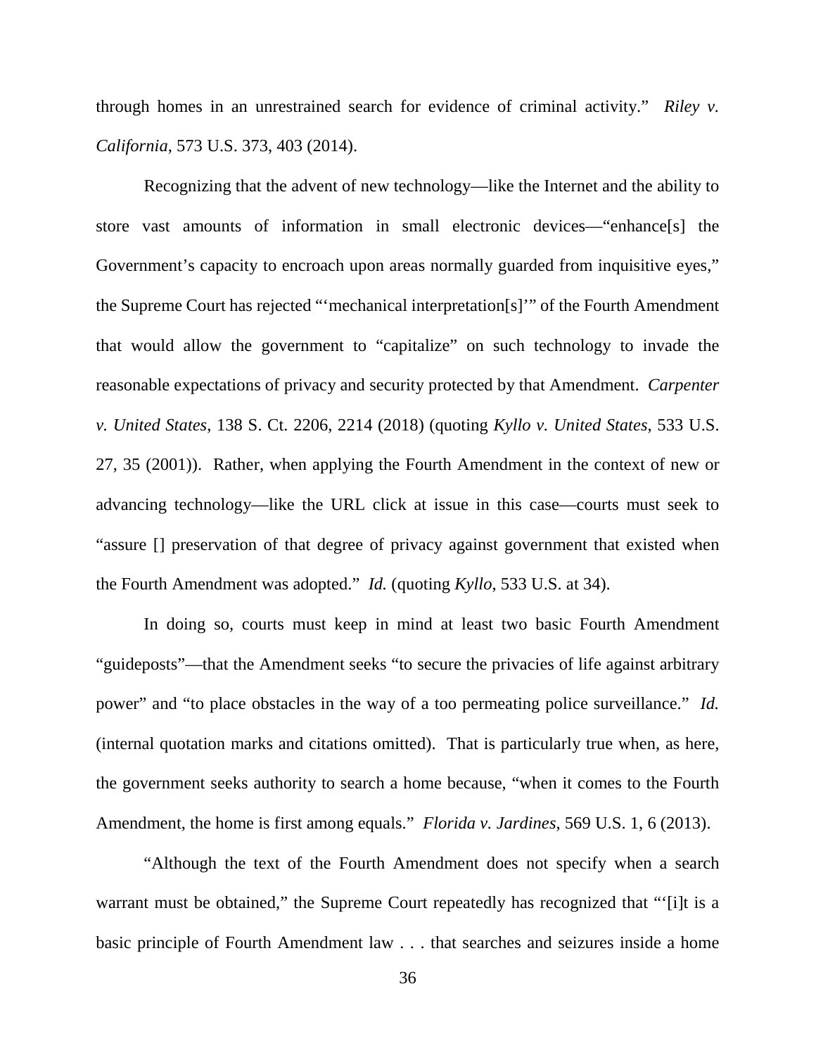through homes in an unrestrained search for evidence of criminal activity." *Riley v. California*, 573 U.S. 373, 403 (2014).

Recognizing that the advent of new technology—like the Internet and the ability to store vast amounts of information in small electronic devices—"enhance[s] the Government's capacity to encroach upon areas normally guarded from inquisitive eyes," the Supreme Court has rejected "'mechanical interpretation[s]'" of the Fourth Amendment that would allow the government to "capitalize" on such technology to invade the reasonable expectations of privacy and security protected by that Amendment. *Carpenter v. United States*, 138 S. Ct. 2206, 2214 (2018) (quoting *Kyllo v. United States*, 533 U.S. 27, 35 (2001)). Rather, when applying the Fourth Amendment in the context of new or advancing technology—like the URL click at issue in this case—courts must seek to "assure [] preservation of that degree of privacy against government that existed when the Fourth Amendment was adopted." *Id.* (quoting *Kyllo*, 533 U.S. at 34).

In doing so, courts must keep in mind at least two basic Fourth Amendment "guideposts"—that the Amendment seeks "to secure the privacies of life against arbitrary power" and "to place obstacles in the way of a too permeating police surveillance." *Id.* (internal quotation marks and citations omitted). That is particularly true when, as here, the government seeks authority to search a home because, "when it comes to the Fourth Amendment, the home is first among equals." *Florida v. Jardines*, 569 U.S. 1, 6 (2013).

"Although the text of the Fourth Amendment does not specify when a search warrant must be obtained," the Supreme Court repeatedly has recognized that "'[i]t is a basic principle of Fourth Amendment law . . . that searches and seizures inside a home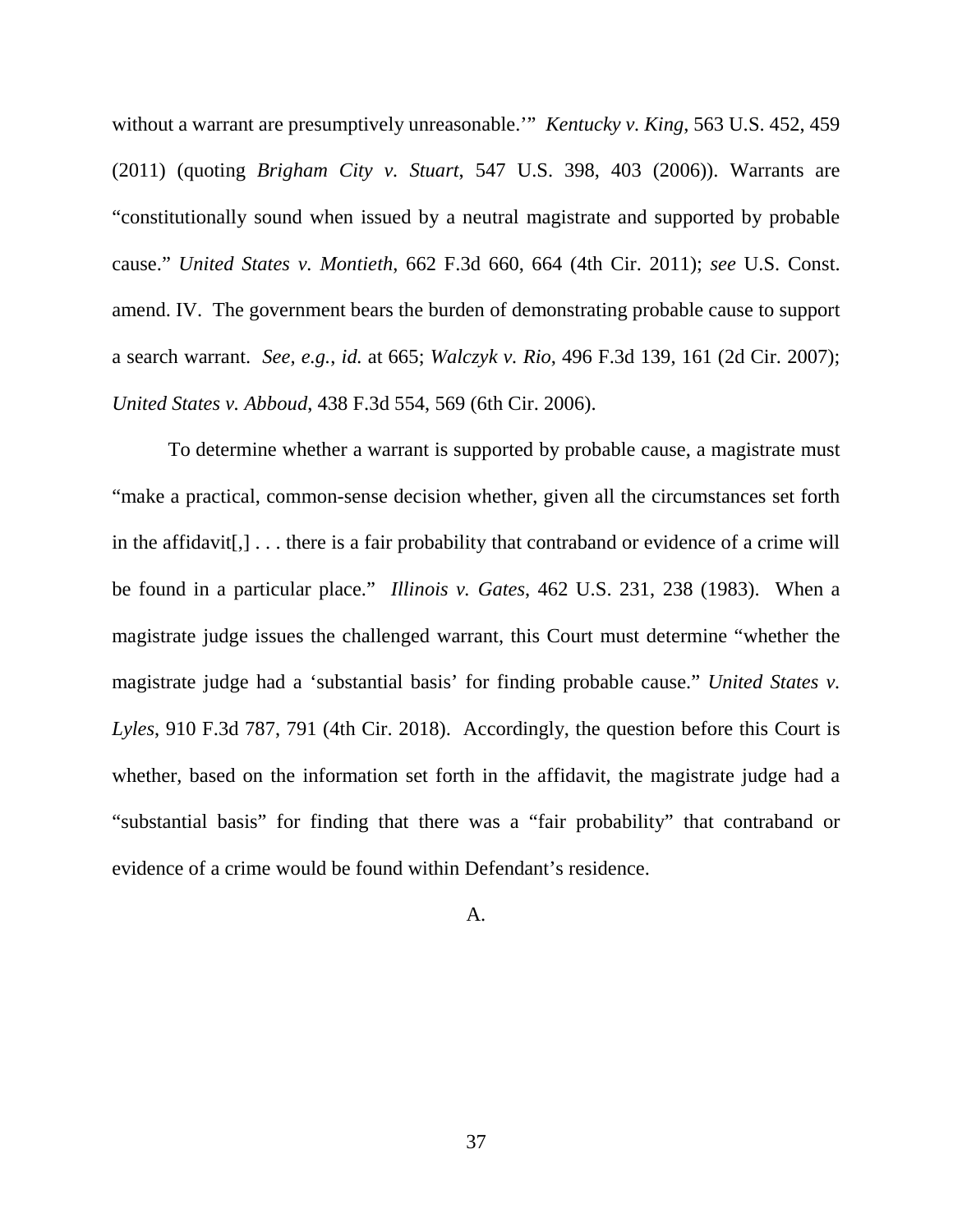without a warrant are presumptively unreasonable.'" *Kentucky v. King*, 563 U.S. 452, 459 (2011) (quoting *Brigham City v. Stuart*, 547 U.S. 398, 403 (2006)). Warrants are "constitutionally sound when issued by a neutral magistrate and supported by probable cause." *United States v. Montieth*, 662 F.3d 660, 664 (4th Cir. 2011); *see* U.S. Const. amend. IV. The government bears the burden of demonstrating probable cause to support a search warrant. *See, e.g.*, *id.* at 665; *Walczyk v. Rio*, 496 F.3d 139, 161 (2d Cir. 2007); *United States v. Abboud*, 438 F.3d 554, 569 (6th Cir. 2006).

To determine whether a warrant is supported by probable cause, a magistrate must "make a practical, common-sense decision whether, given all the circumstances set forth in the affidavit[,] . . . there is a fair probability that contraband or evidence of a crime will be found in a particular place." *Illinois v. Gates*, 462 U.S. 231, 238 (1983). When a magistrate judge issues the challenged warrant, this Court must determine "whether the magistrate judge had a 'substantial basis' for finding probable cause." *United States v. Lyles*, 910 F.3d 787, 791 (4th Cir. 2018). Accordingly, the question before this Court is whether, based on the information set forth in the affidavit, the magistrate judge had a "substantial basis" for finding that there was a "fair probability" that contraband or evidence of a crime would be found within Defendant's residence.

### A.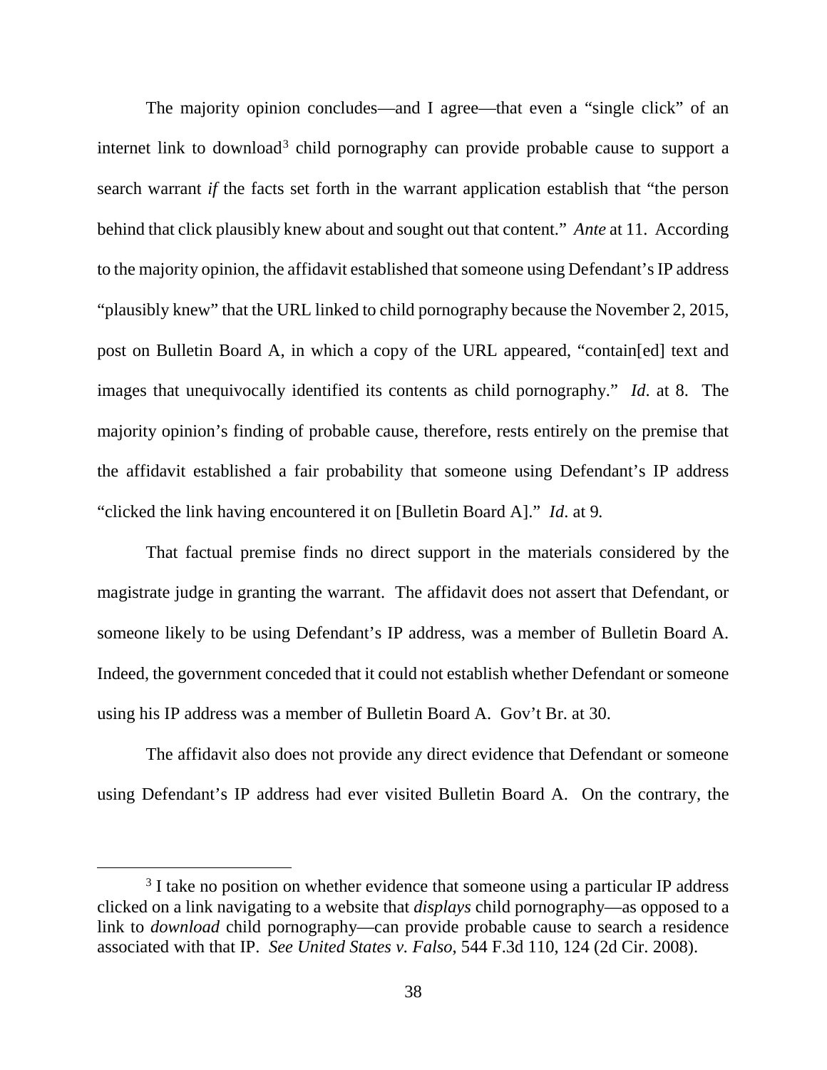The majority opinion concludes—and I agree—that even a "single click" of an internet link to download[3] child pornography can provide probable cause to support a search warrant *if* the facts set forth in the warrant application establish that "the person behind that click plausibly knew about and sought out that content." *Ante* at 11. According to the majority opinion, the affidavit established that someone using Defendant's IP address "plausibly knew" that the URL linked to child pornography because the November 2, 2015, post on Bulletin Board A, in which a copy of the URL appeared, "contain[ed] text and images that unequivocally identified its contents as child pornography." *Id*. at 8. The majority opinion's finding of probable cause, therefore, rests entirely on the premise that the affidavit established a fair probability that someone using Defendant's IP address "clicked the link having encountered it on [Bulletin Board A]." *Id*. at 9.

That factual premise finds no direct support in the materials considered by the magistrate judge in granting the warrant. The affidavit does not assert that Defendant, or someone likely to be using Defendant's IP address, was a member of Bulletin Board A. Indeed, the government conceded that it could not establish whether Defendant or someone using his IP address was a member of Bulletin Board A. Gov't Br. at 30.

The affidavit also does not provide any direct evidence that Defendant or someone using Defendant's IP address had ever visited Bulletin Board A. On the contrary, the

---

[3] I take no position on whether evidence that someone using a particular IP address clicked on a link navigating to a website that *displays* child pornography—as opposed to a link to *download* child pornography—can provide probable cause to search a residence associated with that IP. *See United States v. Falso*, 544 F.3d 110, 124 (2d Cir. 2008).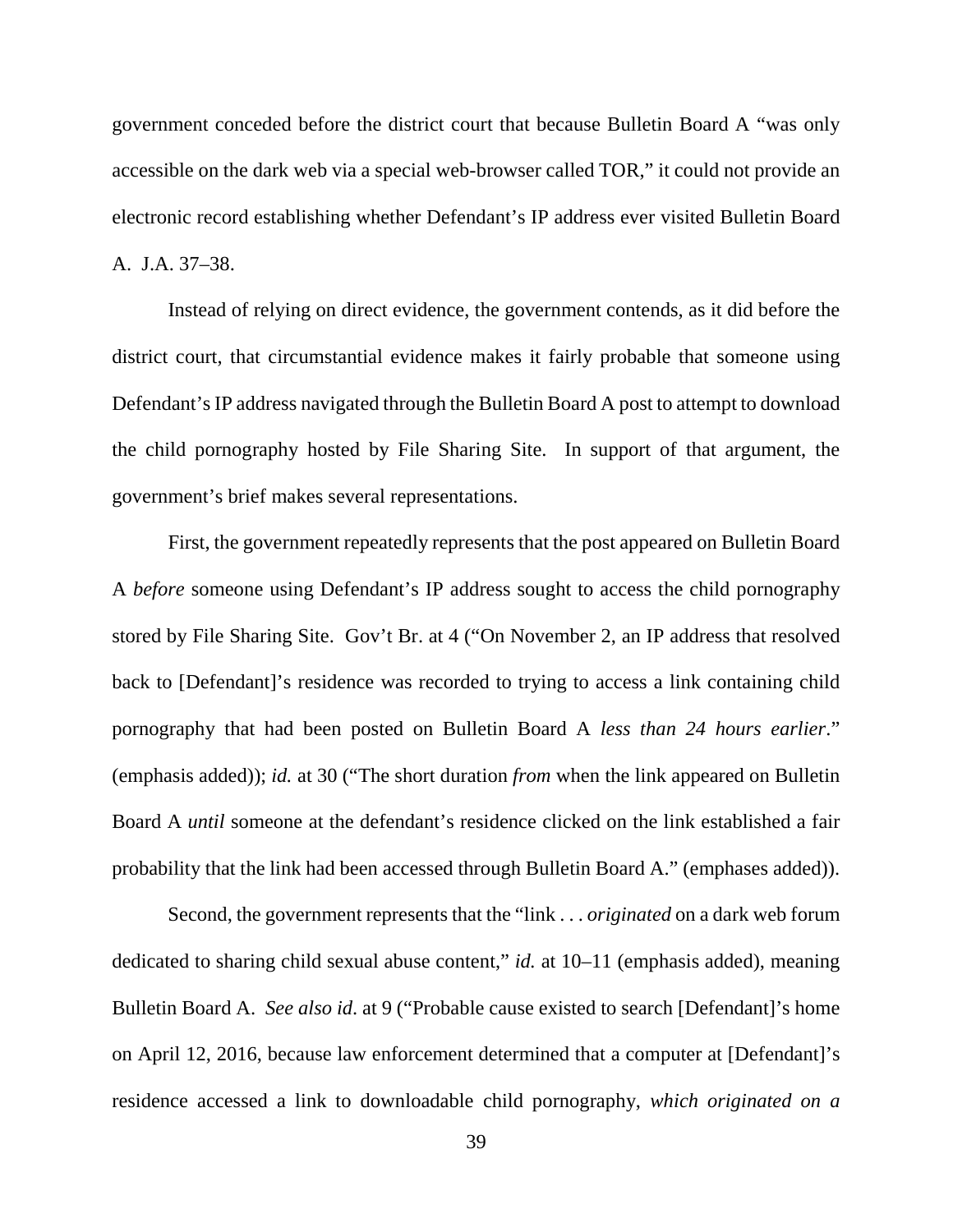government conceded before the district court that because Bulletin Board A "was only accessible on the dark web via a special web-browser called TOR," it could not provide an electronic record establishing whether Defendant's IP address ever visited Bulletin Board A. J.A. 37–38.

Instead of relying on direct evidence, the government contends, as it did before the district court, that circumstantial evidence makes it fairly probable that someone using Defendant's IP address navigated through the Bulletin Board A post to attempt to download the child pornography hosted by File Sharing Site. In support of that argument, the government's brief makes several representations.

First, the government repeatedly represents that the post appeared on Bulletin Board A *before* someone using Defendant's IP address sought to access the child pornography stored by File Sharing Site. Gov't Br. at 4 ("On November 2, an IP address that resolved back to [Defendant]'s residence was recorded to trying to access a link containing child pornography that had been posted on Bulletin Board A *less than 24 hours earlier*." (emphasis added)); *id.* at 30 ("The short duration *from* when the link appeared on Bulletin Board A *until* someone at the defendant's residence clicked on the link established a fair probability that the link had been accessed through Bulletin Board A." (emphases added)).

Second, the government represents that the "link . . . *originated* on a dark web forum dedicated to sharing child sexual abuse content," *id.* at 10–11 (emphasis added), meaning Bulletin Board A. *See also id*. at 9 ("Probable cause existed to search [Defendant]'s home on April 12, 2016, because law enforcement determined that a computer at [Defendant]'s residence accessed a link to downloadable child pornography, *which originated on a*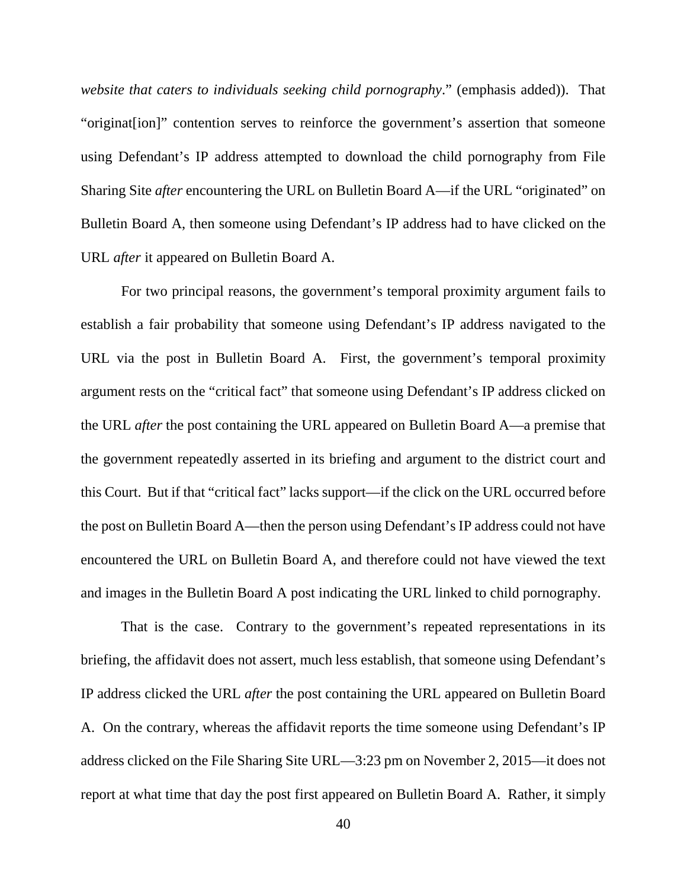*website that caters to individuals seeking child pornography*." (emphasis added)). That "originat[ion]" contention serves to reinforce the government's assertion that someone using Defendant's IP address attempted to download the child pornography from File Sharing Site *after* encountering the URL on Bulletin Board A—if the URL "originated" on Bulletin Board A, then someone using Defendant's IP address had to have clicked on the URL *after* it appeared on Bulletin Board A.

For two principal reasons, the government's temporal proximity argument fails to establish a fair probability that someone using Defendant's IP address navigated to the URL via the post in Bulletin Board A. First, the government's temporal proximity argument rests on the "critical fact" that someone using Defendant's IP address clicked on the URL *after* the post containing the URL appeared on Bulletin Board A—a premise that the government repeatedly asserted in its briefing and argument to the district court and this Court. But if that "critical fact" lacks support—if the click on the URL occurred before the post on Bulletin Board A—then the person using Defendant's IP address could not have encountered the URL on Bulletin Board A, and therefore could not have viewed the text and images in the Bulletin Board A post indicating the URL linked to child pornography.

That is the case. Contrary to the government's repeated representations in its briefing, the affidavit does not assert, much less establish, that someone using Defendant's IP address clicked the URL *after* the post containing the URL appeared on Bulletin Board A. On the contrary, whereas the affidavit reports the time someone using Defendant's IP address clicked on the File Sharing Site URL—3:23 pm on November 2, 2015—it does not report at what time that day the post first appeared on Bulletin Board A. Rather, it simply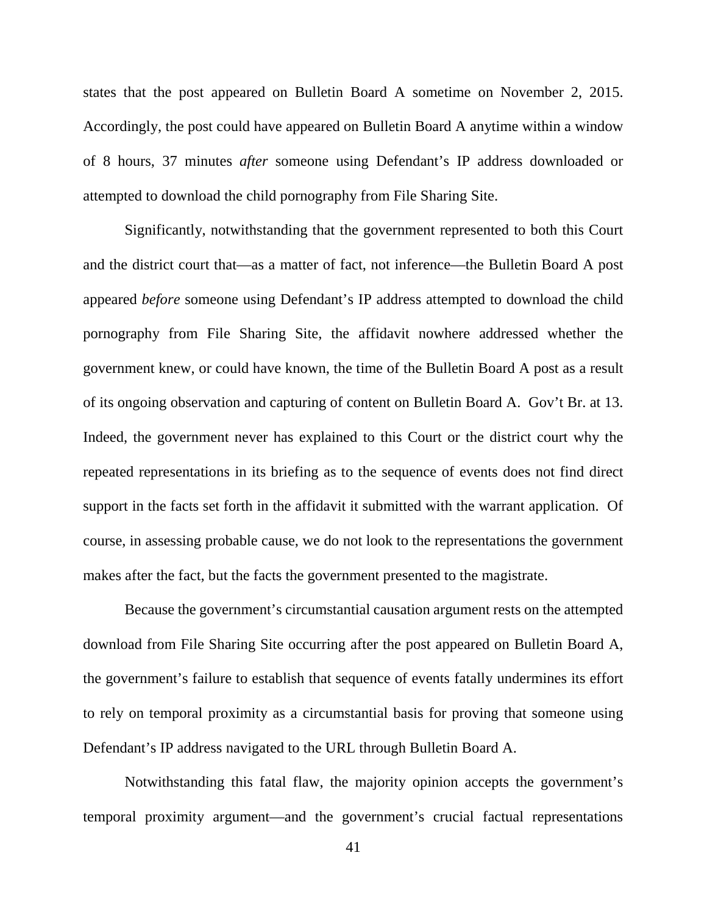states that the post appeared on Bulletin Board A sometime on November 2, 2015. Accordingly, the post could have appeared on Bulletin Board A anytime within a window of 8 hours, 37 minutes *after* someone using Defendant's IP address downloaded or attempted to download the child pornography from File Sharing Site.

Significantly, notwithstanding that the government represented to both this Court and the district court that—as a matter of fact, not inference—the Bulletin Board A post appeared *before* someone using Defendant's IP address attempted to download the child pornography from File Sharing Site, the affidavit nowhere addressed whether the government knew, or could have known, the time of the Bulletin Board A post as a result of its ongoing observation and capturing of content on Bulletin Board A. Gov't Br. at 13. Indeed, the government never has explained to this Court or the district court why the repeated representations in its briefing as to the sequence of events does not find direct support in the facts set forth in the affidavit it submitted with the warrant application. Of course, in assessing probable cause, we do not look to the representations the government makes after the fact, but the facts the government presented to the magistrate.

Because the government's circumstantial causation argument rests on the attempted download from File Sharing Site occurring after the post appeared on Bulletin Board A, the government's failure to establish that sequence of events fatally undermines its effort to rely on temporal proximity as a circumstantial basis for proving that someone using Defendant's IP address navigated to the URL through Bulletin Board A.

Notwithstanding this fatal flaw, the majority opinion accepts the government's temporal proximity argument—and the government's crucial factual representations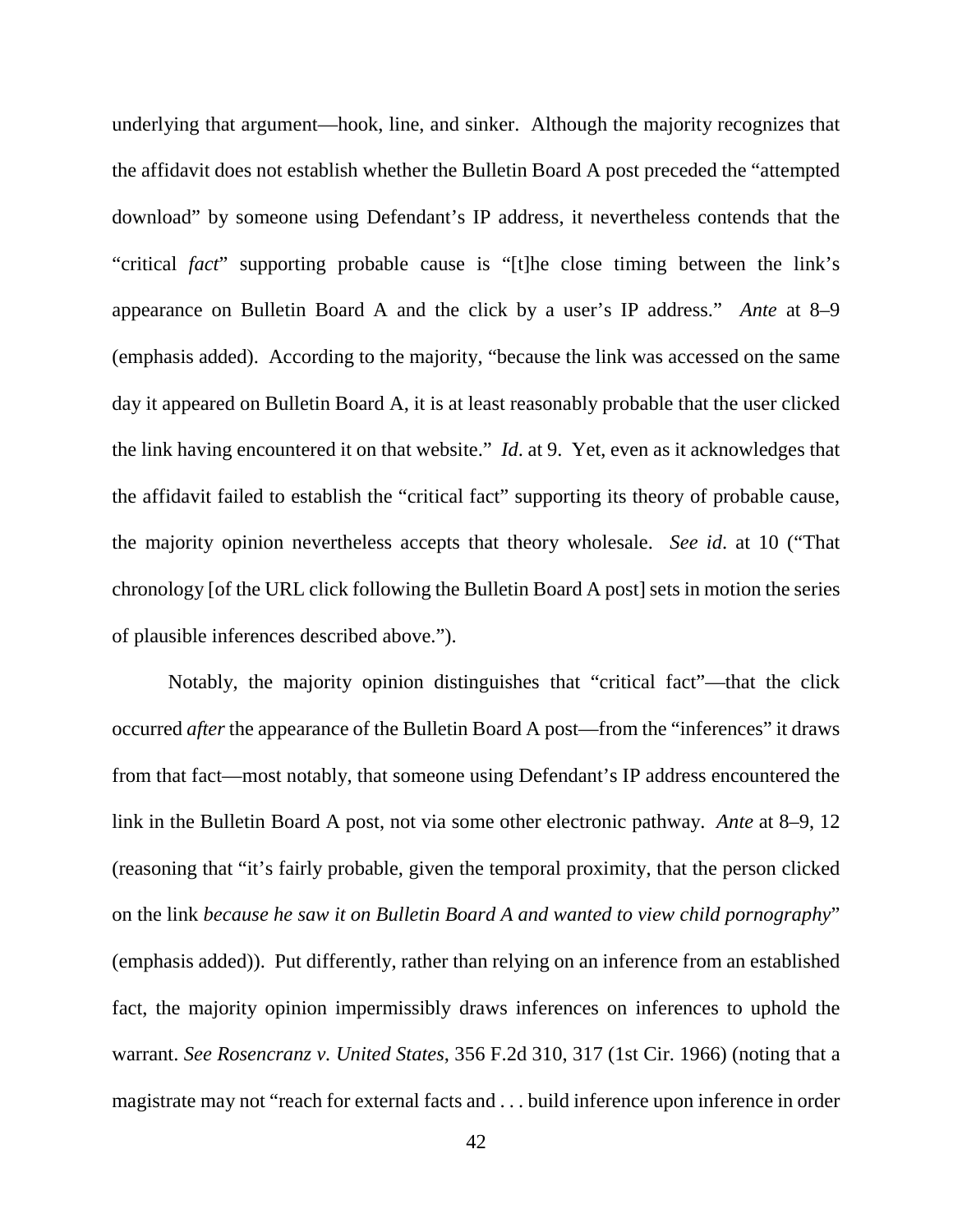underlying that argument—hook, line, and sinker. Although the majority recognizes that the affidavit does not establish whether the Bulletin Board A post preceded the "attempted download" by someone using Defendant's IP address, it nevertheless contends that the "critical *fact*" supporting probable cause is "[t]he close timing between the link's appearance on Bulletin Board A and the click by a user's IP address." *Ante* at 8–9 (emphasis added). According to the majority, "because the link was accessed on the same day it appeared on Bulletin Board A, it is at least reasonably probable that the user clicked the link having encountered it on that website." *Id*. at 9. Yet, even as it acknowledges that the affidavit failed to establish the "critical fact" supporting its theory of probable cause, the majority opinion nevertheless accepts that theory wholesale. *See id*. at 10 ("That chronology [of the URL click following the Bulletin Board A post] sets in motion the series of plausible inferences described above.").

Notably, the majority opinion distinguishes that "critical fact"—that the click occurred *after* the appearance of the Bulletin Board A post—from the "inferences" it draws from that fact—most notably, that someone using Defendant's IP address encountered the link in the Bulletin Board A post, not via some other electronic pathway. *Ante* at 8–9, 12 (reasoning that "it's fairly probable, given the temporal proximity, that the person clicked on the link *because he saw it on Bulletin Board A and wanted to view child pornography*" (emphasis added)). Put differently, rather than relying on an inference from an established fact, the majority opinion impermissibly draws inferences on inferences to uphold the warrant. *See Rosencranz v. United States*, 356 F.2d 310, 317 (1st Cir. 1966) (noting that a magistrate may not "reach for external facts and . . . build inference upon inference in order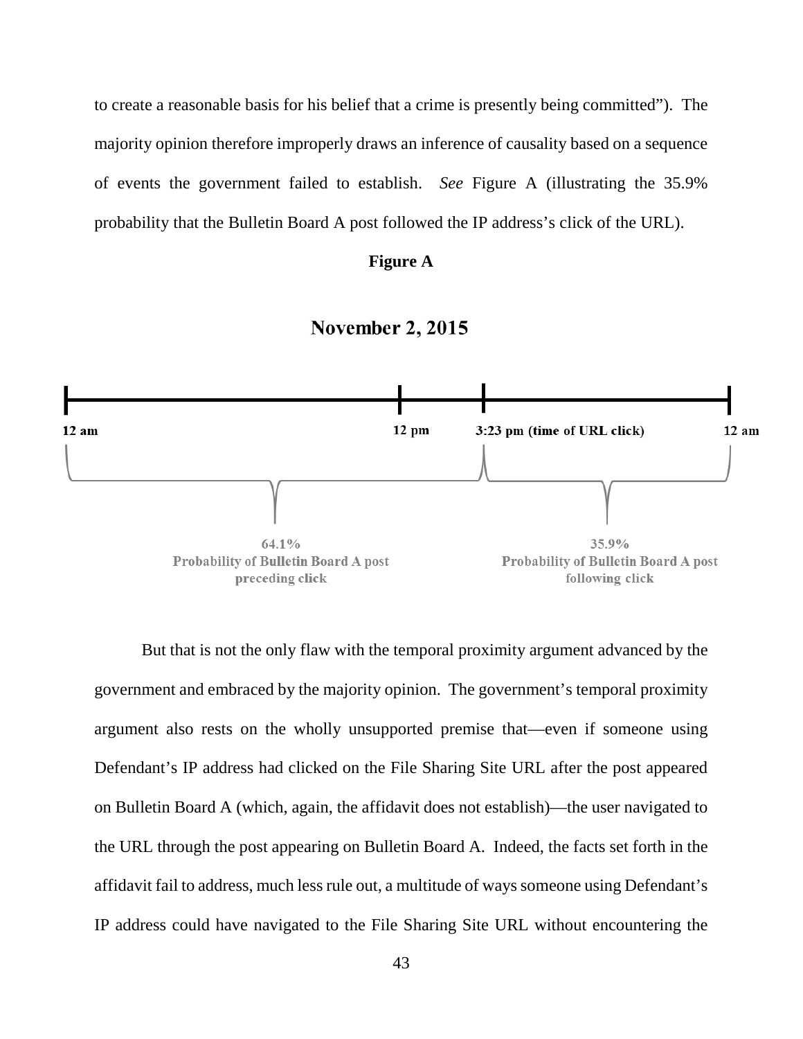to create a reasonable basis for his belief that a crime is presently being committed"). The majority opinion therefore improperly draws an inference of causality based on a sequence of events the government failed to establish. *See* Figure A (illustrating the 35.9% probability that the Bulletin Board A post followed the IP address's click of the URL).

**Figure A**

**November 2, 2015**

12 am — 12 pm — 3:23 pm (time of URL click) — 12 am

64.1%
Probability of Bulletin Board A post preceding click

35.9%
Probability of Bulletin Board A post following click

But that is not the only flaw with the temporal proximity argument advanced by the government and embraced by the majority opinion. The government's temporal proximity argument also rests on the wholly unsupported premise that—even if someone using Defendant's IP address had clicked on the File Sharing Site URL after the post appeared on Bulletin Board A (which, again, the affidavit does not establish)—the user navigated to the URL through the post appearing on Bulletin Board A. Indeed, the facts set forth in the affidavit fail to address, much less rule out, a multitude of ways someone using Defendant's IP address could have navigated to the File Sharing Site URL without encountering the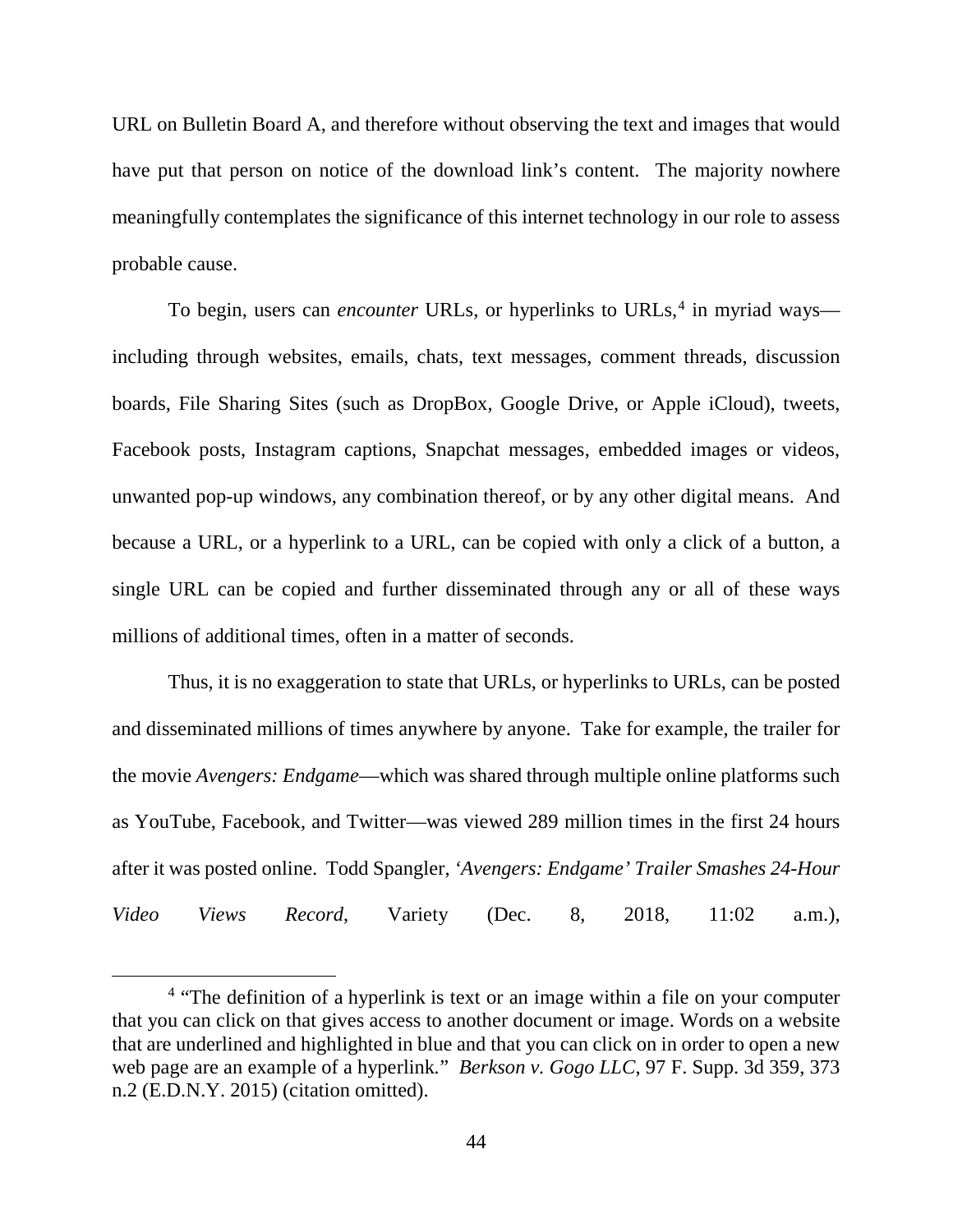URL on Bulletin Board A, and therefore without observing the text and images that would have put that person on notice of the download link's content. The majority nowhere meaningfully contemplates the significance of this internet technology in our role to assess probable cause.

To begin, users can *encounter* URLs, or hyperlinks to URLs,[4] in myriad ways—including through websites, emails, chats, text messages, comment threads, discussion boards, File Sharing Sites (such as DropBox, Google Drive, or Apple iCloud), tweets, Facebook posts, Instagram captions, Snapchat messages, embedded images or videos, unwanted pop-up windows, any combination thereof, or by any other digital means. And because a URL, or a hyperlink to a URL, can be copied with only a click of a button, a single URL can be copied and further disseminated through any or all of these ways millions of additional times, often in a matter of seconds.

Thus, it is no exaggeration to state that URLs, or hyperlinks to URLs, can be posted and disseminated millions of times anywhere by anyone. Take for example, the trailer for the movie *Avengers: Endgame*—which was shared through multiple online platforms such as YouTube, Facebook, and Twitter—was viewed 289 million times in the first 24 hours after it was posted online. Todd Spangler, *'Avengers: Endgame' Trailer Smashes 24-Hour Video Views Record*, Variety (Dec. 8, 2018, 11:02 a.m.),

[4] "The definition of a hyperlink is text or an image within a file on your computer that you can click on that gives access to another document or image. Words on a website that are underlined and highlighted in blue and that you can click on in order to open a new web page are an example of a hyperlink." *Berkson v. Gogo LLC*, 97 F. Supp. 3d 359, 373 n.2 (E.D.N.Y. 2015) (citation omitted).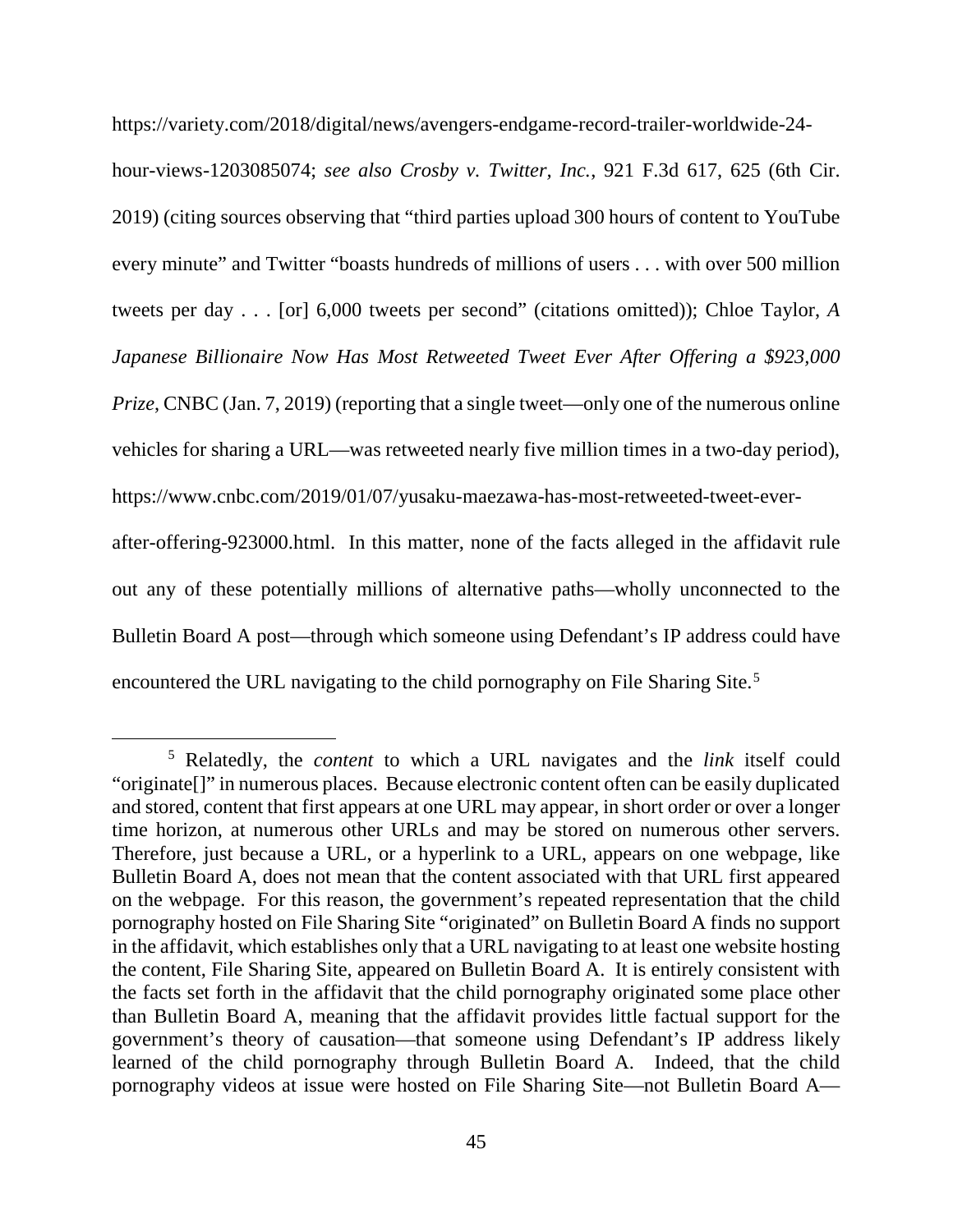https://variety.com/2018/digital/news/avengers-endgame-record-trailer-worldwide-24-hour-views-1203085074; *see also Crosby v. Twitter, Inc.*, 921 F.3d 617, 625 (6th Cir. 2019) (citing sources observing that "third parties upload 300 hours of content to YouTube every minute" and Twitter "boasts hundreds of millions of users . . . with over 500 million tweets per day . . . [or] 6,000 tweets per second" (citations omitted)); Chloe Taylor, *A Japanese Billionaire Now Has Most Retweeted Tweet Ever After Offering a $923,000 Prize*, CNBC (Jan. 7, 2019) (reporting that a single tweet—only one of the numerous online vehicles for sharing a URL—was retweeted nearly five million times in a two-day period), https://www.cnbc.com/2019/01/07/yusaku-maezawa-has-most-retweeted-tweet-ever-after-offering-923000.html. In this matter, none of the facts alleged in the affidavit rule out any of these potentially millions of alternative paths—wholly unconnected to the Bulletin Board A post—through which someone using Defendant's IP address could have encountered the URL navigating to the child pornography on File Sharing Site.[5]

[5] Relatedly, the *content* to which a URL navigates and the *link* itself could "originate[]" in numerous places. Because electronic content often can be easily duplicated and stored, content that first appears at one URL may appear, in short order or over a longer time horizon, at numerous other URLs and may be stored on numerous other servers. Therefore, just because a URL, or a hyperlink to a URL, appears on one webpage, like Bulletin Board A, does not mean that the content associated with that URL first appeared on the webpage. For this reason, the government's repeated representation that the child pornography hosted on File Sharing Site "originated" on Bulletin Board A finds no support in the affidavit, which establishes only that a URL navigating to at least one website hosting the content, File Sharing Site, appeared on Bulletin Board A. It is entirely consistent with the facts set forth in the affidavit that the child pornography originated some place other than Bulletin Board A, meaning that the affidavit provides little factual support for the government's theory of causation—that someone using Defendant's IP address likely learned of the child pornography through Bulletin Board A. Indeed, that the child pornography videos at issue were hosted on File Sharing Site—not Bulletin Board A—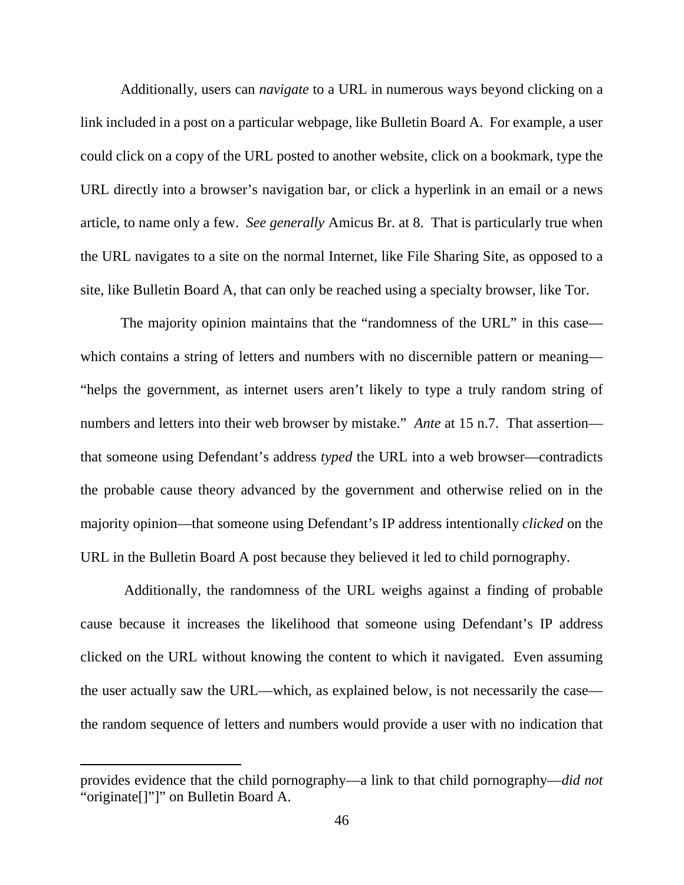Additionally, users can *navigate* to a URL in numerous ways beyond clicking on a link included in a post on a particular webpage, like Bulletin Board A. For example, a user could click on a copy of the URL posted to another website, click on a bookmark, type the URL directly into a browser's navigation bar, or click a hyperlink in an email or a news article, to name only a few. *See generally* Amicus Br. at 8. That is particularly true when the URL navigates to a site on the normal Internet, like File Sharing Site, as opposed to a site, like Bulletin Board A, that can only be reached using a specialty browser, like Tor.

The majority opinion maintains that the "randomness of the URL" in this case—which contains a string of letters and numbers with no discernible pattern or meaning—"helps the government, as internet users aren't likely to type a truly random string of numbers and letters into their web browser by mistake." *Ante* at 15 n.7. That assertion—that someone using Defendant's address *typed* the URL into a web browser—contradicts the probable cause theory advanced by the government and otherwise relied on in the majority opinion—that someone using Defendant's IP address intentionally *clicked* on the URL in the Bulletin Board A post because they believed it led to child pornography.

Additionally, the randomness of the URL weighs against a finding of probable cause because it increases the likelihood that someone using Defendant's IP address clicked on the URL without knowing the content to which it navigated. Even assuming the user actually saw the URL—which, as explained below, is not necessarily the case—the random sequence of letters and numbers would provide a user with no indication that

---

provides evidence that the child pornography—a link to that child pornography—*did not* "originate[]"]" on Bulletin Board A.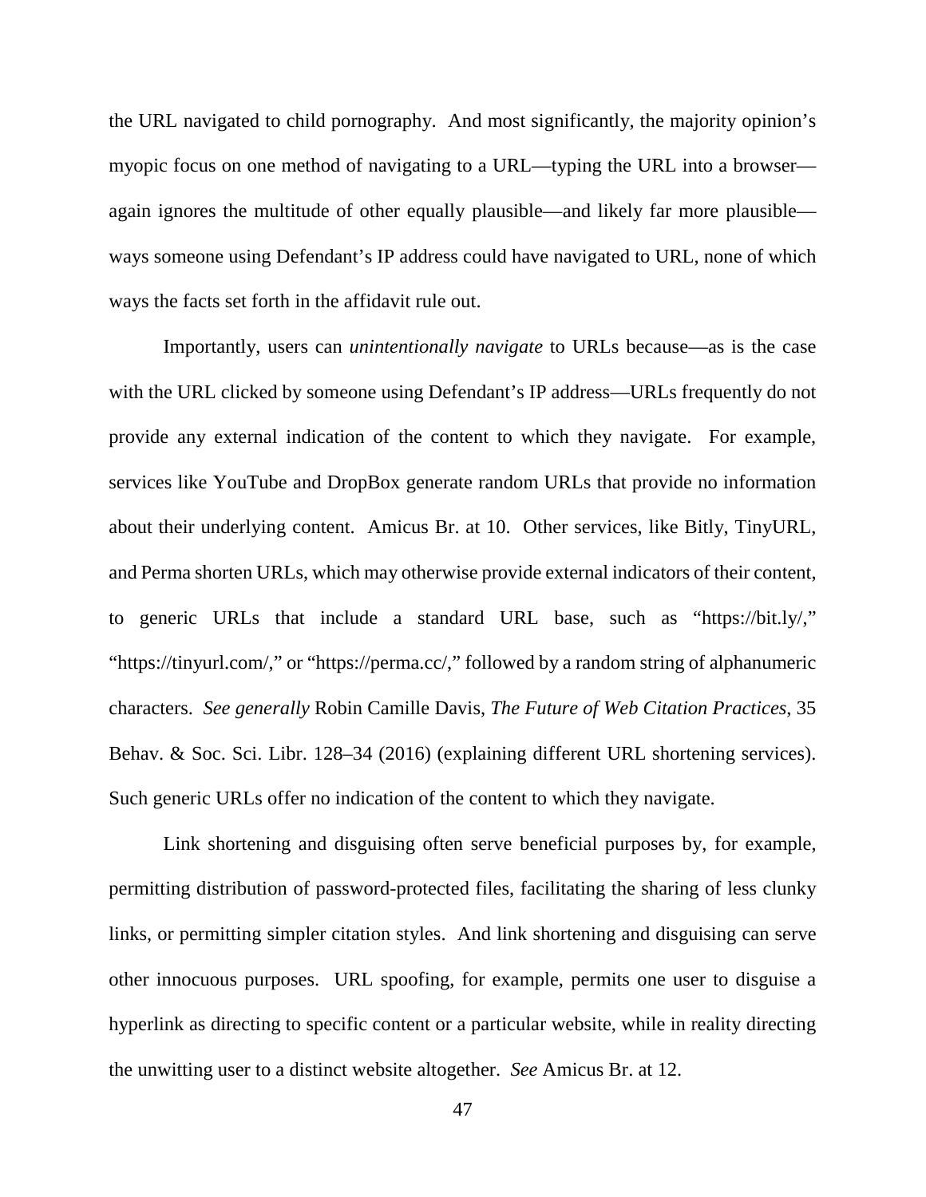the URL navigated to child pornography. And most significantly, the majority opinion's myopic focus on one method of navigating to a URL—typing the URL into a browser—again ignores the multitude of other equally plausible—and likely far more plausible—ways someone using Defendant's IP address could have navigated to URL, none of which ways the facts set forth in the affidavit rule out.

Importantly, users can *unintentionally navigate* to URLs because—as is the case with the URL clicked by someone using Defendant's IP address—URLs frequently do not provide any external indication of the content to which they navigate. For example, services like YouTube and DropBox generate random URLs that provide no information about their underlying content. Amicus Br. at 10. Other services, like Bitly, TinyURL, and Perma shorten URLs, which may otherwise provide external indicators of their content, to generic URLs that include a standard URL base, such as "https://bit.ly/," "https://tinyurl.com/," or "https://perma.cc/," followed by a random string of alphanumeric characters. *See generally* Robin Camille Davis, *The Future of Web Citation Practices*, 35 Behav. & Soc. Sci. Libr. 128–34 (2016) (explaining different URL shortening services). Such generic URLs offer no indication of the content to which they navigate.

Link shortening and disguising often serve beneficial purposes by, for example, permitting distribution of password-protected files, facilitating the sharing of less clunky links, or permitting simpler citation styles. And link shortening and disguising can serve other innocuous purposes. URL spoofing, for example, permits one user to disguise a hyperlink as directing to specific content or a particular website, while in reality directing the unwitting user to a distinct website altogether. *See* Amicus Br. at 12.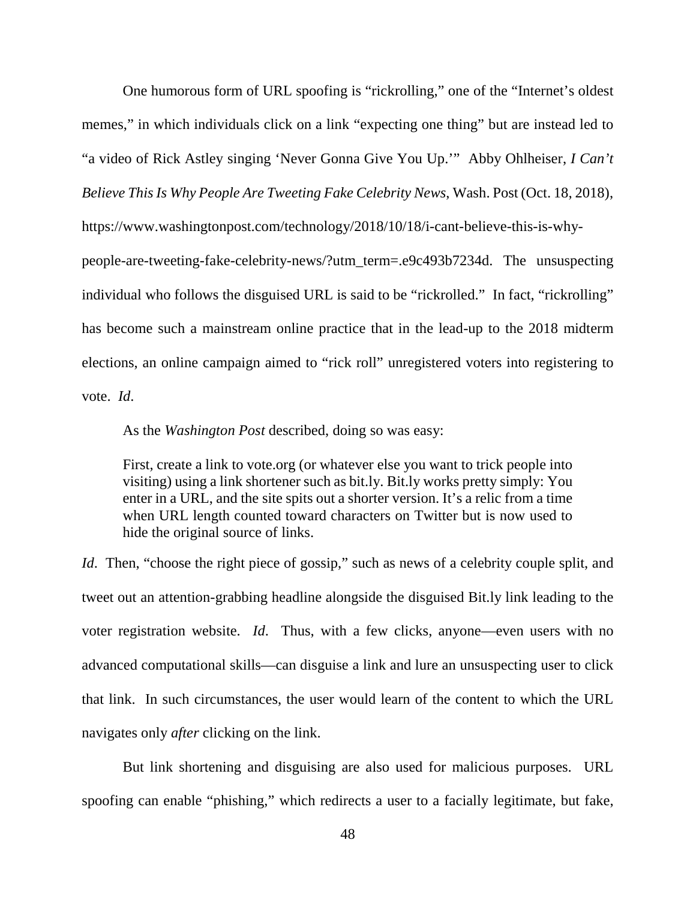One humorous form of URL spoofing is "rickrolling," one of the "Internet's oldest memes," in which individuals click on a link "expecting one thing" but are instead led to "a video of Rick Astley singing 'Never Gonna Give You Up.'" Abby Ohlheiser, *I Can't Believe This Is Why People Are Tweeting Fake Celebrity News*, Wash. Post (Oct. 18, 2018), https://www.washingtonpost.com/technology/2018/10/18/i-cant-believe-this-is-why-people-are-tweeting-fake-celebrity-news/?utm_term=.e9c493b7234d. The unsuspecting individual who follows the disguised URL is said to be "rickrolled." In fact, "rickrolling" has become such a mainstream online practice that in the lead-up to the 2018 midterm elections, an online campaign aimed to "rick roll" unregistered voters into registering to vote. *Id*.

As the *Washington Post* described, doing so was easy:

> First, create a link to vote.org (or whatever else you want to trick people into visiting) using a link shortener such as bit.ly. Bit.ly works pretty simply: You enter in a URL, and the site spits out a shorter version. It's a relic from a time when URL length counted toward characters on Twitter but is now used to hide the original source of links.

*Id*. Then, "choose the right piece of gossip," such as news of a celebrity couple split, and tweet out an attention-grabbing headline alongside the disguised Bit.ly link leading to the voter registration website. *Id*. Thus, with a few clicks, anyone—even users with no advanced computational skills—can disguise a link and lure an unsuspecting user to click that link. In such circumstances, the user would learn of the content to which the URL navigates only *after* clicking on the link.

But link shortening and disguising are also used for malicious purposes. URL spoofing can enable "phishing," which redirects a user to a facially legitimate, but fake,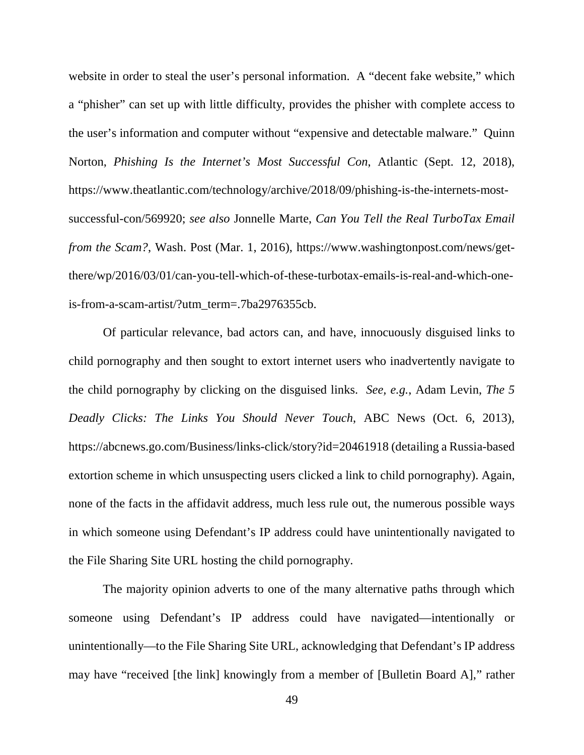website in order to steal the user's personal information. A "decent fake website," which a "phisher" can set up with little difficulty, provides the phisher with complete access to the user's information and computer without "expensive and detectable malware." Quinn Norton, *Phishing Is the Internet's Most Successful Con*, Atlantic (Sept. 12, 2018), https://www.theatlantic.com/technology/archive/2018/09/phishing-is-the-internets-most-successful-con/569920; *see also* Jonnelle Marte, *Can You Tell the Real TurboTax Email from the Scam?*, Wash. Post (Mar. 1, 2016), https://www.washingtonpost.com/news/get-there/wp/2016/03/01/can-you-tell-which-of-these-turbotax-emails-is-real-and-which-one-is-from-a-scam-artist/?utm_term=.7ba2976355cb.

Of particular relevance, bad actors can, and have, innocuously disguised links to child pornography and then sought to extort internet users who inadvertently navigate to the child pornography by clicking on the disguised links. *See, e.g.*, Adam Levin, *The 5 Deadly Clicks: The Links You Should Never Touch*, ABC News (Oct. 6, 2013), https://abcnews.go.com/Business/links-click/story?id=20461918 (detailing a Russia-based extortion scheme in which unsuspecting users clicked a link to child pornography). Again, none of the facts in the affidavit address, much less rule out, the numerous possible ways in which someone using Defendant's IP address could have unintentionally navigated to the File Sharing Site URL hosting the child pornography.

The majority opinion adverts to one of the many alternative paths through which someone using Defendant's IP address could have navigated—intentionally or unintentionally—to the File Sharing Site URL, acknowledging that Defendant's IP address may have "received [the link] knowingly from a member of [Bulletin Board A]," rather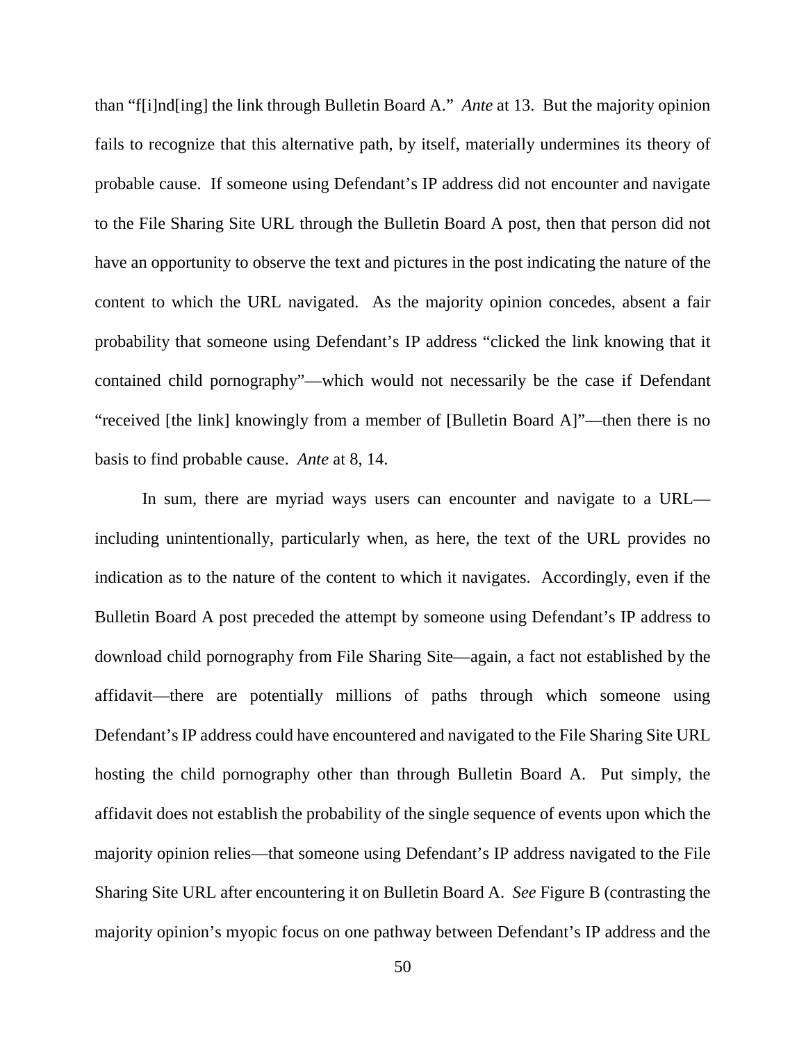than "f[i]nd[ing] the link through Bulletin Board A." *Ante* at 13. But the majority opinion fails to recognize that this alternative path, by itself, materially undermines its theory of probable cause. If someone using Defendant's IP address did not encounter and navigate to the File Sharing Site URL through the Bulletin Board A post, then that person did not have an opportunity to observe the text and pictures in the post indicating the nature of the content to which the URL navigated. As the majority opinion concedes, absent a fair probability that someone using Defendant's IP address "clicked the link knowing that it contained child pornography"—which would not necessarily be the case if Defendant "received [the link] knowingly from a member of [Bulletin Board A]"—then there is no basis to find probable cause. *Ante* at 8, 14.

In sum, there are myriad ways users can encounter and navigate to a URL—including unintentionally, particularly when, as here, the text of the URL provides no indication as to the nature of the content to which it navigates. Accordingly, even if the Bulletin Board A post preceded the attempt by someone using Defendant's IP address to download child pornography from File Sharing Site—again, a fact not established by the affidavit—there are potentially millions of paths through which someone using Defendant's IP address could have encountered and navigated to the File Sharing Site URL hosting the child pornography other than through Bulletin Board A. Put simply, the affidavit does not establish the probability of the single sequence of events upon which the majority opinion relies—that someone using Defendant's IP address navigated to the File Sharing Site URL after encountering it on Bulletin Board A. *See* Figure B (contrasting the majority opinion's myopic focus on one pathway between Defendant's IP address and the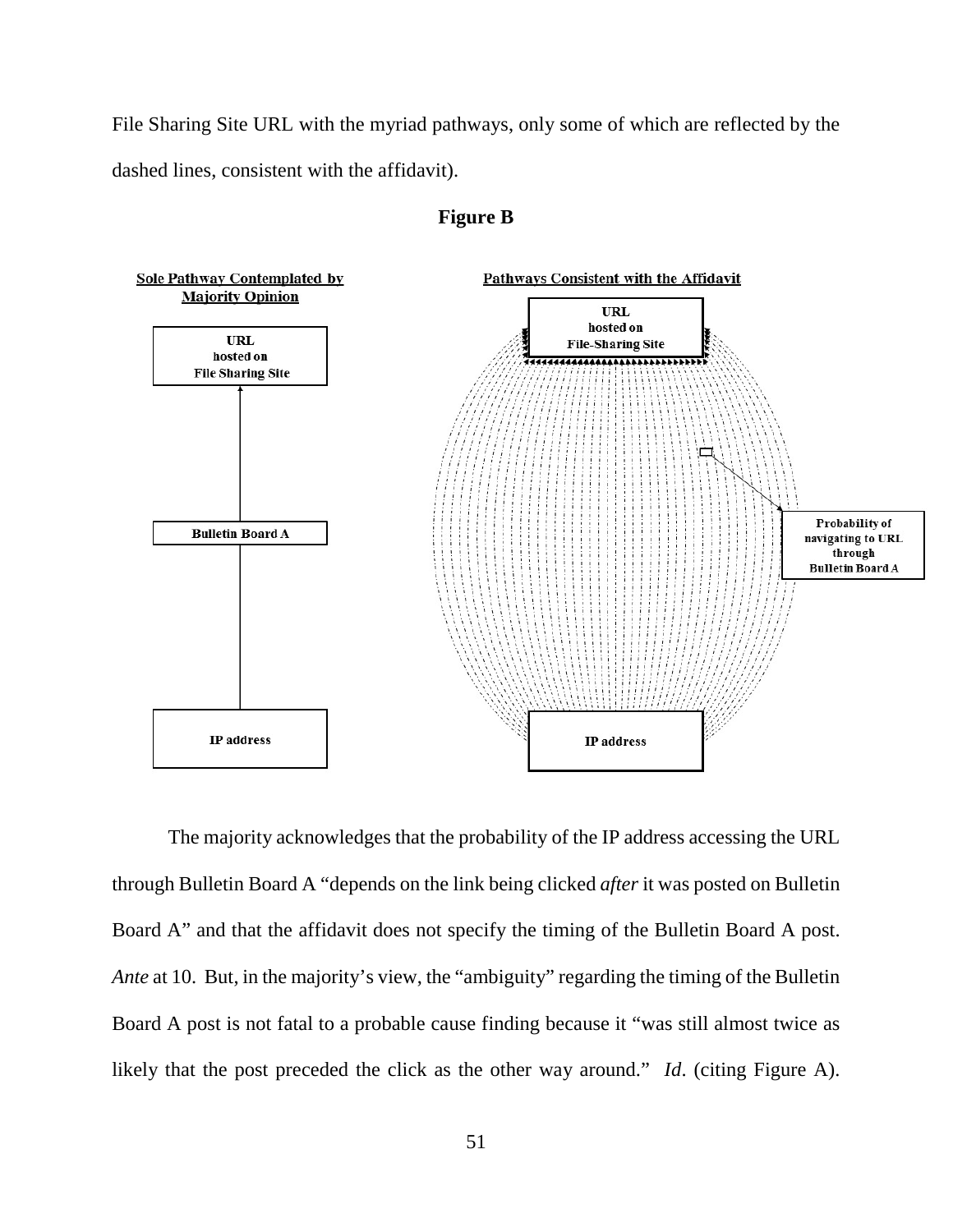File Sharing Site URL with the myriad pathways, only some of which are reflected by the dashed lines, consistent with the affidavit).

**Figure B**

**Sole Pathway Contemplated by Majority Opinion**

URL hosted on File Sharing Site

Bulletin Board A

IP address

**Pathways Consistent with the Affidavit**

URL hosted on File-Sharing Site

Probability of navigating to URL through Bulletin Board A

IP address

The majority acknowledges that the probability of the IP address accessing the URL through Bulletin Board A "depends on the link being clicked *after* it was posted on Bulletin Board A" and that the affidavit does not specify the timing of the Bulletin Board A post. *Ante* at 10. But, in the majority's view, the "ambiguity" regarding the timing of the Bulletin Board A post is not fatal to a probable cause finding because it "was still almost twice as likely that the post preceded the click as the other way around." *Id*. (citing Figure A).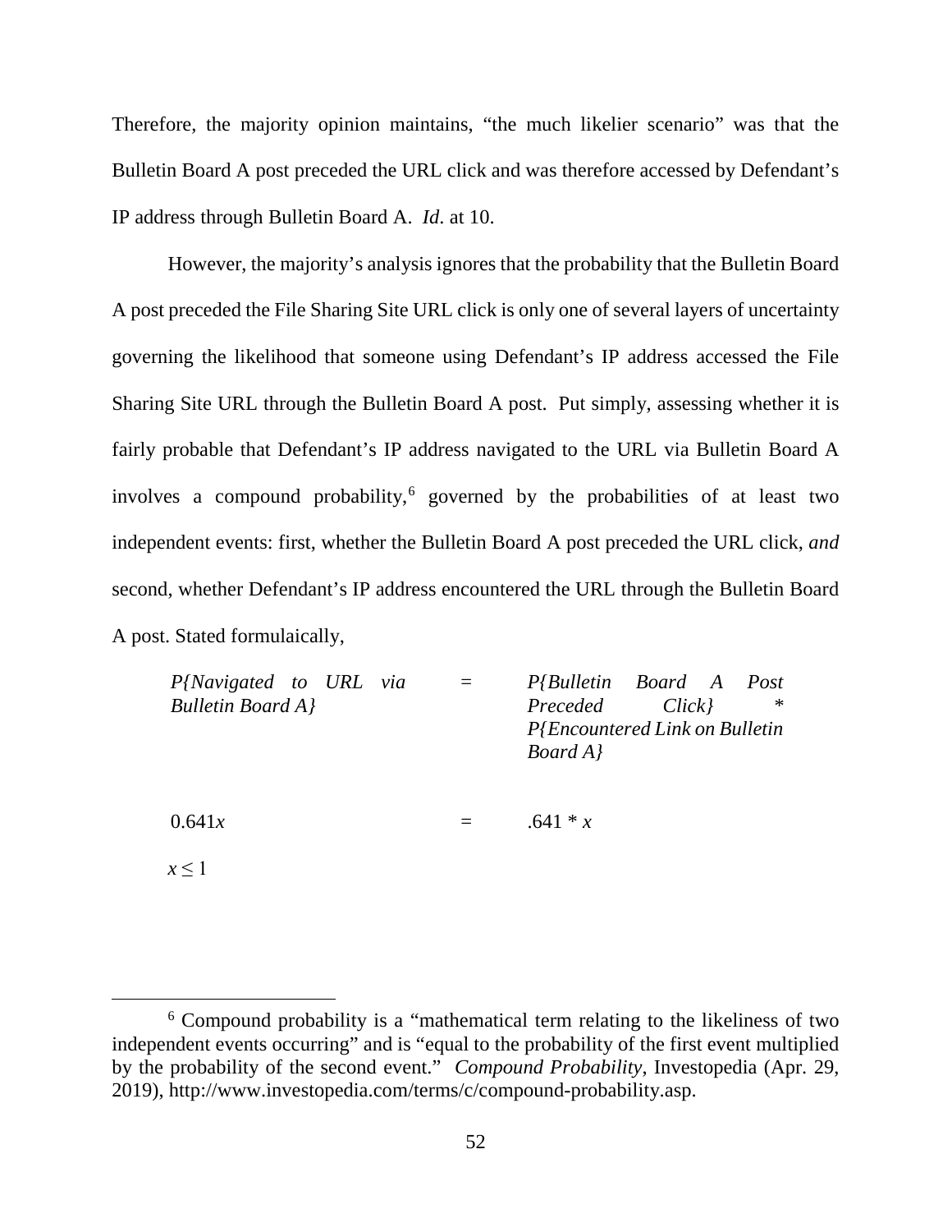Therefore, the majority opinion maintains, "the much likelier scenario" was that the Bulletin Board A post preceded the URL click and was therefore accessed by Defendant's IP address through Bulletin Board A. *Id*. at 10.

However, the majority's analysis ignores that the probability that the Bulletin Board A post preceded the File Sharing Site URL click is only one of several layers of uncertainty governing the likelihood that someone using Defendant's IP address accessed the File Sharing Site URL through the Bulletin Board A post. Put simply, assessing whether it is fairly probable that Defendant's IP address navigated to the URL via Bulletin Board A involves a compound probability,[6] governed by the probabilities of at least two independent events: first, whether the Bulletin Board A post preceded the URL click, *and* second, whether Defendant's IP address encountered the URL through the Bulletin Board A post. Stated formulaically,

| | | |
|---|---|---|
| *P{Navigated to URL via Bulletin Board A}* | = | *P{Bulletin Board A Post Preceded Click}* * *P{Encountered Link on Bulletin Board A}* |
| $0.641x$ | = | $.641 * x$ |
| $x \leq 1$ | | |

---

[6] Compound probability is a "mathematical term relating to the likeliness of two independent events occurring" and is "equal to the probability of the first event multiplied by the probability of the second event." *Compound Probability*, Investopedia (Apr. 29, 2019), http://www.investopedia.com/terms/c/compound-probability.asp.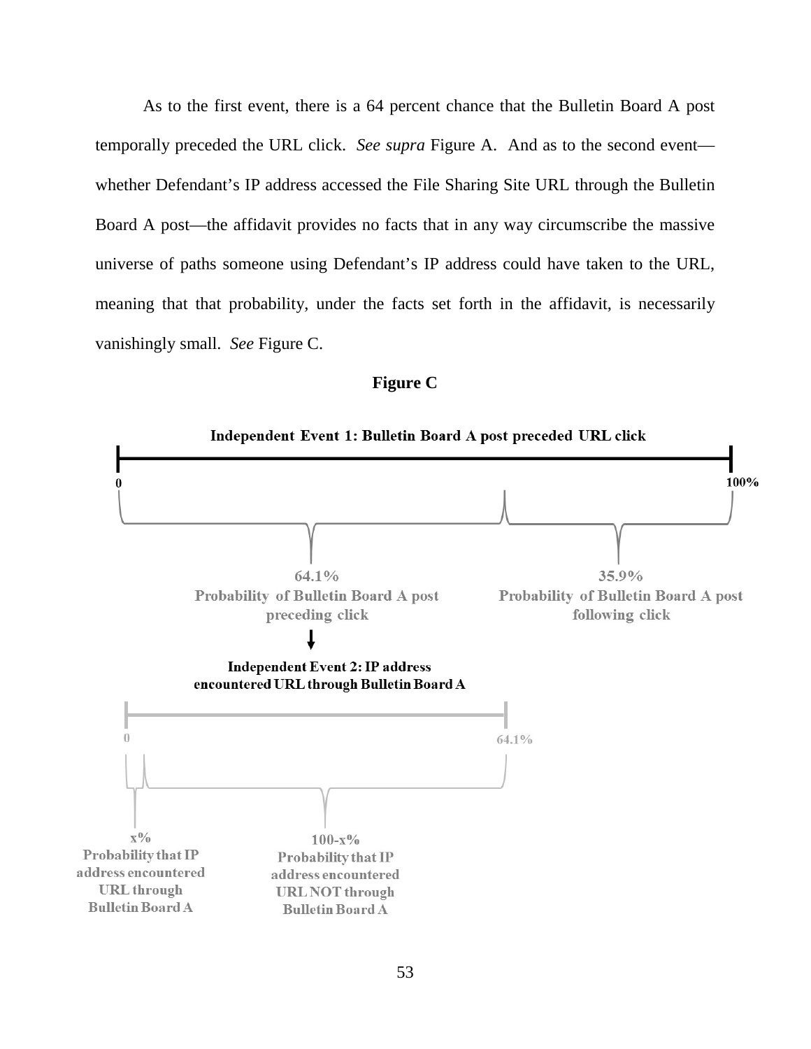As to the first event, there is a 64 percent chance that the Bulletin Board A post temporally preceded the URL click. *See supra* Figure A. And as to the second event—whether Defendant's IP address accessed the File Sharing Site URL through the Bulletin Board A post—the affidavit provides no facts that in any way circumscribe the massive universe of paths someone using Defendant's IP address could have taken to the URL, meaning that that probability, under the facts set forth in the affidavit, is necessarily vanishingly small. *See* Figure C.

**Figure C**

**Independent Event 1: Bulletin Board A post preceded URL click**

0 — 100%

64.1%
Probability of Bulletin Board A post preceding click

35.9%
Probability of Bulletin Board A post following click

**Independent Event 2: IP address encountered URL through Bulletin Board A**

0 — 64.1%

x%
Probability that IP address encountered URL through Bulletin Board A

100-x%
Probability that IP address encountered URL NOT through Bulletin Board A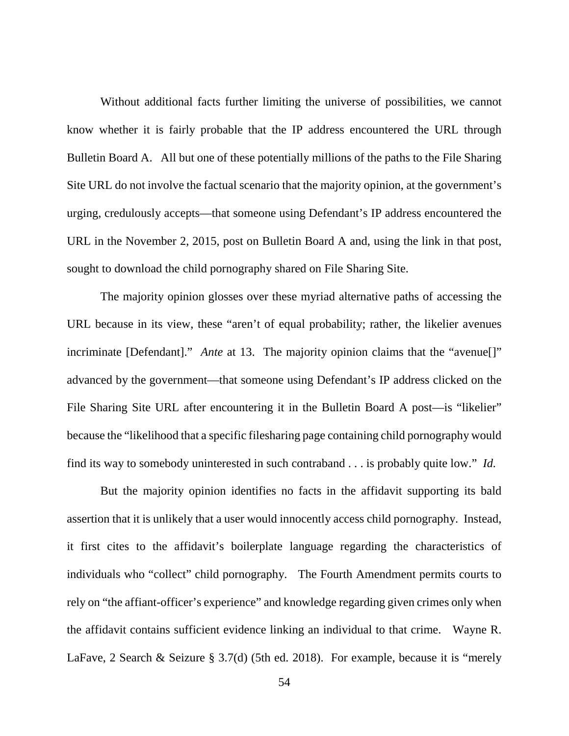Without additional facts further limiting the universe of possibilities, we cannot know whether it is fairly probable that the IP address encountered the URL through Bulletin Board A. All but one of these potentially millions of the paths to the File Sharing Site URL do not involve the factual scenario that the majority opinion, at the government's urging, credulously accepts—that someone using Defendant's IP address encountered the URL in the November 2, 2015, post on Bulletin Board A and, using the link in that post, sought to download the child pornography shared on File Sharing Site.

The majority opinion glosses over these myriad alternative paths of accessing the URL because in its view, these "aren't of equal probability; rather, the likelier avenues incriminate [Defendant]." *Ante* at 13. The majority opinion claims that the "avenue[]" advanced by the government—that someone using Defendant's IP address clicked on the File Sharing Site URL after encountering it in the Bulletin Board A post—is "likelier" because the "likelihood that a specific filesharing page containing child pornography would find its way to somebody uninterested in such contraband . . . is probably quite low." *Id.*

But the majority opinion identifies no facts in the affidavit supporting its bald assertion that it is unlikely that a user would innocently access child pornography. Instead, it first cites to the affidavit's boilerplate language regarding the characteristics of individuals who "collect" child pornography. The Fourth Amendment permits courts to rely on "the affiant-officer's experience" and knowledge regarding given crimes only when the affidavit contains sufficient evidence linking an individual to that crime. Wayne R. LaFave, 2 Search & Seizure § 3.7(d) (5th ed. 2018). For example, because it is "merely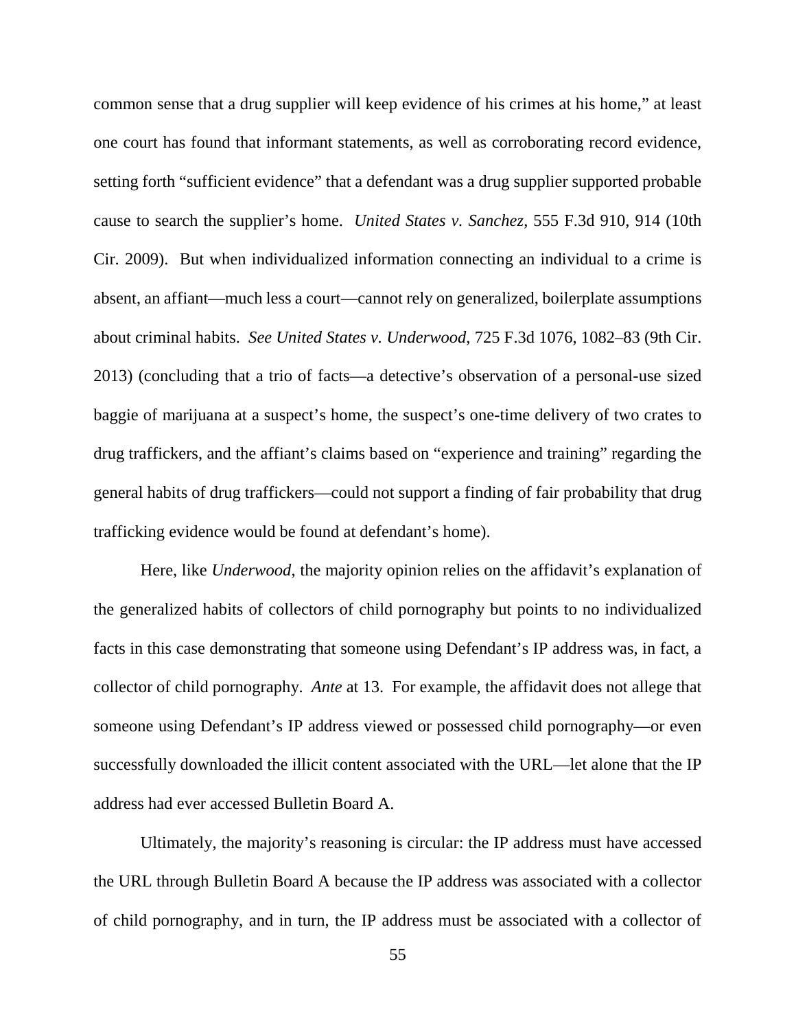common sense that a drug supplier will keep evidence of his crimes at his home," at least one court has found that informant statements, as well as corroborating record evidence, setting forth "sufficient evidence" that a defendant was a drug supplier supported probable cause to search the supplier's home. *United States v. Sanchez*, 555 F.3d 910, 914 (10th Cir. 2009). But when individualized information connecting an individual to a crime is absent, an affiant—much less a court—cannot rely on generalized, boilerplate assumptions about criminal habits. *See United States v. Underwood*, 725 F.3d 1076, 1082–83 (9th Cir. 2013) (concluding that a trio of facts—a detective's observation of a personal-use sized baggie of marijuana at a suspect's home, the suspect's one-time delivery of two crates to drug traffickers, and the affiant's claims based on "experience and training" regarding the general habits of drug traffickers—could not support a finding of fair probability that drug trafficking evidence would be found at defendant's home).

Here, like *Underwood*, the majority opinion relies on the affidavit's explanation of the generalized habits of collectors of child pornography but points to no individualized facts in this case demonstrating that someone using Defendant's IP address was, in fact, a collector of child pornography. *Ante* at 13. For example, the affidavit does not allege that someone using Defendant's IP address viewed or possessed child pornography—or even successfully downloaded the illicit content associated with the URL—let alone that the IP address had ever accessed Bulletin Board A.

Ultimately, the majority's reasoning is circular: the IP address must have accessed the URL through Bulletin Board A because the IP address was associated with a collector of child pornography, and in turn, the IP address must be associated with a collector of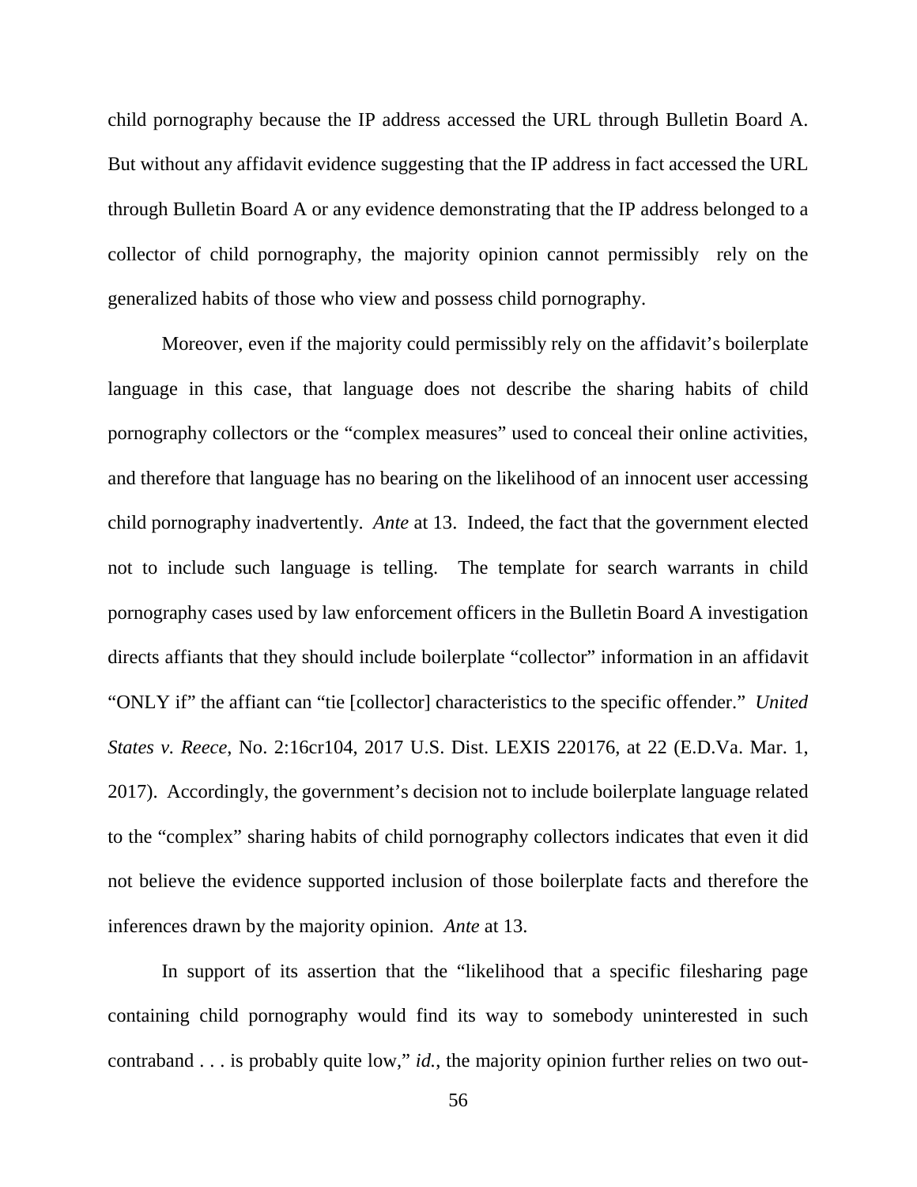child pornography because the IP address accessed the URL through Bulletin Board A. But without any affidavit evidence suggesting that the IP address in fact accessed the URL through Bulletin Board A or any evidence demonstrating that the IP address belonged to a collector of child pornography, the majority opinion cannot permissibly rely on the generalized habits of those who view and possess child pornography.

Moreover, even if the majority could permissibly rely on the affidavit's boilerplate language in this case, that language does not describe the sharing habits of child pornography collectors or the "complex measures" used to conceal their online activities, and therefore that language has no bearing on the likelihood of an innocent user accessing child pornography inadvertently. *Ante* at 13. Indeed, the fact that the government elected not to include such language is telling. The template for search warrants in child pornography cases used by law enforcement officers in the Bulletin Board A investigation directs affiants that they should include boilerplate "collector" information in an affidavit "ONLY if" the affiant can "tie [collector] characteristics to the specific offender." *United States v. Reece*, No. 2:16cr104, 2017 U.S. Dist. LEXIS 220176, at 22 (E.D.Va. Mar. 1, 2017). Accordingly, the government's decision not to include boilerplate language related to the "complex" sharing habits of child pornography collectors indicates that even it did not believe the evidence supported inclusion of those boilerplate facts and therefore the inferences drawn by the majority opinion. *Ante* at 13.

In support of its assertion that the "likelihood that a specific filesharing page containing child pornography would find its way to somebody uninterested in such contraband . . . is probably quite low," *id.*, the majority opinion further relies on two out-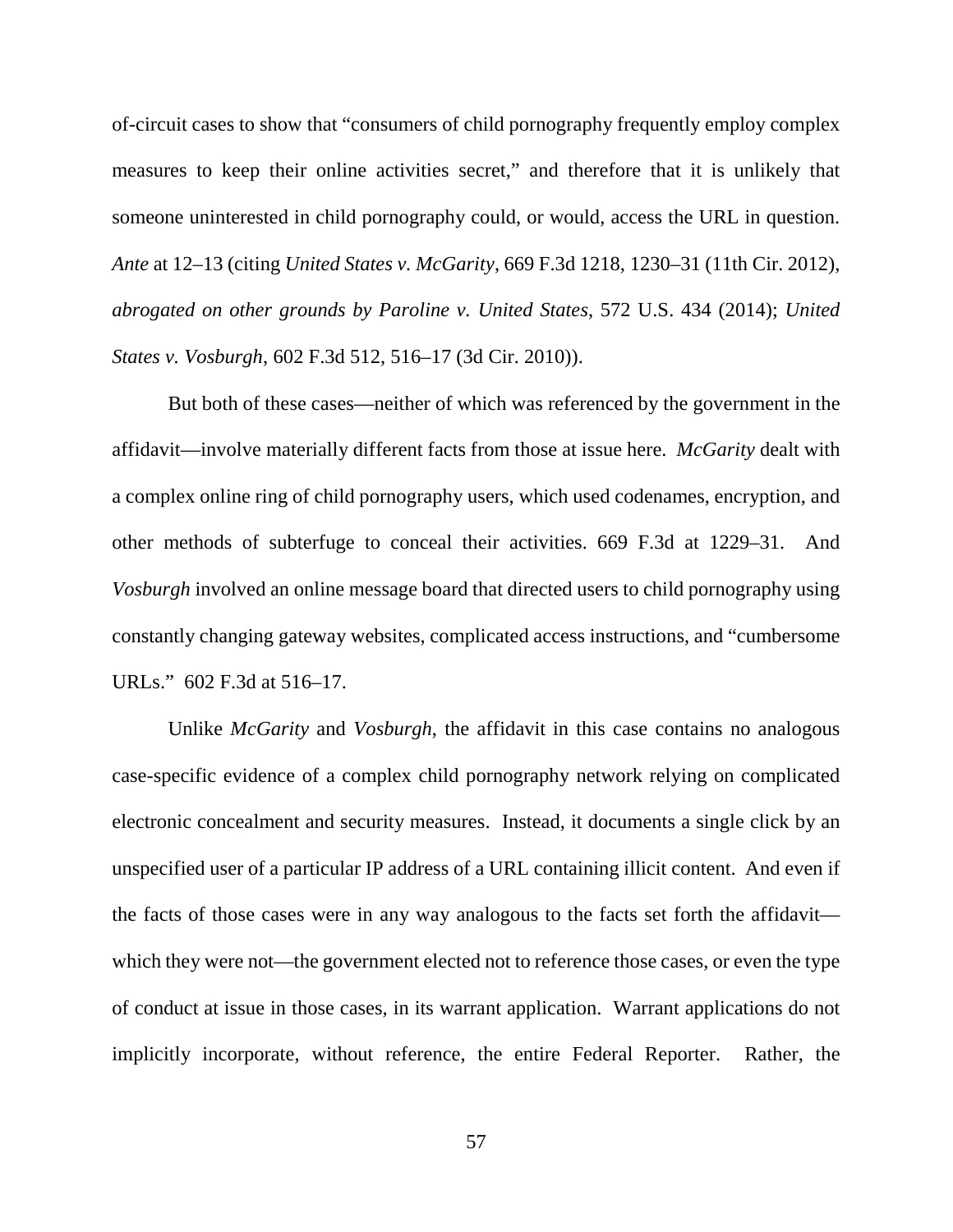of-circuit cases to show that "consumers of child pornography frequently employ complex measures to keep their online activities secret," and therefore that it is unlikely that someone uninterested in child pornography could, or would, access the URL in question. *Ante* at 12–13 (citing *United States v. McGarity*, 669 F.3d 1218, 1230–31 (11th Cir. 2012), *abrogated on other grounds by Paroline v. United States*, 572 U.S. 434 (2014); *United States v. Vosburgh*, 602 F.3d 512, 516–17 (3d Cir. 2010)).

But both of these cases—neither of which was referenced by the government in the affidavit—involve materially different facts from those at issue here. *McGarity* dealt with a complex online ring of child pornography users, which used codenames, encryption, and other methods of subterfuge to conceal their activities. 669 F.3d at 1229–31. And *Vosburgh* involved an online message board that directed users to child pornography using constantly changing gateway websites, complicated access instructions, and "cumbersome URLs." 602 F.3d at 516–17.

Unlike *McGarity* and *Vosburgh*, the affidavit in this case contains no analogous case-specific evidence of a complex child pornography network relying on complicated electronic concealment and security measures. Instead, it documents a single click by an unspecified user of a particular IP address of a URL containing illicit content. And even if the facts of those cases were in any way analogous to the facts set forth the affidavit—which they were not—the government elected not to reference those cases, or even the type of conduct at issue in those cases, in its warrant application. Warrant applications do not implicitly incorporate, without reference, the entire Federal Reporter. Rather, the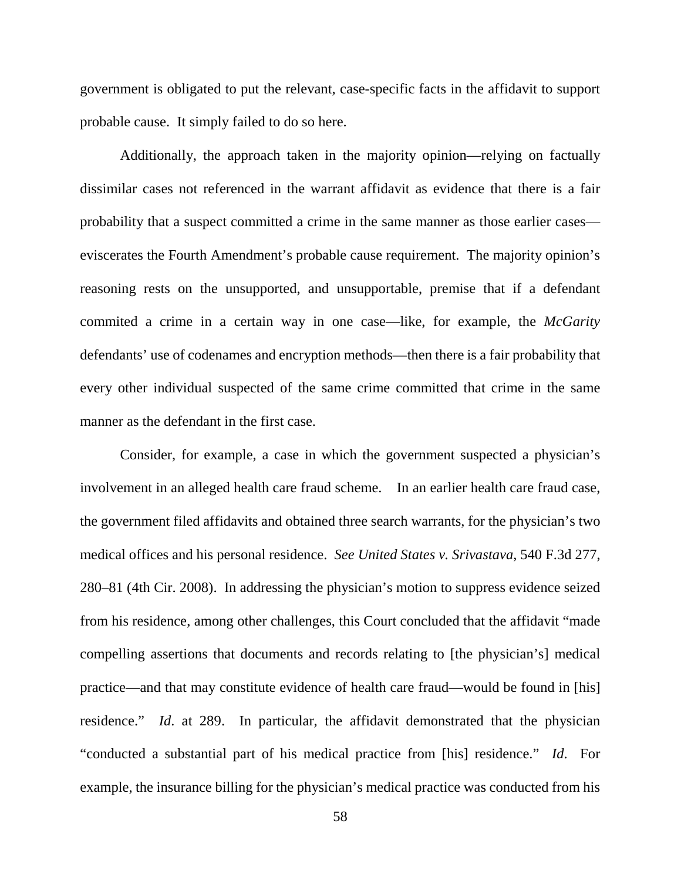government is obligated to put the relevant, case-specific facts in the affidavit to support probable cause. It simply failed to do so here.

Additionally, the approach taken in the majority opinion—relying on factually dissimilar cases not referenced in the warrant affidavit as evidence that there is a fair probability that a suspect committed a crime in the same manner as those earlier cases—eviscerates the Fourth Amendment's probable cause requirement. The majority opinion's reasoning rests on the unsupported, and unsupportable, premise that if a defendant commited a crime in a certain way in one case—like, for example, the *McGarity* defendants' use of codenames and encryption methods—then there is a fair probability that every other individual suspected of the same crime committed that crime in the same manner as the defendant in the first case.

Consider, for example, a case in which the government suspected a physician's involvement in an alleged health care fraud scheme. In an earlier health care fraud case, the government filed affidavits and obtained three search warrants, for the physician's two medical offices and his personal residence. *See United States v. Srivastava*, 540 F.3d 277, 280–81 (4th Cir. 2008). In addressing the physician's motion to suppress evidence seized from his residence, among other challenges, this Court concluded that the affidavit "made compelling assertions that documents and records relating to [the physician's] medical practice—and that may constitute evidence of health care fraud—would be found in [his] residence." *Id*. at 289. In particular, the affidavit demonstrated that the physician "conducted a substantial part of his medical practice from [his] residence." *Id*. For example, the insurance billing for the physician's medical practice was conducted from his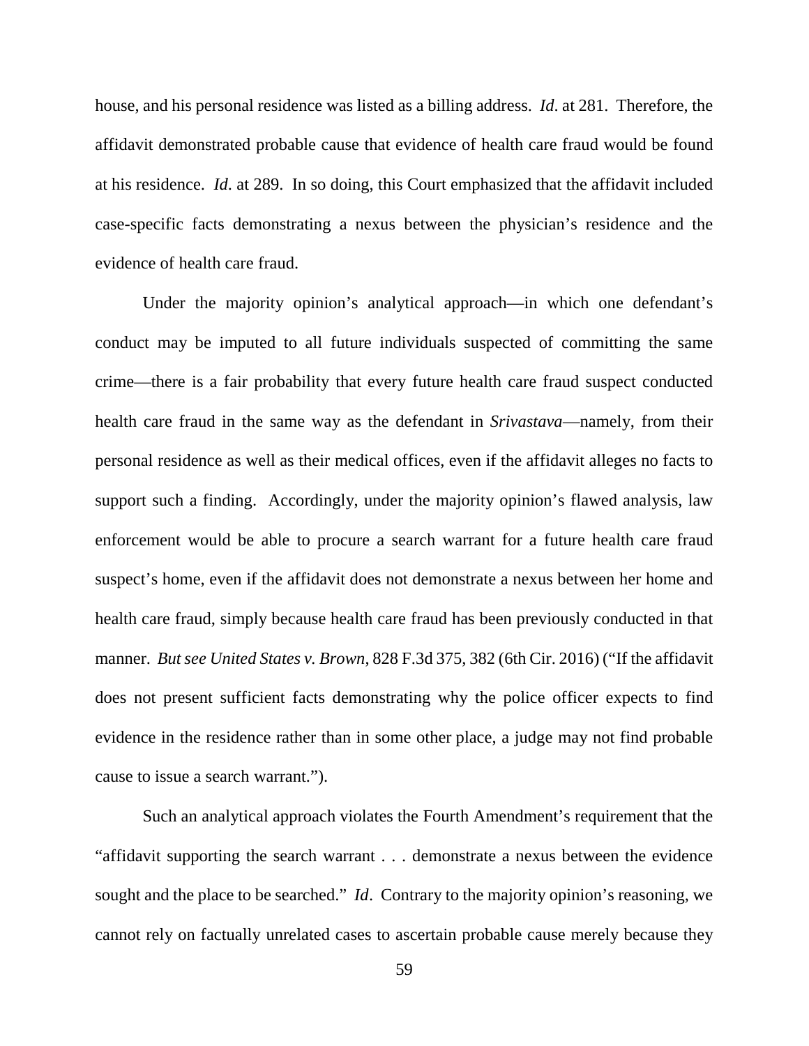house, and his personal residence was listed as a billing address. *Id*. at 281. Therefore, the affidavit demonstrated probable cause that evidence of health care fraud would be found at his residence. *Id*. at 289. In so doing, this Court emphasized that the affidavit included case-specific facts demonstrating a nexus between the physician's residence and the evidence of health care fraud.

Under the majority opinion's analytical approach—in which one defendant's conduct may be imputed to all future individuals suspected of committing the same crime—there is a fair probability that every future health care fraud suspect conducted health care fraud in the same way as the defendant in *Srivastava*—namely, from their personal residence as well as their medical offices, even if the affidavit alleges no facts to support such a finding. Accordingly, under the majority opinion's flawed analysis, law enforcement would be able to procure a search warrant for a future health care fraud suspect's home, even if the affidavit does not demonstrate a nexus between her home and health care fraud, simply because health care fraud has been previously conducted in that manner. *But see United States v. Brown*, 828 F.3d 375, 382 (6th Cir. 2016) ("If the affidavit does not present sufficient facts demonstrating why the police officer expects to find evidence in the residence rather than in some other place, a judge may not find probable cause to issue a search warrant.").

Such an analytical approach violates the Fourth Amendment's requirement that the "affidavit supporting the search warrant . . . demonstrate a nexus between the evidence sought and the place to be searched." *Id*. Contrary to the majority opinion's reasoning, we cannot rely on factually unrelated cases to ascertain probable cause merely because they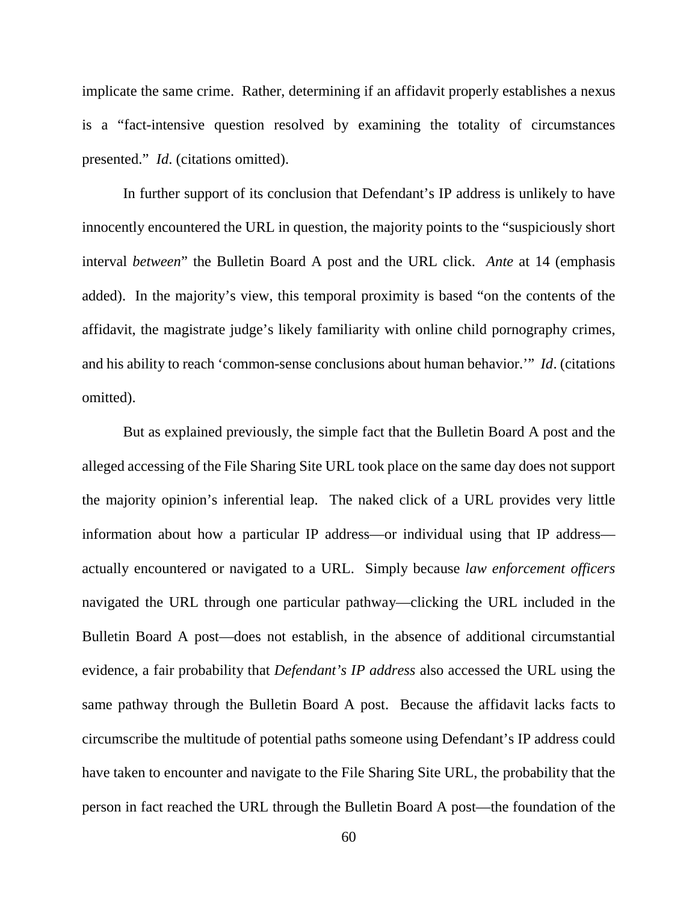implicate the same crime. Rather, determining if an affidavit properly establishes a nexus is a "fact-intensive question resolved by examining the totality of circumstances presented." *Id*. (citations omitted).

In further support of its conclusion that Defendant's IP address is unlikely to have innocently encountered the URL in question, the majority points to the "suspiciously short interval *between*" the Bulletin Board A post and the URL click. *Ante* at 14 (emphasis added). In the majority's view, this temporal proximity is based "on the contents of the affidavit, the magistrate judge's likely familiarity with online child pornography crimes, and his ability to reach 'common-sense conclusions about human behavior.'" *Id*. (citations omitted).

But as explained previously, the simple fact that the Bulletin Board A post and the alleged accessing of the File Sharing Site URL took place on the same day does not support the majority opinion's inferential leap. The naked click of a URL provides very little information about how a particular IP address—or individual using that IP address—actually encountered or navigated to a URL. Simply because *law enforcement officers* navigated the URL through one particular pathway—clicking the URL included in the Bulletin Board A post—does not establish, in the absence of additional circumstantial evidence, a fair probability that *Defendant's IP address* also accessed the URL using the same pathway through the Bulletin Board A post. Because the affidavit lacks facts to circumscribe the multitude of potential paths someone using Defendant's IP address could have taken to encounter and navigate to the File Sharing Site URL, the probability that the person in fact reached the URL through the Bulletin Board A post—the foundation of the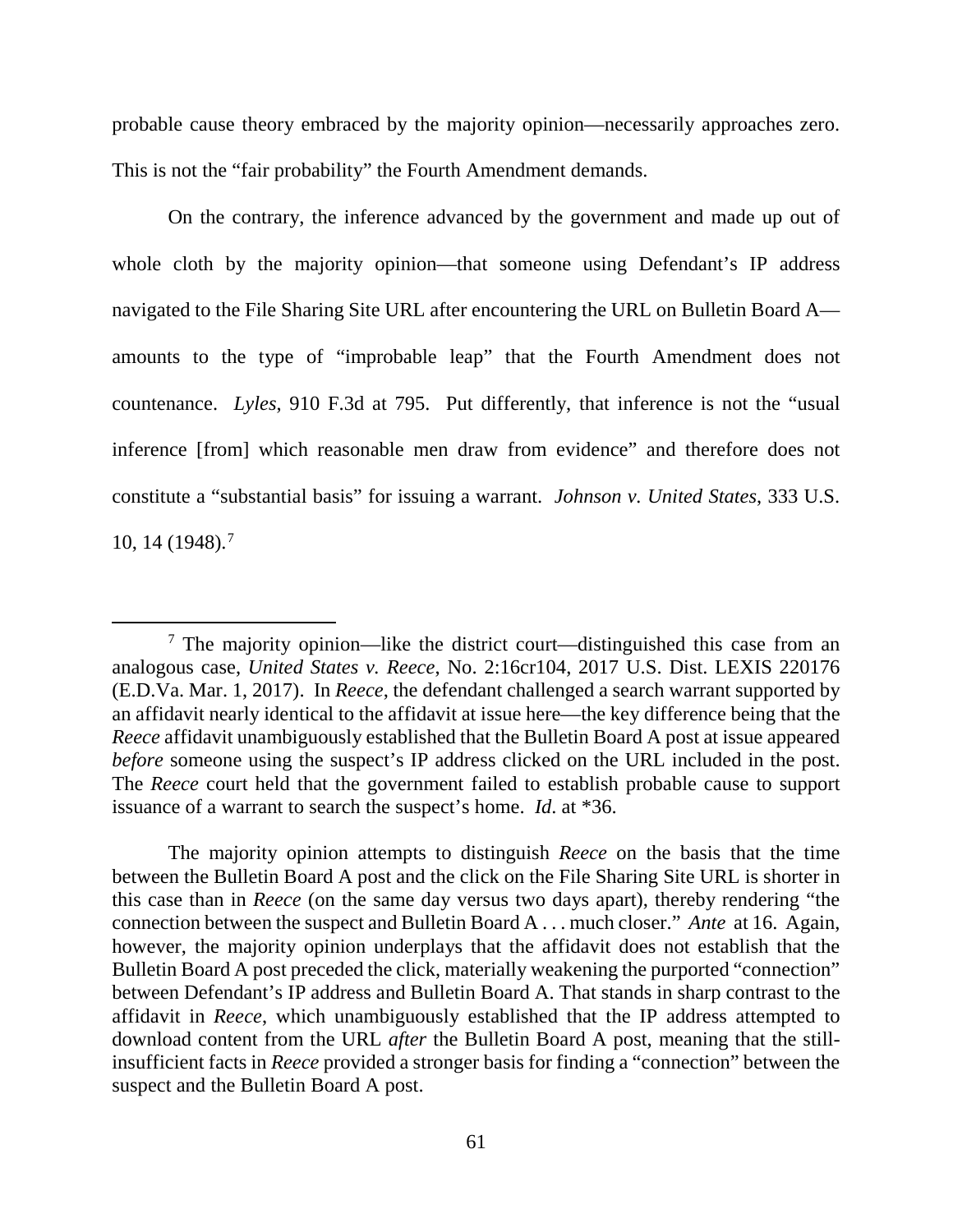probable cause theory embraced by the majority opinion—necessarily approaches zero. This is not the "fair probability" the Fourth Amendment demands.

On the contrary, the inference advanced by the government and made up out of whole cloth by the majority opinion—that someone using Defendant's IP address navigated to the File Sharing Site URL after encountering the URL on Bulletin Board A—amounts to the type of "improbable leap" that the Fourth Amendment does not countenance. *Lyles*, 910 F.3d at 795. Put differently, that inference is not the "usual inference [from] which reasonable men draw from evidence" and therefore does not constitute a "substantial basis" for issuing a warrant. *Johnson v. United States*, 333 U.S. 10, 14 (1948).[7]

---

[7] The majority opinion—like the district court—distinguished this case from an analogous case, *United States v. Reece*, No. 2:16cr104, 2017 U.S. Dist. LEXIS 220176 (E.D.Va. Mar. 1, 2017). In *Reece*, the defendant challenged a search warrant supported by an affidavit nearly identical to the affidavit at issue here—the key difference being that the *Reece* affidavit unambiguously established that the Bulletin Board A post at issue appeared *before* someone using the suspect's IP address clicked on the URL included in the post. The *Reece* court held that the government failed to establish probable cause to support issuance of a warrant to search the suspect's home. *Id*. at \*36.

The majority opinion attempts to distinguish *Reece* on the basis that the time between the Bulletin Board A post and the click on the File Sharing Site URL is shorter in this case than in *Reece* (on the same day versus two days apart), thereby rendering "the connection between the suspect and Bulletin Board A . . . much closer." *Ante* at 16. Again, however, the majority opinion underplays that the affidavit does not establish that the Bulletin Board A post preceded the click, materially weakening the purported "connection" between Defendant's IP address and Bulletin Board A. That stands in sharp contrast to the affidavit in *Reece*, which unambiguously established that the IP address attempted to download content from the URL *after* the Bulletin Board A post, meaning that the still-insufficient facts in *Reece* provided a stronger basis for finding a "connection" between the suspect and the Bulletin Board A post.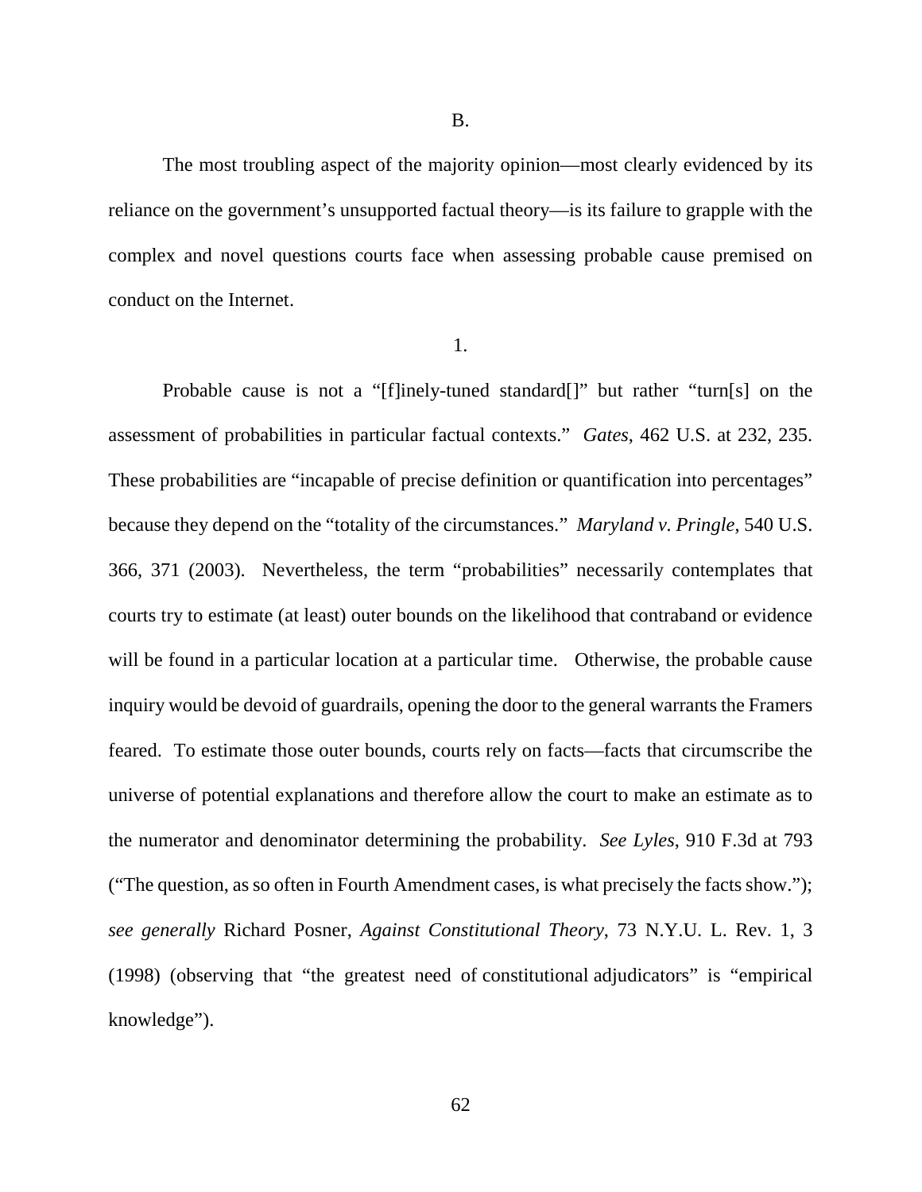B.

The most troubling aspect of the majority opinion—most clearly evidenced by its reliance on the government's unsupported factual theory—is its failure to grapple with the complex and novel questions courts face when assessing probable cause premised on conduct on the Internet.

1.

Probable cause is not a "[f]inely-tuned standard[]" but rather "turn[s] on the assessment of probabilities in particular factual contexts." *Gates*, 462 U.S. at 232, 235. These probabilities are "incapable of precise definition or quantification into percentages" because they depend on the "totality of the circumstances." *Maryland v. Pringle*, 540 U.S. 366, 371 (2003). Nevertheless, the term "probabilities" necessarily contemplates that courts try to estimate (at least) outer bounds on the likelihood that contraband or evidence will be found in a particular location at a particular time. Otherwise, the probable cause inquiry would be devoid of guardrails, opening the door to the general warrants the Framers feared. To estimate those outer bounds, courts rely on facts—facts that circumscribe the universe of potential explanations and therefore allow the court to make an estimate as to the numerator and denominator determining the probability. *See Lyles*, 910 F.3d at 793 ("The question, as so often in Fourth Amendment cases, is what precisely the facts show."); *see generally* Richard Posner, *Against Constitutional Theory*, 73 N.Y.U. L. Rev. 1, 3 (1998) (observing that "the greatest need of constitutional adjudicators" is "empirical knowledge").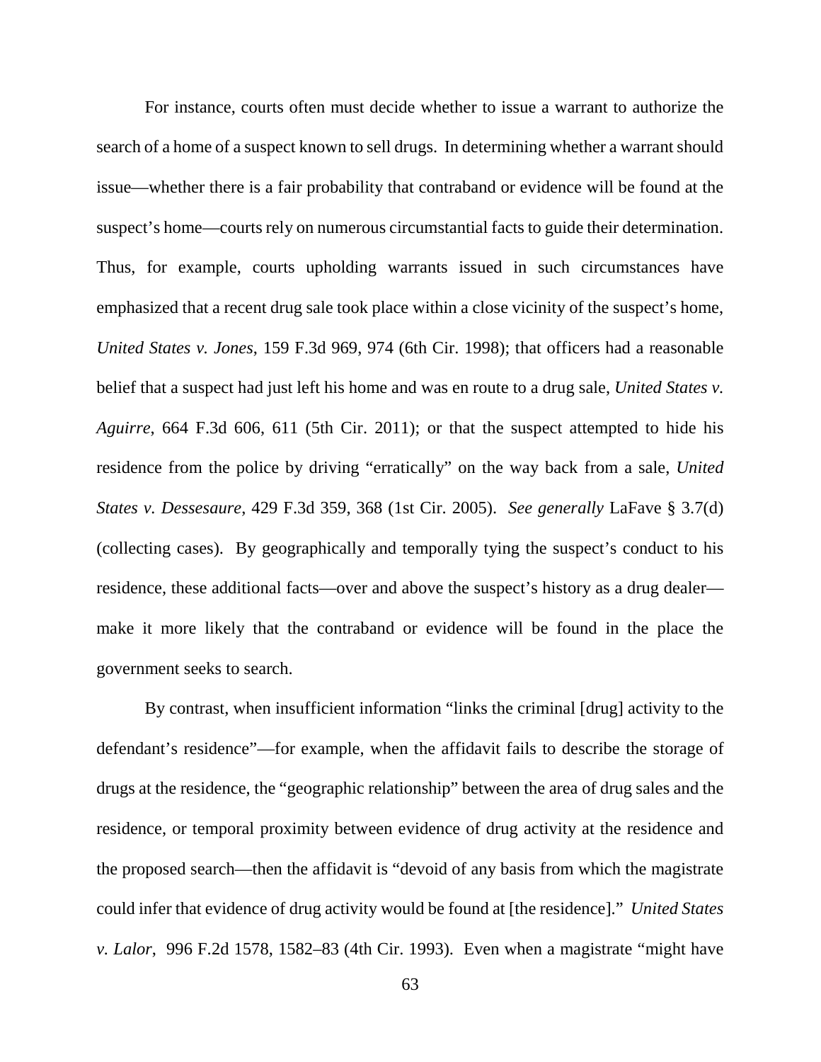For instance, courts often must decide whether to issue a warrant to authorize the search of a home of a suspect known to sell drugs. In determining whether a warrant should issue—whether there is a fair probability that contraband or evidence will be found at the suspect's home—courts rely on numerous circumstantial facts to guide their determination. Thus, for example, courts upholding warrants issued in such circumstances have emphasized that a recent drug sale took place within a close vicinity of the suspect's home, *United States v. Jones*, 159 F.3d 969, 974 (6th Cir. 1998); that officers had a reasonable belief that a suspect had just left his home and was en route to a drug sale, *United States v. Aguirre*, 664 F.3d 606, 611 (5th Cir. 2011); or that the suspect attempted to hide his residence from the police by driving "erratically" on the way back from a sale, *United States v. Dessesaure*, 429 F.3d 359, 368 (1st Cir. 2005). *See generally* LaFave § 3.7(d) (collecting cases). By geographically and temporally tying the suspect's conduct to his residence, these additional facts—over and above the suspect's history as a drug dealer—make it more likely that the contraband or evidence will be found in the place the government seeks to search.

By contrast, when insufficient information "links the criminal [drug] activity to the defendant's residence"—for example, when the affidavit fails to describe the storage of drugs at the residence, the "geographic relationship" between the area of drug sales and the residence, or temporal proximity between evidence of drug activity at the residence and the proposed search—then the affidavit is "devoid of any basis from which the magistrate could infer that evidence of drug activity would be found at [the residence]." *United States v. Lalor*, 996 F.2d 1578, 1582–83 (4th Cir. 1993). Even when a magistrate "might have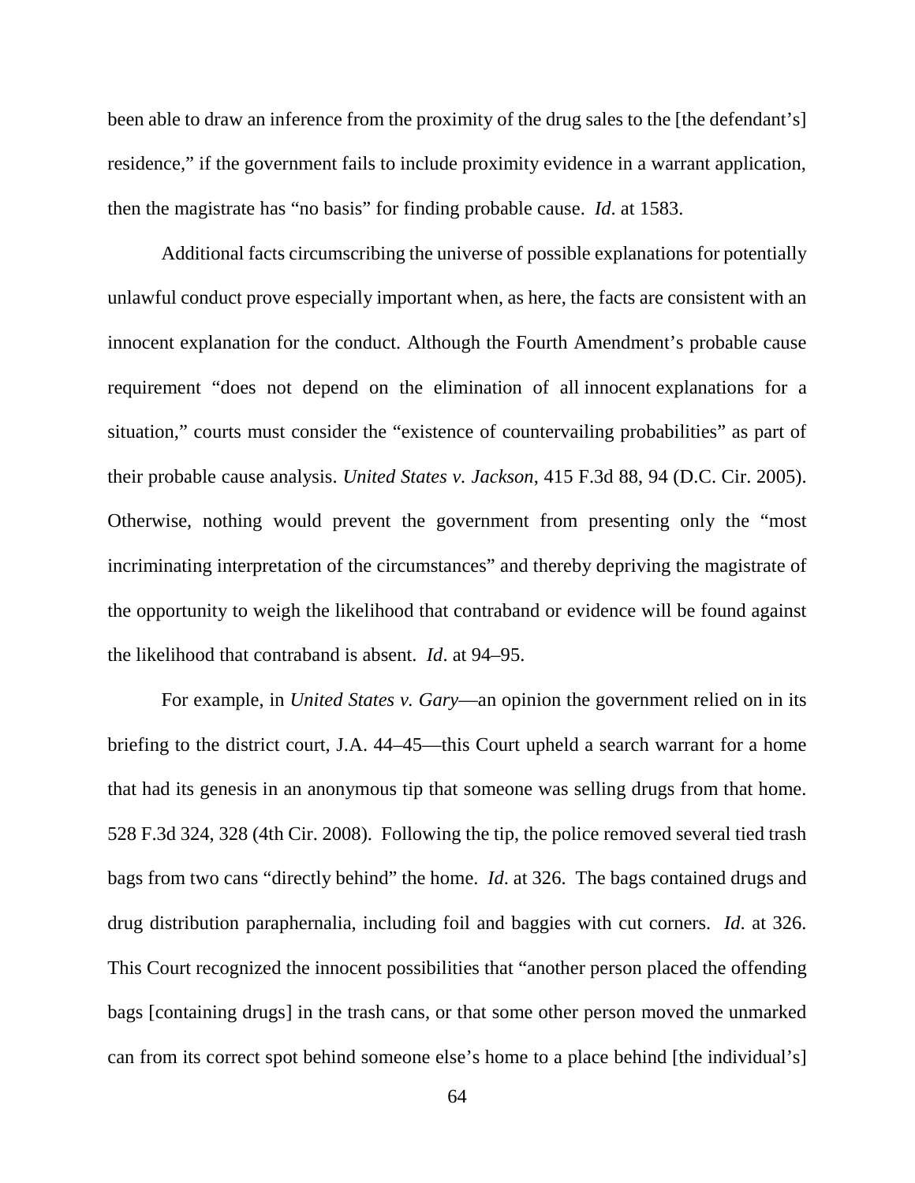been able to draw an inference from the proximity of the drug sales to the [the defendant's] residence," if the government fails to include proximity evidence in a warrant application, then the magistrate has "no basis" for finding probable cause. *Id*. at 1583.

Additional facts circumscribing the universe of possible explanations for potentially unlawful conduct prove especially important when, as here, the facts are consistent with an innocent explanation for the conduct. Although the Fourth Amendment's probable cause requirement "does not depend on the elimination of all innocent explanations for a situation," courts must consider the "existence of countervailing probabilities" as part of their probable cause analysis. *United States v. Jackson*, 415 F.3d 88, 94 (D.C. Cir. 2005). Otherwise, nothing would prevent the government from presenting only the "most incriminating interpretation of the circumstances" and thereby depriving the magistrate of the opportunity to weigh the likelihood that contraband or evidence will be found against the likelihood that contraband is absent. *Id*. at 94–95.

For example, in *United States v. Gary*—an opinion the government relied on in its briefing to the district court, J.A. 44–45—this Court upheld a search warrant for a home that had its genesis in an anonymous tip that someone was selling drugs from that home. 528 F.3d 324, 328 (4th Cir. 2008). Following the tip, the police removed several tied trash bags from two cans "directly behind" the home. *Id*. at 326. The bags contained drugs and drug distribution paraphernalia, including foil and baggies with cut corners. *Id*. at 326. This Court recognized the innocent possibilities that "another person placed the offending bags [containing drugs] in the trash cans, or that some other person moved the unmarked can from its correct spot behind someone else's home to a place behind [the individual's]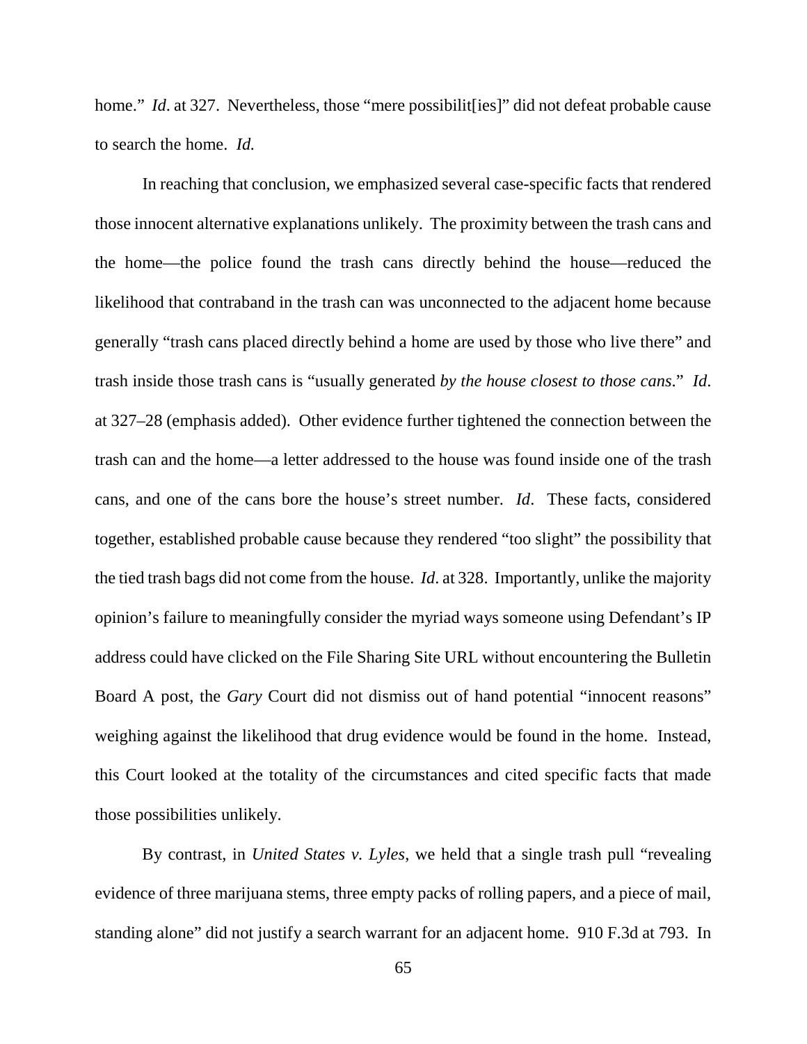home." *Id*. at 327. Nevertheless, those "mere possibilit[ies]" did not defeat probable cause to search the home. *Id.*

In reaching that conclusion, we emphasized several case-specific facts that rendered those innocent alternative explanations unlikely. The proximity between the trash cans and the home—the police found the trash cans directly behind the house—reduced the likelihood that contraband in the trash can was unconnected to the adjacent home because generally "trash cans placed directly behind a home are used by those who live there" and trash inside those trash cans is "usually generated *by the house closest to those cans*." *Id*. at 327–28 (emphasis added). Other evidence further tightened the connection between the trash can and the home—a letter addressed to the house was found inside one of the trash cans, and one of the cans bore the house's street number. *Id*. These facts, considered together, established probable cause because they rendered "too slight" the possibility that the tied trash bags did not come from the house. *Id*. at 328. Importantly, unlike the majority opinion's failure to meaningfully consider the myriad ways someone using Defendant's IP address could have clicked on the File Sharing Site URL without encountering the Bulletin Board A post, the *Gary* Court did not dismiss out of hand potential "innocent reasons" weighing against the likelihood that drug evidence would be found in the home. Instead, this Court looked at the totality of the circumstances and cited specific facts that made those possibilities unlikely.

By contrast, in *United States v. Lyles*, we held that a single trash pull "revealing evidence of three marijuana stems, three empty packs of rolling papers, and a piece of mail, standing alone" did not justify a search warrant for an adjacent home. 910 F.3d at 793. In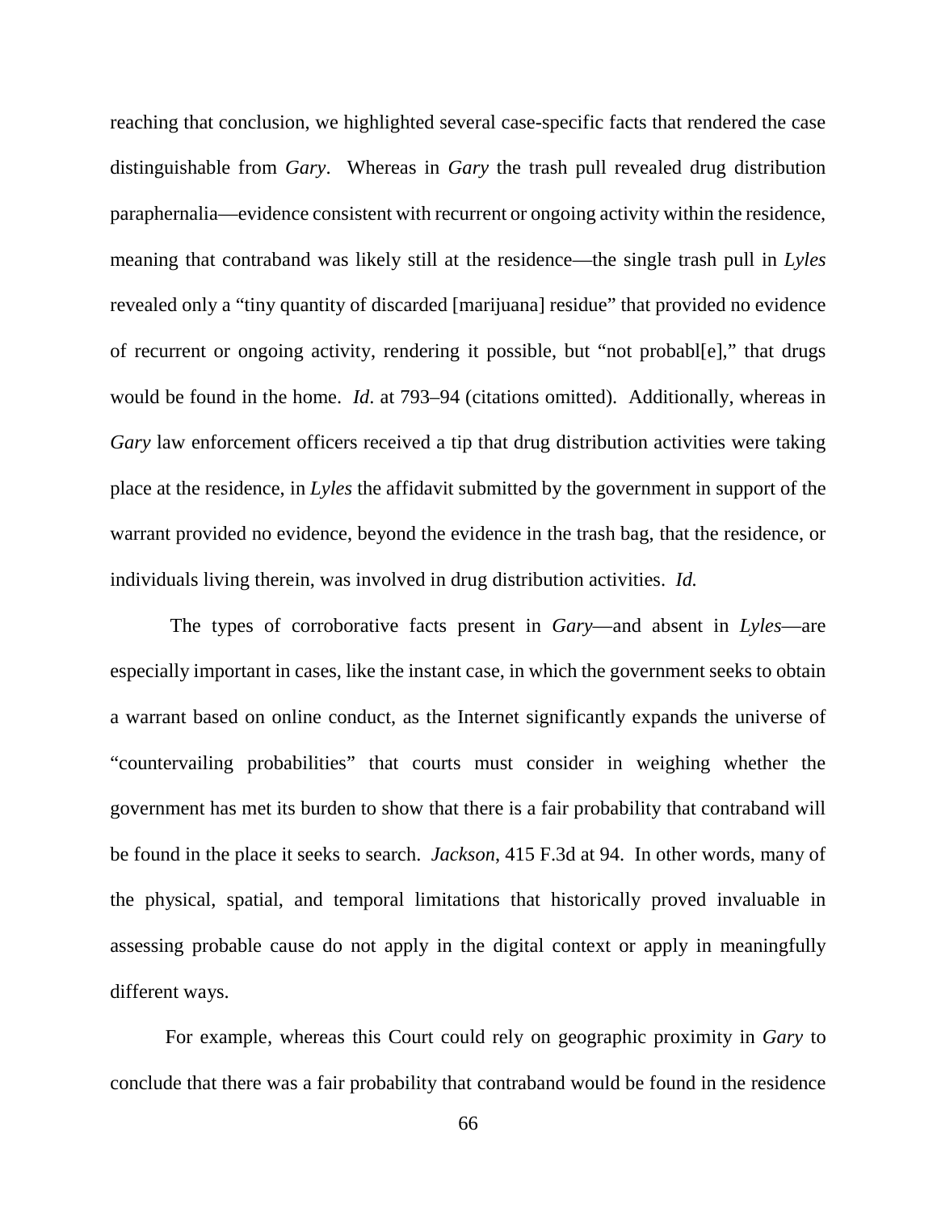reaching that conclusion, we highlighted several case-specific facts that rendered the case distinguishable from *Gary*. Whereas in *Gary* the trash pull revealed drug distribution paraphernalia—evidence consistent with recurrent or ongoing activity within the residence, meaning that contraband was likely still at the residence—the single trash pull in *Lyles* revealed only a "tiny quantity of discarded [marijuana] residue" that provided no evidence of recurrent or ongoing activity, rendering it possible, but "not probabl[e]," that drugs would be found in the home. *Id.* at 793–94 (citations omitted). Additionally, whereas in *Gary* law enforcement officers received a tip that drug distribution activities were taking place at the residence, in *Lyles* the affidavit submitted by the government in support of the warrant provided no evidence, beyond the evidence in the trash bag, that the residence, or individuals living therein, was involved in drug distribution activities. *Id.*

The types of corroborative facts present in *Gary*—and absent in *Lyles*—are especially important in cases, like the instant case, in which the government seeks to obtain a warrant based on online conduct, as the Internet significantly expands the universe of "countervailing probabilities" that courts must consider in weighing whether the government has met its burden to show that there is a fair probability that contraband will be found in the place it seeks to search. *Jackson*, 415 F.3d at 94. In other words, many of the physical, spatial, and temporal limitations that historically proved invaluable in assessing probable cause do not apply in the digital context or apply in meaningfully different ways.

For example, whereas this Court could rely on geographic proximity in *Gary* to conclude that there was a fair probability that contraband would be found in the residence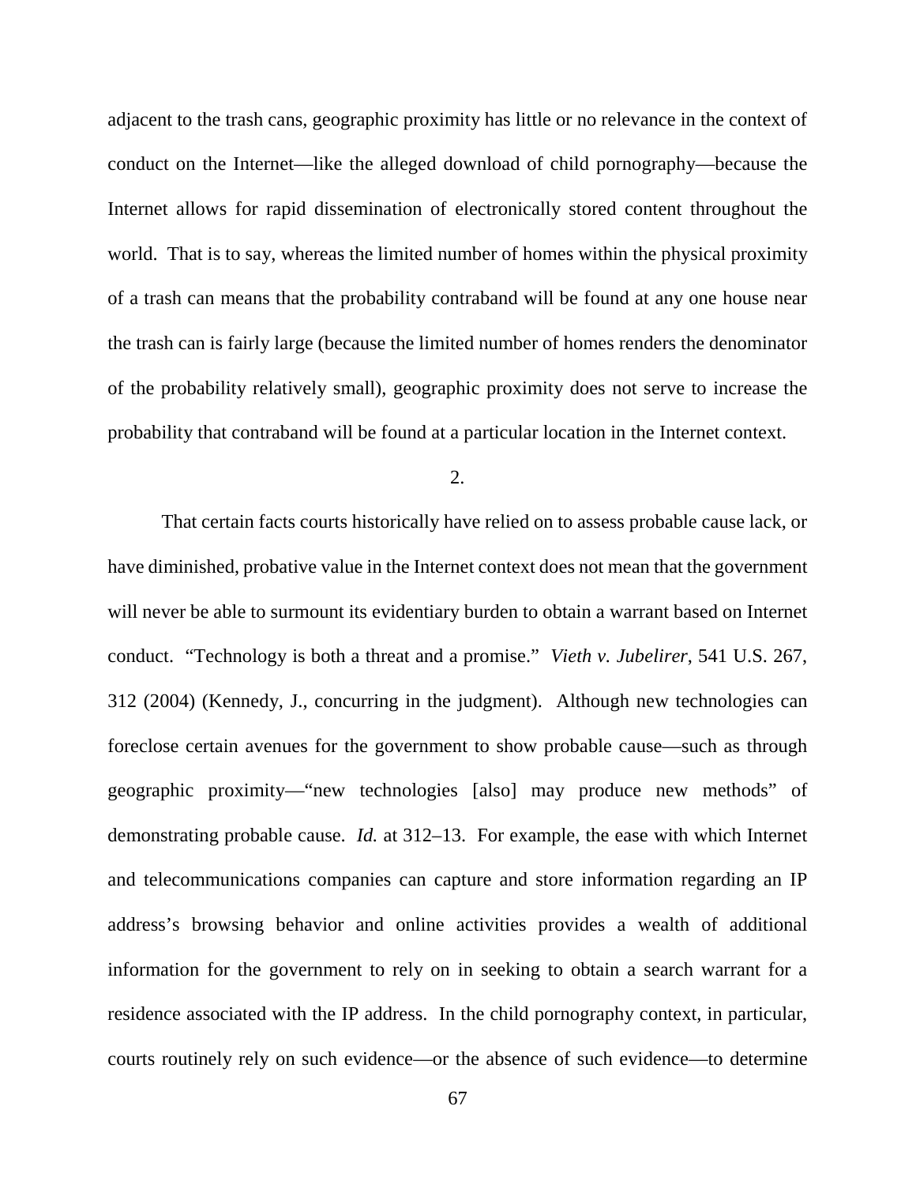adjacent to the trash cans, geographic proximity has little or no relevance in the context of conduct on the Internet—like the alleged download of child pornography—because the Internet allows for rapid dissemination of electronically stored content throughout the world. That is to say, whereas the limited number of homes within the physical proximity of a trash can means that the probability contraband will be found at any one house near the trash can is fairly large (because the limited number of homes renders the denominator of the probability relatively small), geographic proximity does not serve to increase the probability that contraband will be found at a particular location in the Internet context.

2.

That certain facts courts historically have relied on to assess probable cause lack, or have diminished, probative value in the Internet context does not mean that the government will never be able to surmount its evidentiary burden to obtain a warrant based on Internet conduct. "Technology is both a threat and a promise." *Vieth v. Jubelirer*, 541 U.S. 267, 312 (2004) (Kennedy, J., concurring in the judgment). Although new technologies can foreclose certain avenues for the government to show probable cause—such as through geographic proximity—"new technologies [also] may produce new methods" of demonstrating probable cause. *Id.* at 312–13. For example, the ease with which Internet and telecommunications companies can capture and store information regarding an IP address's browsing behavior and online activities provides a wealth of additional information for the government to rely on in seeking to obtain a search warrant for a residence associated with the IP address. In the child pornography context, in particular, courts routinely rely on such evidence—or the absence of such evidence—to determine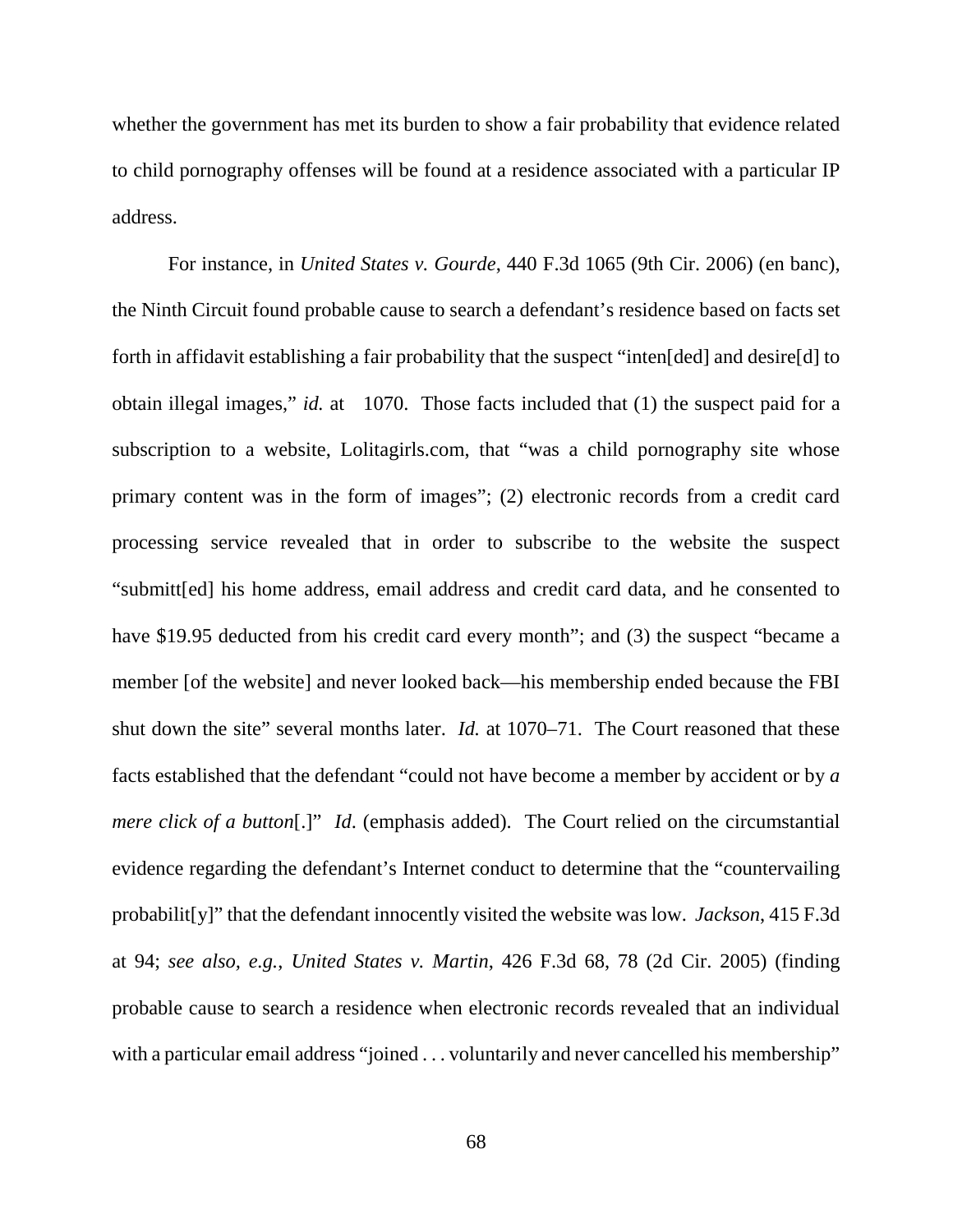whether the government has met its burden to show a fair probability that evidence related to child pornography offenses will be found at a residence associated with a particular IP address.

For instance, in *United States v. Gourde*, 440 F.3d 1065 (9th Cir. 2006) (en banc), the Ninth Circuit found probable cause to search a defendant's residence based on facts set forth in affidavit establishing a fair probability that the suspect "inten[ded] and desire[d] to obtain illegal images," *id.* at 1070. Those facts included that (1) the suspect paid for a subscription to a website, Lolitagirls.com, that "was a child pornography site whose primary content was in the form of images"; (2) electronic records from a credit card processing service revealed that in order to subscribe to the website the suspect "submitt[ed] his home address, email address and credit card data, and he consented to have $19.95 deducted from his credit card every month"; and (3) the suspect "became a member [of the website] and never looked back—his membership ended because the FBI shut down the site" several months later. *Id.* at 1070–71. The Court reasoned that these facts established that the defendant "could not have become a member by accident or by *a mere click of a button*[.]" *Id*. (emphasis added). The Court relied on the circumstantial evidence regarding the defendant's Internet conduct to determine that the "countervailing probabilit[y]" that the defendant innocently visited the website was low. *Jackson*, 415 F.3d at 94; *see also, e.g.*, *United States v. Martin*, 426 F.3d 68, 78 (2d Cir. 2005) (finding probable cause to search a residence when electronic records revealed that an individual with a particular email address "joined . . . voluntarily and never cancelled his membership"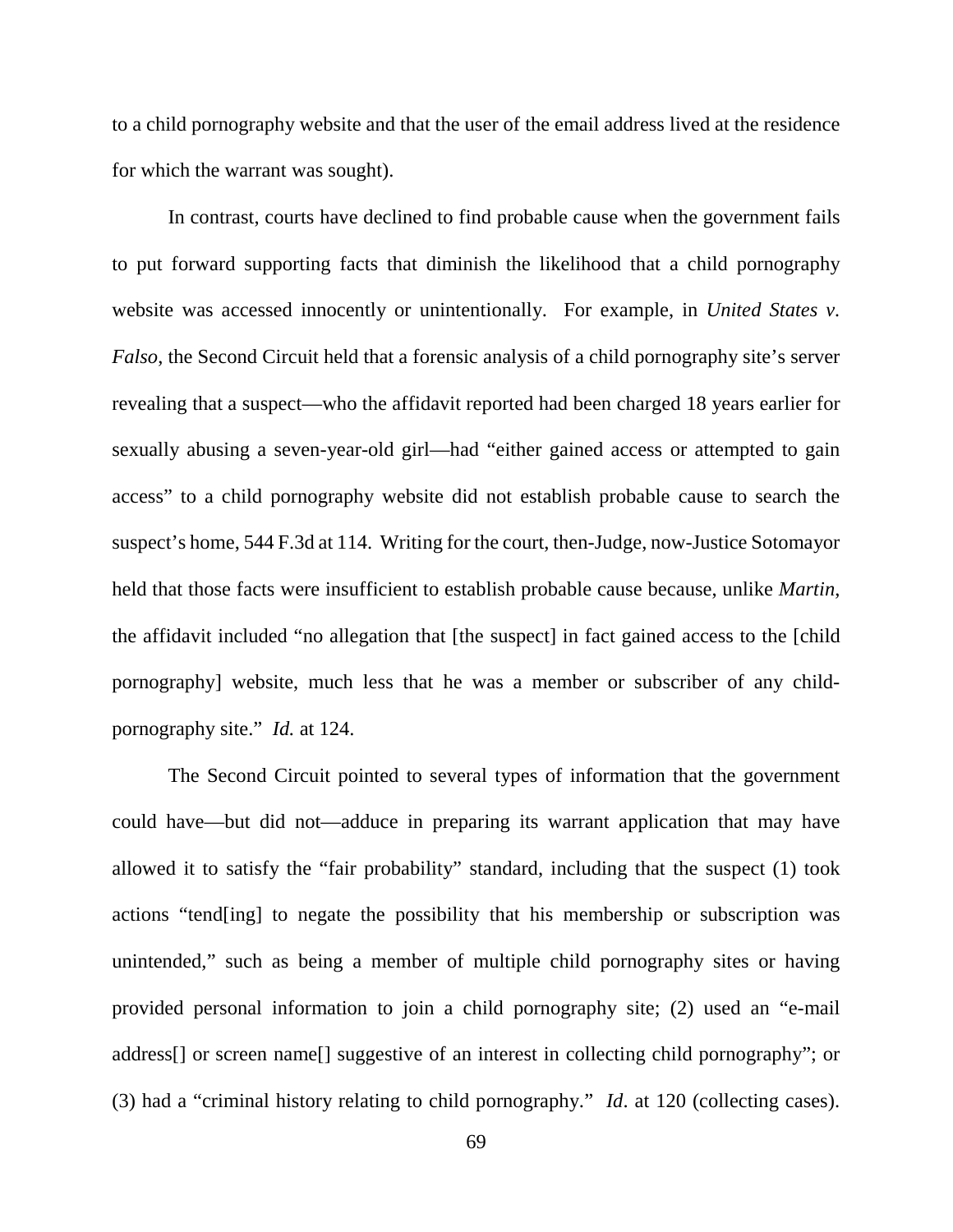to a child pornography website and that the user of the email address lived at the residence for which the warrant was sought).

In contrast, courts have declined to find probable cause when the government fails to put forward supporting facts that diminish the likelihood that a child pornography website was accessed innocently or unintentionally. For example, in *United States v. Falso*, the Second Circuit held that a forensic analysis of a child pornography site's server revealing that a suspect—who the affidavit reported had been charged 18 years earlier for sexually abusing a seven-year-old girl—had "either gained access or attempted to gain access" to a child pornography website did not establish probable cause to search the suspect's home, 544 F.3d at 114. Writing for the court, then-Judge, now-Justice Sotomayor held that those facts were insufficient to establish probable cause because, unlike *Martin*, the affidavit included "no allegation that [the suspect] in fact gained access to the [child pornography] website, much less that he was a member or subscriber of any child-pornography site." *Id.* at 124.

The Second Circuit pointed to several types of information that the government could have—but did not—adduce in preparing its warrant application that may have allowed it to satisfy the "fair probability" standard, including that the suspect (1) took actions "tend[ing] to negate the possibility that his membership or subscription was unintended," such as being a member of multiple child pornography sites or having provided personal information to join a child pornography site; (2) used an "e-mail address[] or screen name[] suggestive of an interest in collecting child pornography"; or (3) had a "criminal history relating to child pornography." *Id*. at 120 (collecting cases).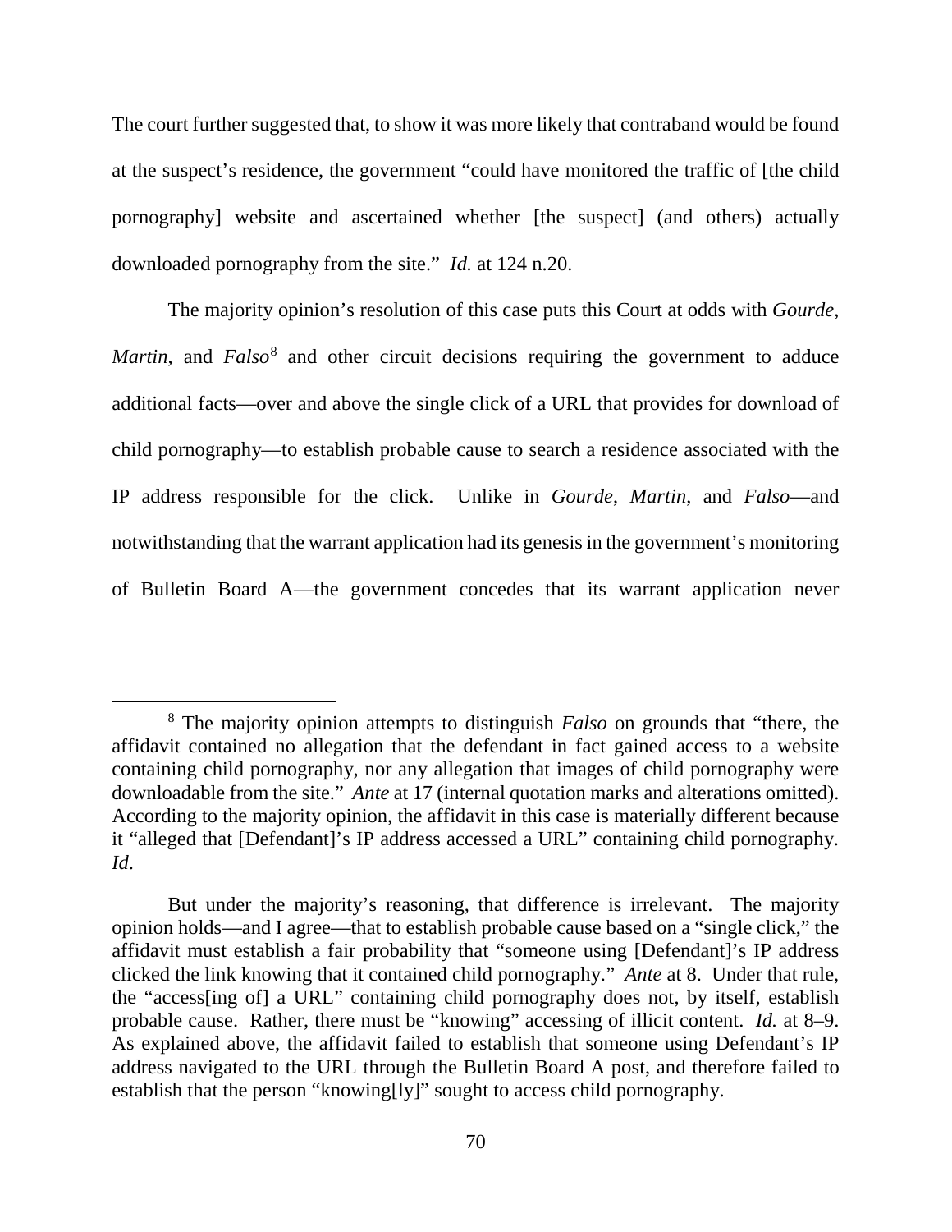The court further suggested that, to show it was more likely that contraband would be found at the suspect's residence, the government "could have monitored the traffic of [the child pornography] website and ascertained whether [the suspect] (and others) actually downloaded pornography from the site." *Id.* at 124 n.20.

The majority opinion's resolution of this case puts this Court at odds with *Gourde*, *Martin*, and *Falso*[8] and other circuit decisions requiring the government to adduce additional facts—over and above the single click of a URL that provides for download of child pornography—to establish probable cause to search a residence associated with the IP address responsible for the click. Unlike in *Gourde*, *Martin*, and *Falso*—and notwithstanding that the warrant application had its genesis in the government's monitoring of Bulletin Board A—the government concedes that its warrant application never

---

[8] The majority opinion attempts to distinguish *Falso* on grounds that "there, the affidavit contained no allegation that the defendant in fact gained access to a website containing child pornography, nor any allegation that images of child pornography were downloadable from the site." *Ante* at 17 (internal quotation marks and alterations omitted). According to the majority opinion, the affidavit in this case is materially different because it "alleged that [Defendant]'s IP address accessed a URL" containing child pornography. *Id*.

But under the majority's reasoning, that difference is irrelevant. The majority opinion holds—and I agree—that to establish probable cause based on a "single click," the affidavit must establish a fair probability that "someone using [Defendant]'s IP address clicked the link knowing that it contained child pornography." *Ante* at 8. Under that rule, the "access[ing of] a URL" containing child pornography does not, by itself, establish probable cause. Rather, there must be "knowing" accessing of illicit content. *Id.* at 8–9. As explained above, the affidavit failed to establish that someone using Defendant's IP address navigated to the URL through the Bulletin Board A post, and therefore failed to establish that the person "knowing[ly]" sought to access child pornography.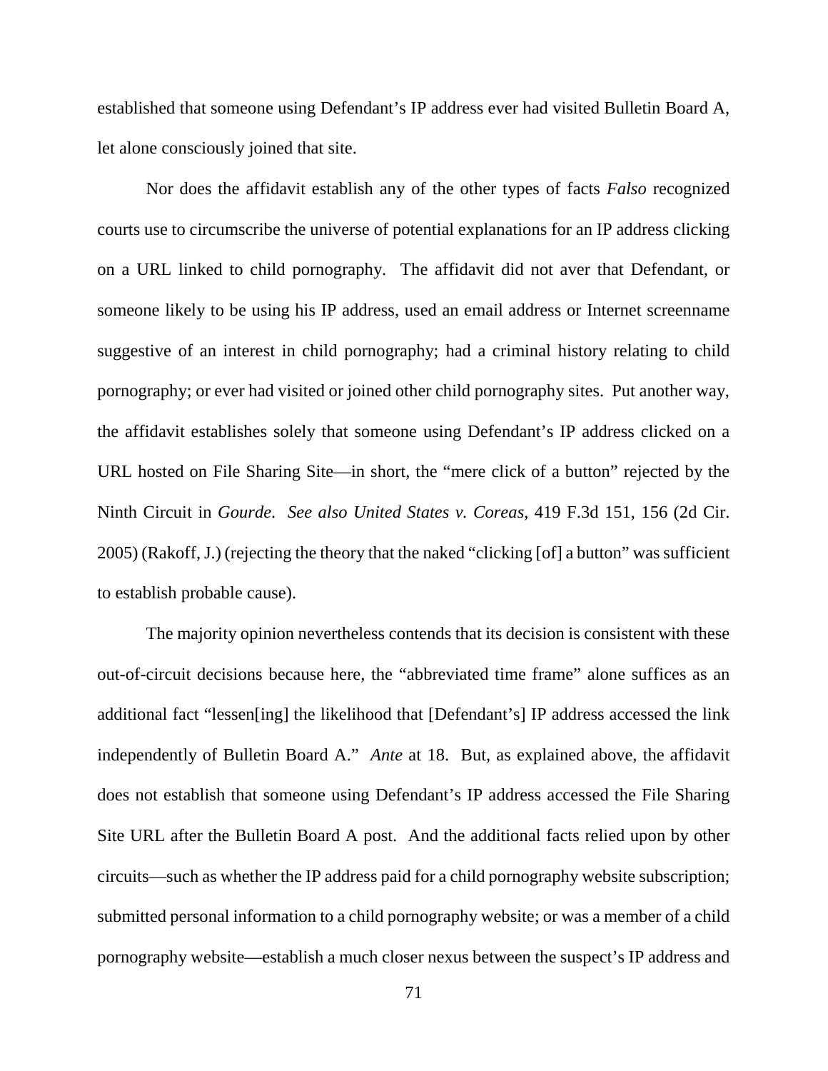established that someone using Defendant's IP address ever had visited Bulletin Board A, let alone consciously joined that site.

Nor does the affidavit establish any of the other types of facts *Falso* recognized courts use to circumscribe the universe of potential explanations for an IP address clicking on a URL linked to child pornography. The affidavit did not aver that Defendant, or someone likely to be using his IP address, used an email address or Internet screenname suggestive of an interest in child pornography; had a criminal history relating to child pornography; or ever had visited or joined other child pornography sites. Put another way, the affidavit establishes solely that someone using Defendant's IP address clicked on a URL hosted on File Sharing Site—in short, the "mere click of a button" rejected by the Ninth Circuit in *Gourde*. *See also United States v. Coreas*, 419 F.3d 151, 156 (2d Cir. 2005) (Rakoff, J.) (rejecting the theory that the naked "clicking [of] a button" was sufficient to establish probable cause).

The majority opinion nevertheless contends that its decision is consistent with these out-of-circuit decisions because here, the "abbreviated time frame" alone suffices as an additional fact "lessen[ing] the likelihood that [Defendant's] IP address accessed the link independently of Bulletin Board A." *Ante* at 18. But, as explained above, the affidavit does not establish that someone using Defendant's IP address accessed the File Sharing Site URL after the Bulletin Board A post. And the additional facts relied upon by other circuits—such as whether the IP address paid for a child pornography website subscription; submitted personal information to a child pornography website; or was a member of a child pornography website—establish a much closer nexus between the suspect's IP address and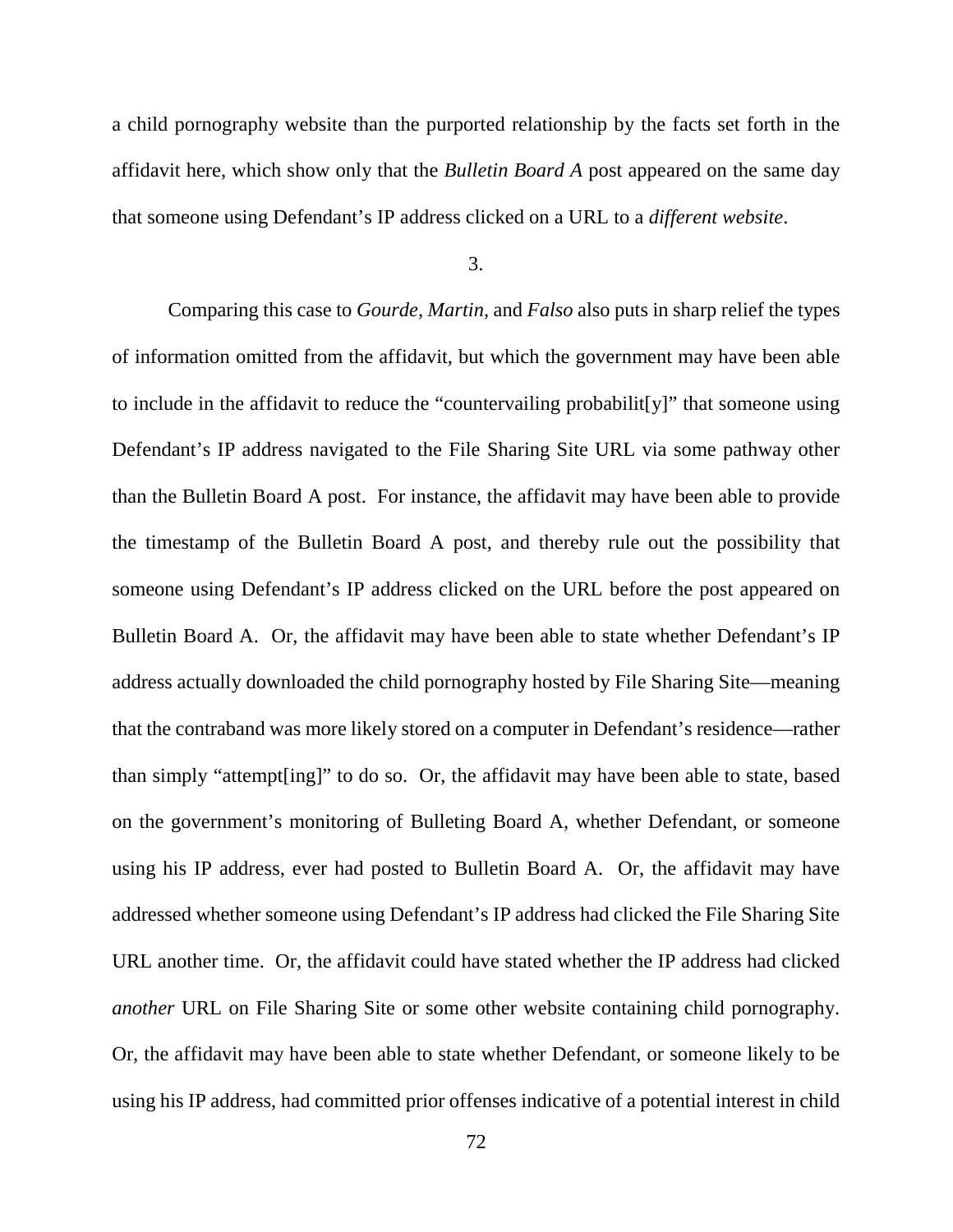a child pornography website than the purported relationship by the facts set forth in the affidavit here, which show only that the *Bulletin Board A* post appeared on the same day that someone using Defendant's IP address clicked on a URL to a *different website*.

3.

Comparing this case to *Gourde, Martin*, and *Falso* also puts in sharp relief the types of information omitted from the affidavit, but which the government may have been able to include in the affidavit to reduce the "countervailing probabilit[y]" that someone using Defendant's IP address navigated to the File Sharing Site URL via some pathway other than the Bulletin Board A post. For instance, the affidavit may have been able to provide the timestamp of the Bulletin Board A post, and thereby rule out the possibility that someone using Defendant's IP address clicked on the URL before the post appeared on Bulletin Board A. Or, the affidavit may have been able to state whether Defendant's IP address actually downloaded the child pornography hosted by File Sharing Site—meaning that the contraband was more likely stored on a computer in Defendant's residence—rather than simply "attempt[ing]" to do so. Or, the affidavit may have been able to state, based on the government's monitoring of Bulleting Board A, whether Defendant, or someone using his IP address, ever had posted to Bulletin Board A. Or, the affidavit may have addressed whether someone using Defendant's IP address had clicked the File Sharing Site URL another time. Or, the affidavit could have stated whether the IP address had clicked *another* URL on File Sharing Site or some other website containing child pornography. Or, the affidavit may have been able to state whether Defendant, or someone likely to be using his IP address, had committed prior offenses indicative of a potential interest in child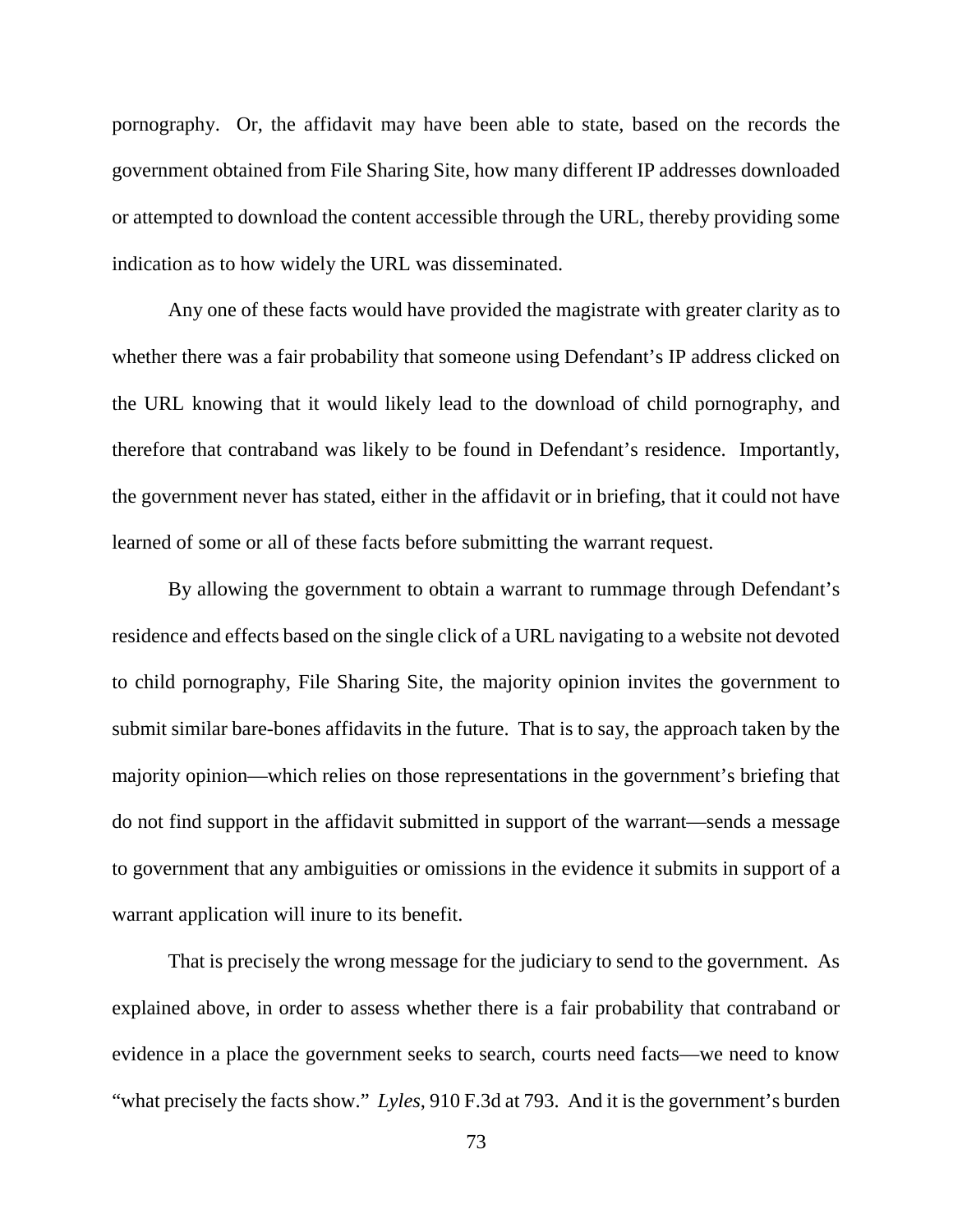pornography. Or, the affidavit may have been able to state, based on the records the government obtained from File Sharing Site, how many different IP addresses downloaded or attempted to download the content accessible through the URL, thereby providing some indication as to how widely the URL was disseminated.

Any one of these facts would have provided the magistrate with greater clarity as to whether there was a fair probability that someone using Defendant's IP address clicked on the URL knowing that it would likely lead to the download of child pornography, and therefore that contraband was likely to be found in Defendant's residence. Importantly, the government never has stated, either in the affidavit or in briefing, that it could not have learned of some or all of these facts before submitting the warrant request.

By allowing the government to obtain a warrant to rummage through Defendant's residence and effects based on the single click of a URL navigating to a website not devoted to child pornography, File Sharing Site, the majority opinion invites the government to submit similar bare-bones affidavits in the future. That is to say, the approach taken by the majority opinion—which relies on those representations in the government's briefing that do not find support in the affidavit submitted in support of the warrant—sends a message to government that any ambiguities or omissions in the evidence it submits in support of a warrant application will inure to its benefit.

That is precisely the wrong message for the judiciary to send to the government. As explained above, in order to assess whether there is a fair probability that contraband or evidence in a place the government seeks to search, courts need facts—we need to know "what precisely the facts show." *Lyles*, 910 F.3d at 793. And it is the government's burden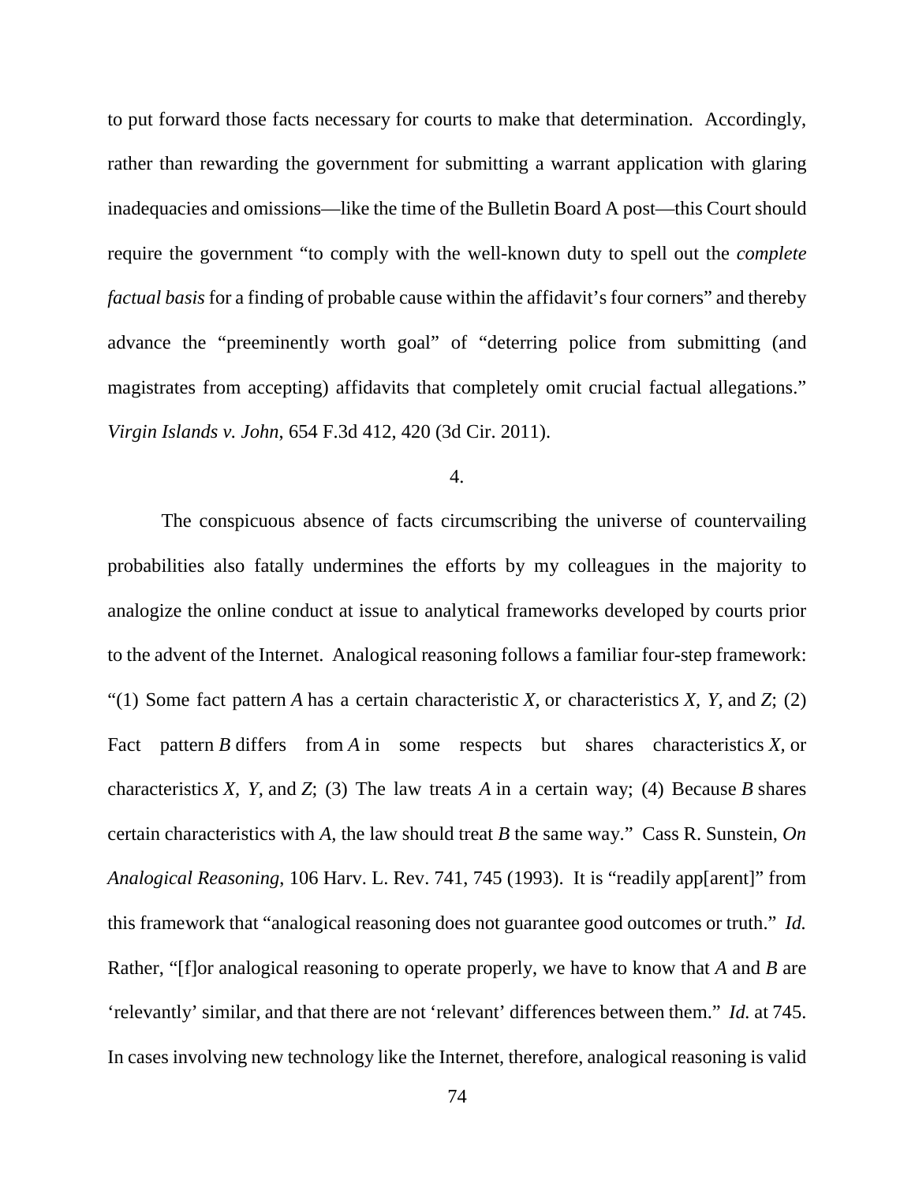to put forward those facts necessary for courts to make that determination. Accordingly, rather than rewarding the government for submitting a warrant application with glaring inadequacies and omissions—like the time of the Bulletin Board A post—this Court should require the government "to comply with the well-known duty to spell out the *complete factual basis* for a finding of probable cause within the affidavit's four corners" and thereby advance the "preeminently worth goal" of "deterring police from submitting (and magistrates from accepting) affidavits that completely omit crucial factual allegations." *Virgin Islands v. John*, 654 F.3d 412, 420 (3d Cir. 2011).

4.

The conspicuous absence of facts circumscribing the universe of countervailing probabilities also fatally undermines the efforts by my colleagues in the majority to analogize the online conduct at issue to analytical frameworks developed by courts prior to the advent of the Internet. Analogical reasoning follows a familiar four-step framework: "(1) Some fact pattern *A* has a certain characteristic *X*, or characteristics *X, Y*, and *Z*; (2) Fact pattern *B* differs from *A* in some respects but shares characteristics *X*, or characteristics *X, Y*, and *Z*; (3) The law treats *A* in a certain way; (4) Because *B* shares certain characteristics with *A*, the law should treat *B* the same way." Cass R. Sunstein, *On Analogical Reasoning*, 106 Harv. L. Rev. 741, 745 (1993). It is "readily app[arent]" from this framework that "analogical reasoning does not guarantee good outcomes or truth." *Id.* Rather, "[f]or analogical reasoning to operate properly, we have to know that *A* and *B* are 'relevantly' similar, and that there are not 'relevant' differences between them." *Id.* at 745. In cases involving new technology like the Internet, therefore, analogical reasoning is valid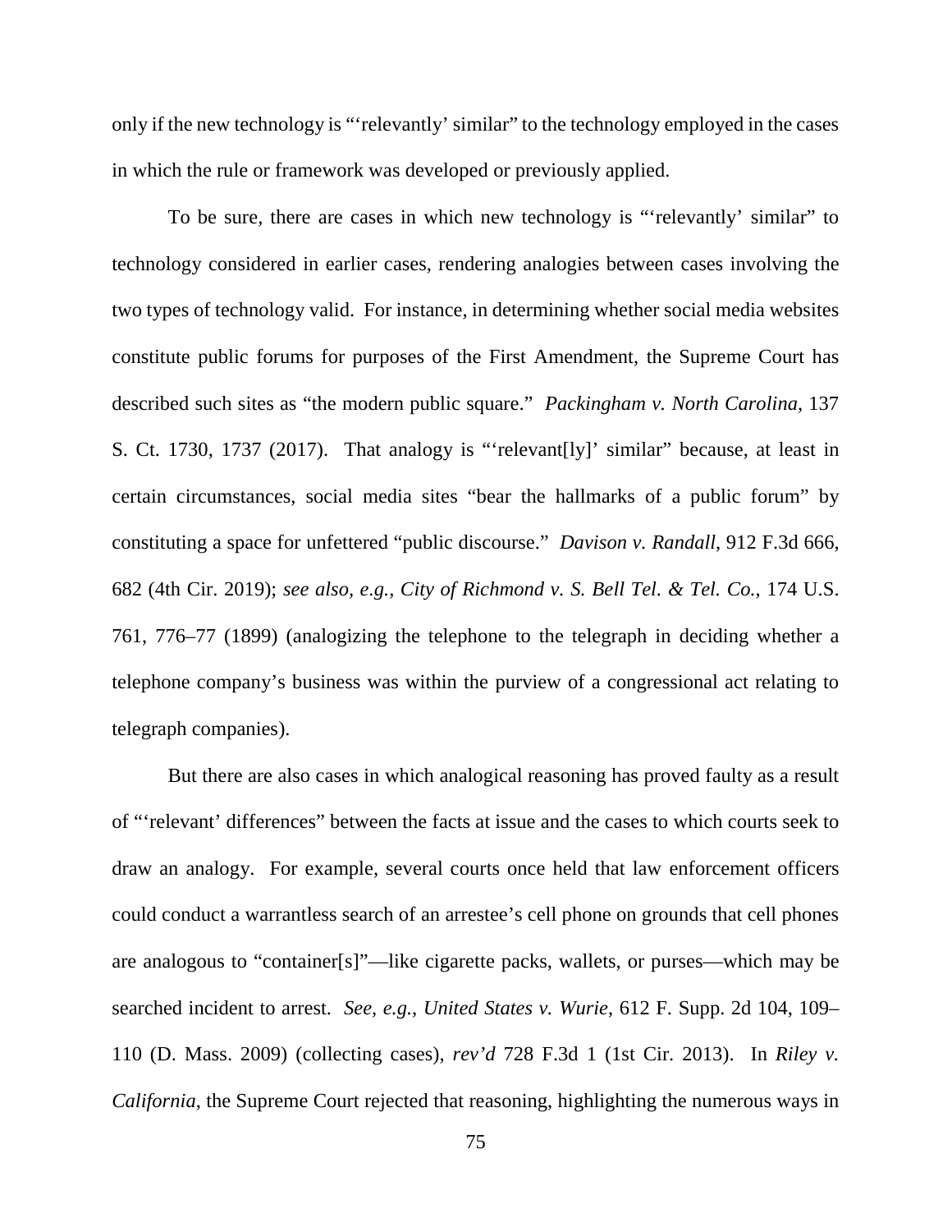only if the new technology is "'relevantly' similar" to the technology employed in the cases in which the rule or framework was developed or previously applied.

To be sure, there are cases in which new technology is "'relevantly' similar" to technology considered in earlier cases, rendering analogies between cases involving the two types of technology valid. For instance, in determining whether social media websites constitute public forums for purposes of the First Amendment, the Supreme Court has described such sites as "the modern public square." *Packingham v. North Carolina*, 137 S. Ct. 1730, 1737 (2017). That analogy is "'relevant[ly]' similar" because, at least in certain circumstances, social media sites "bear the hallmarks of a public forum" by constituting a space for unfettered "public discourse." *Davison v. Randall*, 912 F.3d 666, 682 (4th Cir. 2019); *see also, e.g.*, *City of Richmond v. S. Bell Tel. & Tel. Co.*, 174 U.S. 761, 776–77 (1899) (analogizing the telephone to the telegraph in deciding whether a telephone company's business was within the purview of a congressional act relating to telegraph companies).

But there are also cases in which analogical reasoning has proved faulty as a result of "'relevant' differences" between the facts at issue and the cases to which courts seek to draw an analogy. For example, several courts once held that law enforcement officers could conduct a warrantless search of an arrestee's cell phone on grounds that cell phones are analogous to "container[s]"—like cigarette packs, wallets, or purses—which may be searched incident to arrest. *See, e.g.*, *United States v. Wurie*, 612 F. Supp. 2d 104, 109–110 (D. Mass. 2009) (collecting cases), *rev'd* 728 F.3d 1 (1st Cir. 2013). In *Riley v. California*, the Supreme Court rejected that reasoning, highlighting the numerous ways in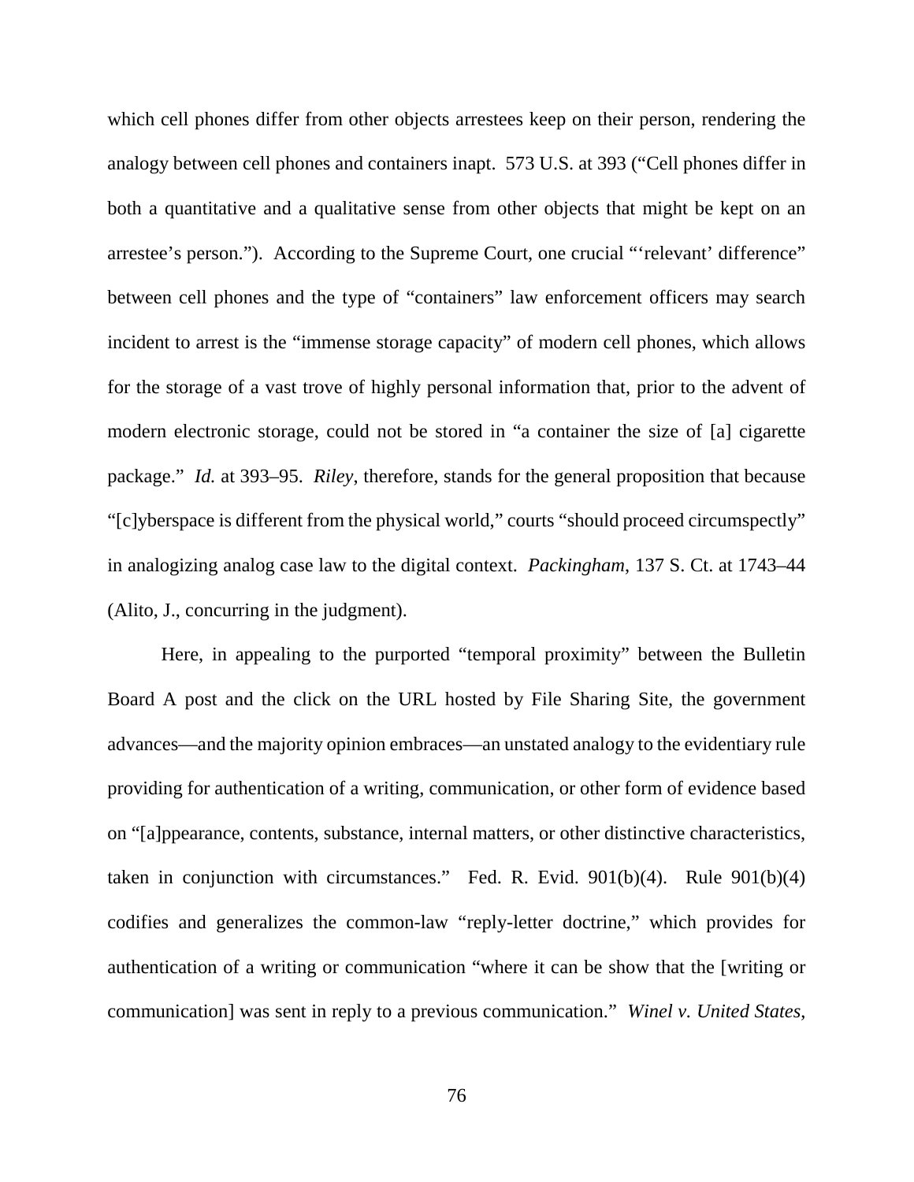which cell phones differ from other objects arrestees keep on their person, rendering the analogy between cell phones and containers inapt. 573 U.S. at 393 ("Cell phones differ in both a quantitative and a qualitative sense from other objects that might be kept on an arrestee's person."). According to the Supreme Court, one crucial "'relevant' difference" between cell phones and the type of "containers" law enforcement officers may search incident to arrest is the "immense storage capacity" of modern cell phones, which allows for the storage of a vast trove of highly personal information that, prior to the advent of modern electronic storage, could not be stored in "a container the size of [a] cigarette package." *Id.* at 393–95. *Riley*, therefore, stands for the general proposition that because "[c]yberspace is different from the physical world," courts "should proceed circumspectly" in analogizing analog case law to the digital context. *Packingham*, 137 S. Ct. at 1743–44 (Alito, J., concurring in the judgment).

Here, in appealing to the purported "temporal proximity" between the Bulletin Board A post and the click on the URL hosted by File Sharing Site, the government advances—and the majority opinion embraces—an unstated analogy to the evidentiary rule providing for authentication of a writing, communication, or other form of evidence based on "[a]ppearance, contents, substance, internal matters, or other distinctive characteristics, taken in conjunction with circumstances." Fed. R. Evid. 901(b)(4). Rule 901(b)(4) codifies and generalizes the common-law "reply-letter doctrine," which provides for authentication of a writing or communication "where it can be show that the [writing or communication] was sent in reply to a previous communication." *Winel v. United States*,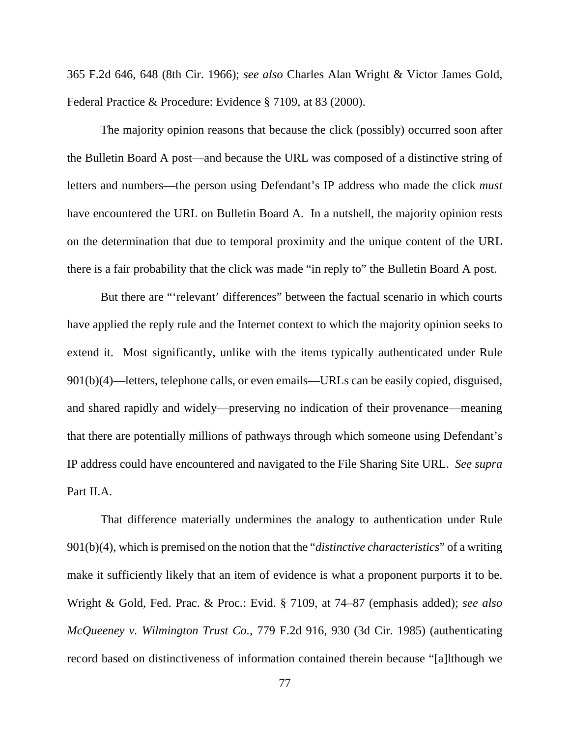365 F.2d 646, 648 (8th Cir. 1966); *see also* Charles Alan Wright & Victor James Gold, Federal Practice & Procedure: Evidence § 7109, at 83 (2000).

The majority opinion reasons that because the click (possibly) occurred soon after the Bulletin Board A post—and because the URL was composed of a distinctive string of letters and numbers—the person using Defendant's IP address who made the click *must* have encountered the URL on Bulletin Board A. In a nutshell, the majority opinion rests on the determination that due to temporal proximity and the unique content of the URL there is a fair probability that the click was made "in reply to" the Bulletin Board A post.

But there are "'relevant' differences" between the factual scenario in which courts have applied the reply rule and the Internet context to which the majority opinion seeks to extend it. Most significantly, unlike with the items typically authenticated under Rule 901(b)(4)—letters, telephone calls, or even emails—URLs can be easily copied, disguised, and shared rapidly and widely—preserving no indication of their provenance—meaning that there are potentially millions of pathways through which someone using Defendant's IP address could have encountered and navigated to the File Sharing Site URL. *See supra* Part II.A.

That difference materially undermines the analogy to authentication under Rule 901(b)(4), which is premised on the notion that the "*distinctive characteristics*" of a writing make it sufficiently likely that an item of evidence is what a proponent purports it to be. Wright & Gold, Fed. Prac. & Proc.: Evid. § 7109, at 74–87 (emphasis added); *see also* *McQueeney v. Wilmington Trust Co.*, 779 F.2d 916, 930 (3d Cir. 1985) (authenticating record based on distinctiveness of information contained therein because "[a]lthough we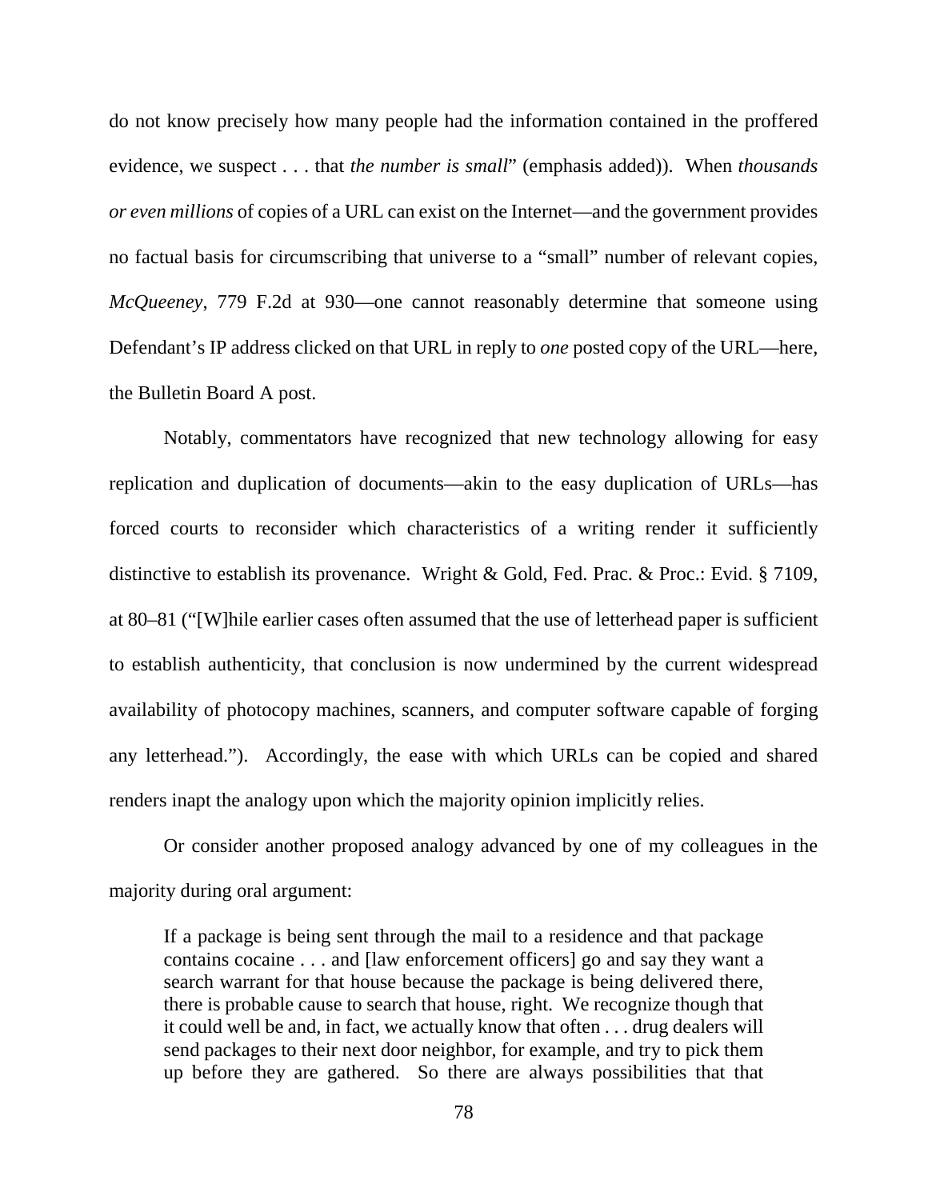do not know precisely how many people had the information contained in the proffered evidence, we suspect . . . that *the number is small*" (emphasis added)). When *thousands or even millions* of copies of a URL can exist on the Internet—and the government provides no factual basis for circumscribing that universe to a "small" number of relevant copies, *McQueeney*, 779 F.2d at 930—one cannot reasonably determine that someone using Defendant's IP address clicked on that URL in reply to *one* posted copy of the URL—here, the Bulletin Board A post.

Notably, commentators have recognized that new technology allowing for easy replication and duplication of documents—akin to the easy duplication of URLs—has forced courts to reconsider which characteristics of a writing render it sufficiently distinctive to establish its provenance. Wright & Gold, Fed. Prac. & Proc.: Evid. § 7109, at 80–81 ("[W]hile earlier cases often assumed that the use of letterhead paper is sufficient to establish authenticity, that conclusion is now undermined by the current widespread availability of photocopy machines, scanners, and computer software capable of forging any letterhead."). Accordingly, the ease with which URLs can be copied and shared renders inapt the analogy upon which the majority opinion implicitly relies.

Or consider another proposed analogy advanced by one of my colleagues in the majority during oral argument:

> If a package is being sent through the mail to a residence and that package contains cocaine . . . and [law enforcement officers] go and say they want a search warrant for that house because the package is being delivered there, there is probable cause to search that house, right. We recognize though that it could well be and, in fact, we actually know that often . . . drug dealers will send packages to their next door neighbor, for example, and try to pick them up before they are gathered. So there are always possibilities that that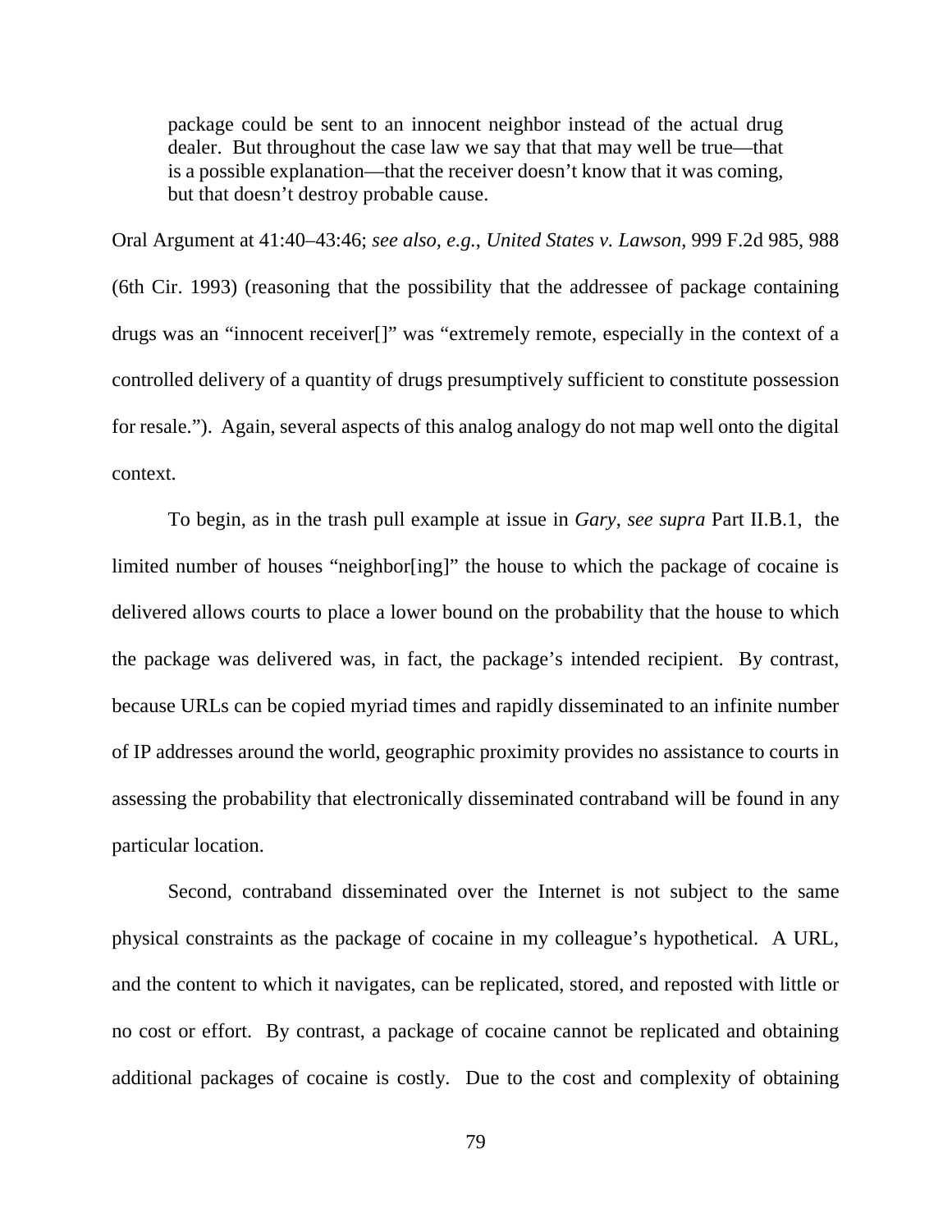> package could be sent to an innocent neighbor instead of the actual drug dealer. But throughout the case law we say that that may well be true—that is a possible explanation—that the receiver doesn't know that it was coming, but that doesn't destroy probable cause.

Oral Argument at 41:40–43:46; *see also, e.g.*, *United States v. Lawson*, 999 F.2d 985, 988 (6th Cir. 1993) (reasoning that the possibility that the addressee of package containing drugs was an "innocent receiver[]" was "extremely remote, especially in the context of a controlled delivery of a quantity of drugs presumptively sufficient to constitute possession for resale."). Again, several aspects of this analog analogy do not map well onto the digital context.

To begin, as in the trash pull example at issue in *Gary*, *see supra* Part II.B.1, the limited number of houses "neighbor[ing]" the house to which the package of cocaine is delivered allows courts to place a lower bound on the probability that the house to which the package was delivered was, in fact, the package's intended recipient. By contrast, because URLs can be copied myriad times and rapidly disseminated to an infinite number of IP addresses around the world, geographic proximity provides no assistance to courts in assessing the probability that electronically disseminated contraband will be found in any particular location.

Second, contraband disseminated over the Internet is not subject to the same physical constraints as the package of cocaine in my colleague's hypothetical. A URL, and the content to which it navigates, can be replicated, stored, and reposted with little or no cost or effort. By contrast, a package of cocaine cannot be replicated and obtaining additional packages of cocaine is costly. Due to the cost and complexity of obtaining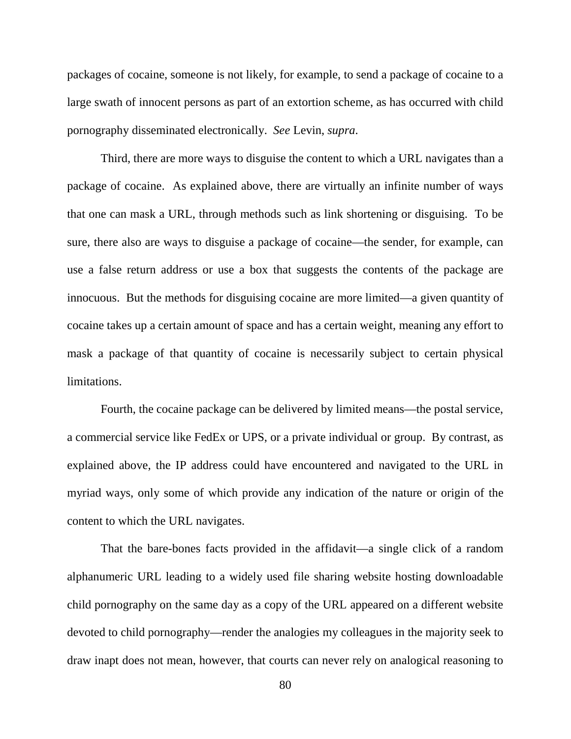packages of cocaine, someone is not likely, for example, to send a package of cocaine to a large swath of innocent persons as part of an extortion scheme, as has occurred with child pornography disseminated electronically. *See* Levin, *supra*.

Third, there are more ways to disguise the content to which a URL navigates than a package of cocaine. As explained above, there are virtually an infinite number of ways that one can mask a URL, through methods such as link shortening or disguising. To be sure, there also are ways to disguise a package of cocaine—the sender, for example, can use a false return address or use a box that suggests the contents of the package are innocuous. But the methods for disguising cocaine are more limited—a given quantity of cocaine takes up a certain amount of space and has a certain weight, meaning any effort to mask a package of that quantity of cocaine is necessarily subject to certain physical limitations.

Fourth, the cocaine package can be delivered by limited means—the postal service, a commercial service like FedEx or UPS, or a private individual or group. By contrast, as explained above, the IP address could have encountered and navigated to the URL in myriad ways, only some of which provide any indication of the nature or origin of the content to which the URL navigates.

That the bare-bones facts provided in the affidavit—a single click of a random alphanumeric URL leading to a widely used file sharing website hosting downloadable child pornography on the same day as a copy of the URL appeared on a different website devoted to child pornography—render the analogies my colleagues in the majority seek to draw inapt does not mean, however, that courts can never rely on analogical reasoning to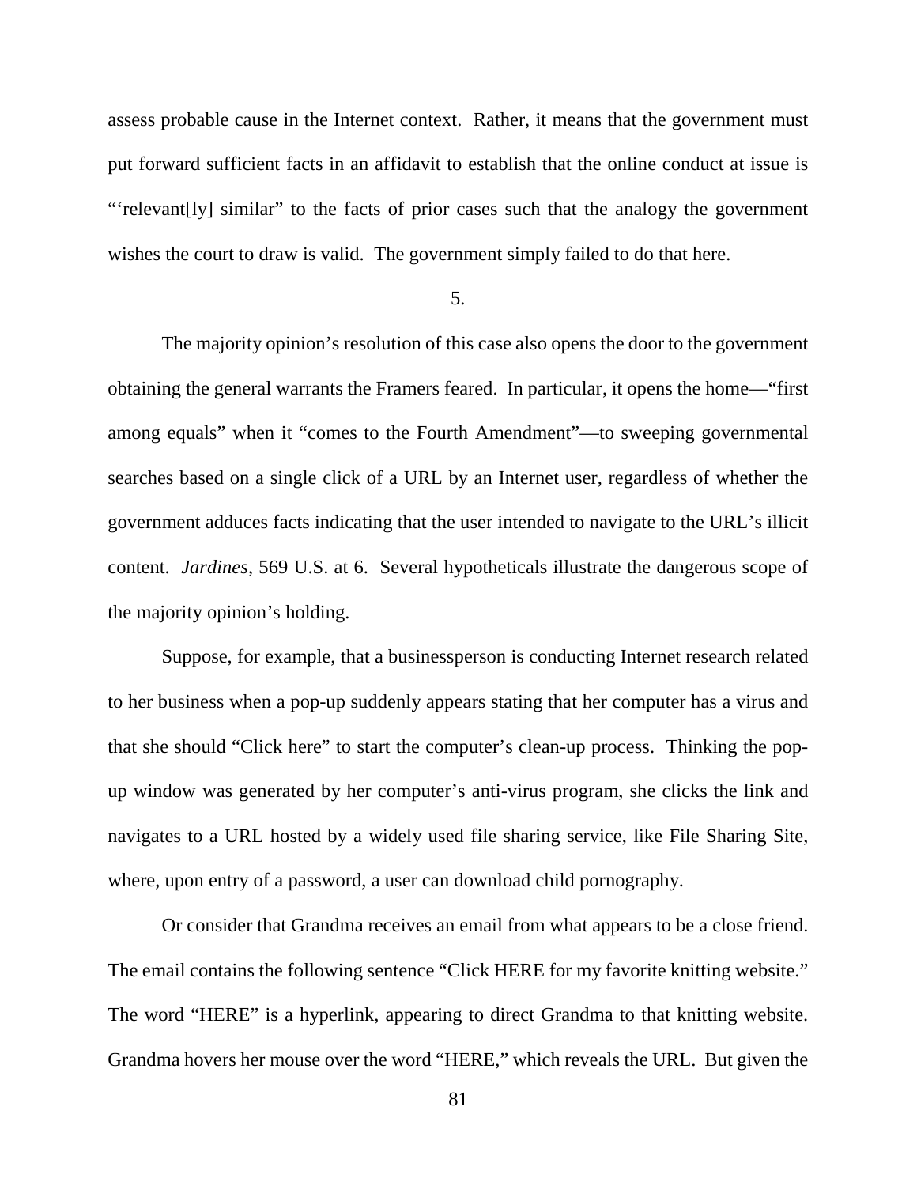assess probable cause in the Internet context. Rather, it means that the government must put forward sufficient facts in an affidavit to establish that the online conduct at issue is "'relevant[ly] similar" to the facts of prior cases such that the analogy the government wishes the court to draw is valid. The government simply failed to do that here.

5.

The majority opinion's resolution of this case also opens the door to the government obtaining the general warrants the Framers feared. In particular, it opens the home—"first among equals" when it "comes to the Fourth Amendment"—to sweeping governmental searches based on a single click of a URL by an Internet user, regardless of whether the government adduces facts indicating that the user intended to navigate to the URL's illicit content. *Jardines*, 569 U.S. at 6. Several hypotheticals illustrate the dangerous scope of the majority opinion's holding.

Suppose, for example, that a businessperson is conducting Internet research related to her business when a pop-up suddenly appears stating that her computer has a virus and that she should "Click here" to start the computer's clean-up process. Thinking the pop-up window was generated by her computer's anti-virus program, she clicks the link and navigates to a URL hosted by a widely used file sharing service, like File Sharing Site, where, upon entry of a password, a user can download child pornography.

Or consider that Grandma receives an email from what appears to be a close friend. The email contains the following sentence "Click HERE for my favorite knitting website." The word "HERE" is a hyperlink, appearing to direct Grandma to that knitting website. Grandma hovers her mouse over the word "HERE," which reveals the URL. But given the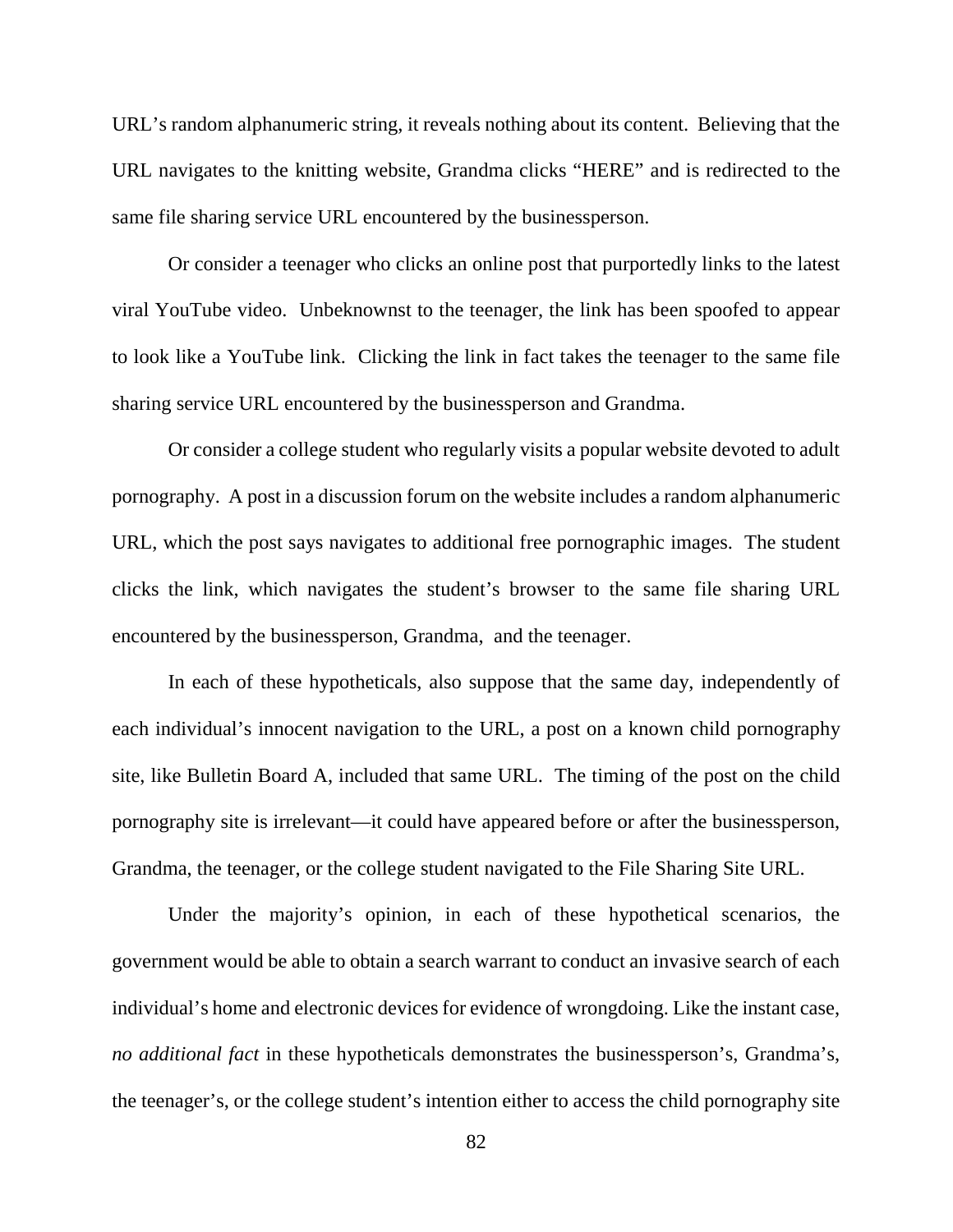URL's random alphanumeric string, it reveals nothing about its content. Believing that the URL navigates to the knitting website, Grandma clicks "HERE" and is redirected to the same file sharing service URL encountered by the businessperson.

Or consider a teenager who clicks an online post that purportedly links to the latest viral YouTube video. Unbeknownst to the teenager, the link has been spoofed to appear to look like a YouTube link. Clicking the link in fact takes the teenager to the same file sharing service URL encountered by the businessperson and Grandma.

Or consider a college student who regularly visits a popular website devoted to adult pornography. A post in a discussion forum on the website includes a random alphanumeric URL, which the post says navigates to additional free pornographic images. The student clicks the link, which navigates the student's browser to the same file sharing URL encountered by the businessperson, Grandma, and the teenager.

In each of these hypotheticals, also suppose that the same day, independently of each individual's innocent navigation to the URL, a post on a known child pornography site, like Bulletin Board A, included that same URL. The timing of the post on the child pornography site is irrelevant—it could have appeared before or after the businessperson, Grandma, the teenager, or the college student navigated to the File Sharing Site URL.

Under the majority's opinion, in each of these hypothetical scenarios, the government would be able to obtain a search warrant to conduct an invasive search of each individual's home and electronic devices for evidence of wrongdoing. Like the instant case, *no additional fact* in these hypotheticals demonstrates the businessperson's, Grandma's, the teenager's, or the college student's intention either to access the child pornography site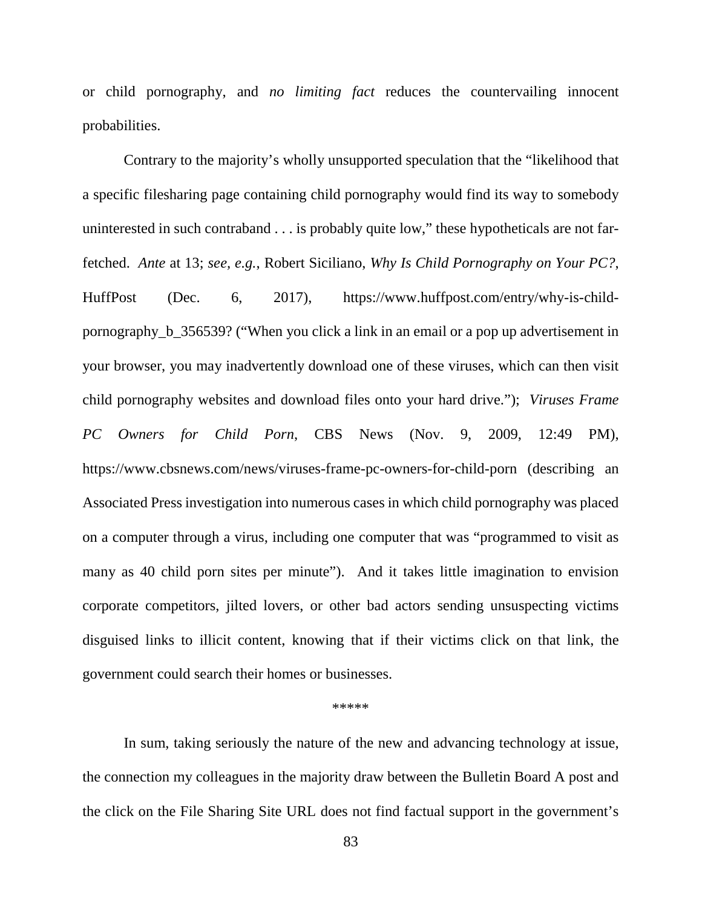or child pornography, and *no limiting fact* reduces the countervailing innocent probabilities.

Contrary to the majority's wholly unsupported speculation that the "likelihood that a specific filesharing page containing child pornography would find its way to somebody uninterested in such contraband . . . is probably quite low," these hypotheticals are not far-fetched. *Ante* at 13; *see, e.g.*, Robert Siciliano, *Why Is Child Pornography on Your PC?*, HuffPost (Dec. 6, 2017), https://www.huffpost.com/entry/why-is-child-pornography_b_356539? ("When you click a link in an email or a pop up advertisement in your browser, you may inadvertently download one of these viruses, which can then visit child pornography websites and download files onto your hard drive."); *Viruses Frame PC Owners for Child Porn*, CBS News (Nov. 9, 2009, 12:49 PM), https://www.cbsnews.com/news/viruses-frame-pc-owners-for-child-porn (describing an Associated Press investigation into numerous cases in which child pornography was placed on a computer through a virus, including one computer that was "programmed to visit as many as 40 child porn sites per minute"). And it takes little imagination to envision corporate competitors, jilted lovers, or other bad actors sending unsuspecting victims disguised links to illicit content, knowing that if their victims click on that link, the government could search their homes or businesses.

*****

In sum, taking seriously the nature of the new and advancing technology at issue, the connection my colleagues in the majority draw between the Bulletin Board A post and the click on the File Sharing Site URL does not find factual support in the government's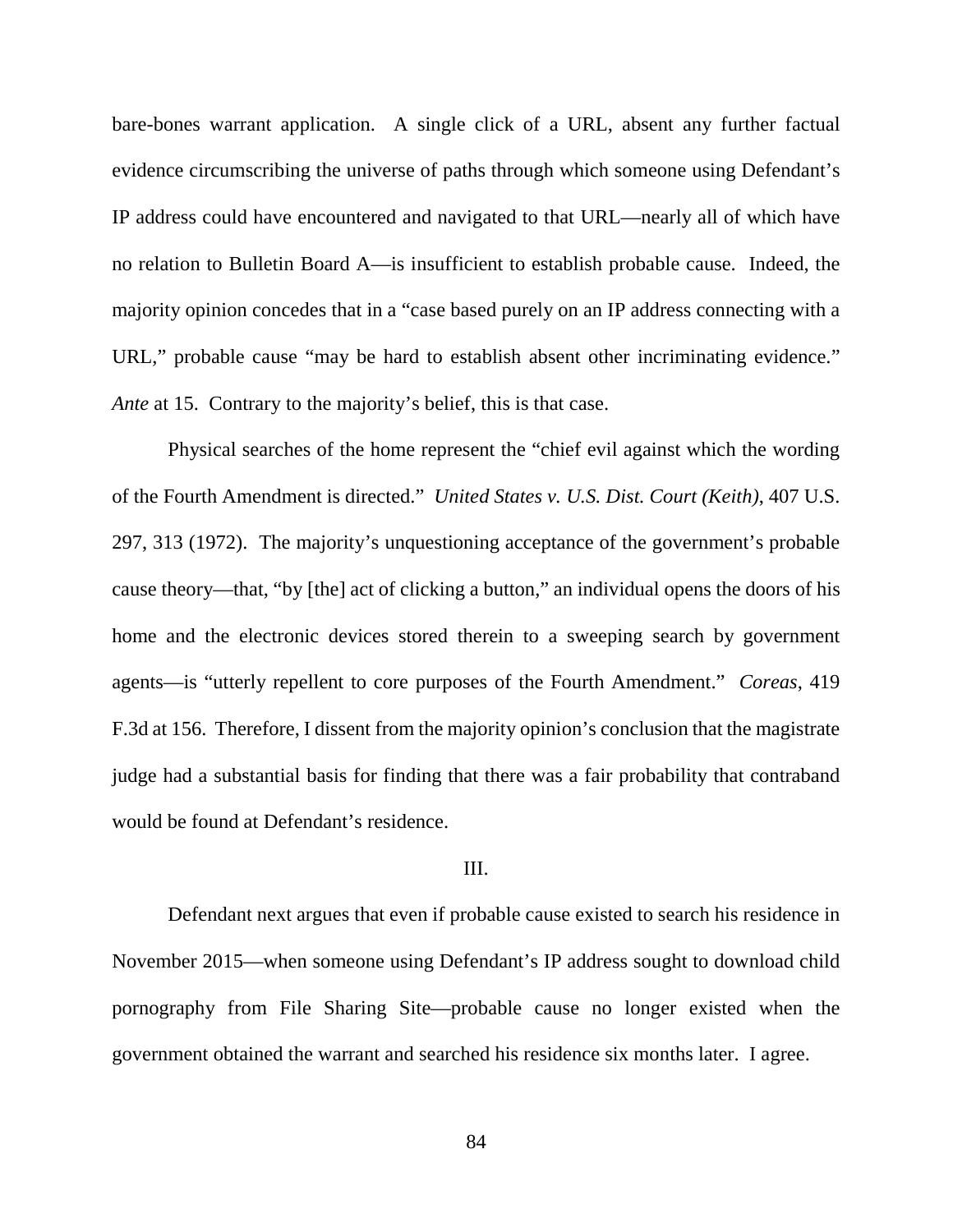bare-bones warrant application. A single click of a URL, absent any further factual evidence circumscribing the universe of paths through which someone using Defendant's IP address could have encountered and navigated to that URL—nearly all of which have no relation to Bulletin Board A—is insufficient to establish probable cause. Indeed, the majority opinion concedes that in a "case based purely on an IP address connecting with a URL," probable cause "may be hard to establish absent other incriminating evidence." *Ante* at 15. Contrary to the majority's belief, this is that case.

Physical searches of the home represent the "chief evil against which the wording of the Fourth Amendment is directed." *United States v. U.S. Dist. Court (Keith)*, 407 U.S. 297, 313 (1972). The majority's unquestioning acceptance of the government's probable cause theory—that, "by [the] act of clicking a button," an individual opens the doors of his home and the electronic devices stored therein to a sweeping search by government agents—is "utterly repellent to core purposes of the Fourth Amendment." *Coreas*, 419 F.3d at 156. Therefore, I dissent from the majority opinion's conclusion that the magistrate judge had a substantial basis for finding that there was a fair probability that contraband would be found at Defendant's residence.

## III.

Defendant next argues that even if probable cause existed to search his residence in November 2015—when someone using Defendant's IP address sought to download child pornography from File Sharing Site—probable cause no longer existed when the government obtained the warrant and searched his residence six months later. I agree.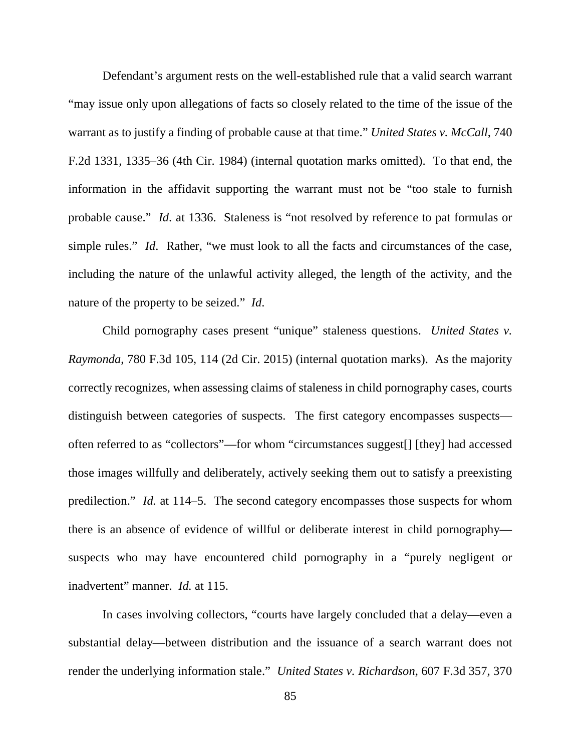Defendant's argument rests on the well-established rule that a valid search warrant "may issue only upon allegations of facts so closely related to the time of the issue of the warrant as to justify a finding of probable cause at that time." *United States v. McCall*, 740 F.2d 1331, 1335–36 (4th Cir. 1984) (internal quotation marks omitted). To that end, the information in the affidavit supporting the warrant must not be "too stale to furnish probable cause." *Id*. at 1336. Staleness is "not resolved by reference to pat formulas or simple rules." *Id*. Rather, "we must look to all the facts and circumstances of the case, including the nature of the unlawful activity alleged, the length of the activity, and the nature of the property to be seized." *Id*.

Child pornography cases present "unique" staleness questions. *United States v. Raymonda*, 780 F.3d 105, 114 (2d Cir. 2015) (internal quotation marks). As the majority correctly recognizes, when assessing claims of staleness in child pornography cases, courts distinguish between categories of suspects. The first category encompasses suspects—often referred to as "collectors"—for whom "circumstances suggest[] [they] had accessed those images willfully and deliberately, actively seeking them out to satisfy a preexisting predilection." *Id.* at 114–5. The second category encompasses those suspects for whom there is an absence of evidence of willful or deliberate interest in child pornography—suspects who may have encountered child pornography in a "purely negligent or inadvertent" manner. *Id.* at 115.

In cases involving collectors, "courts have largely concluded that a delay—even a substantial delay—between distribution and the issuance of a search warrant does not render the underlying information stale." *United States v. Richardson*, 607 F.3d 357, 370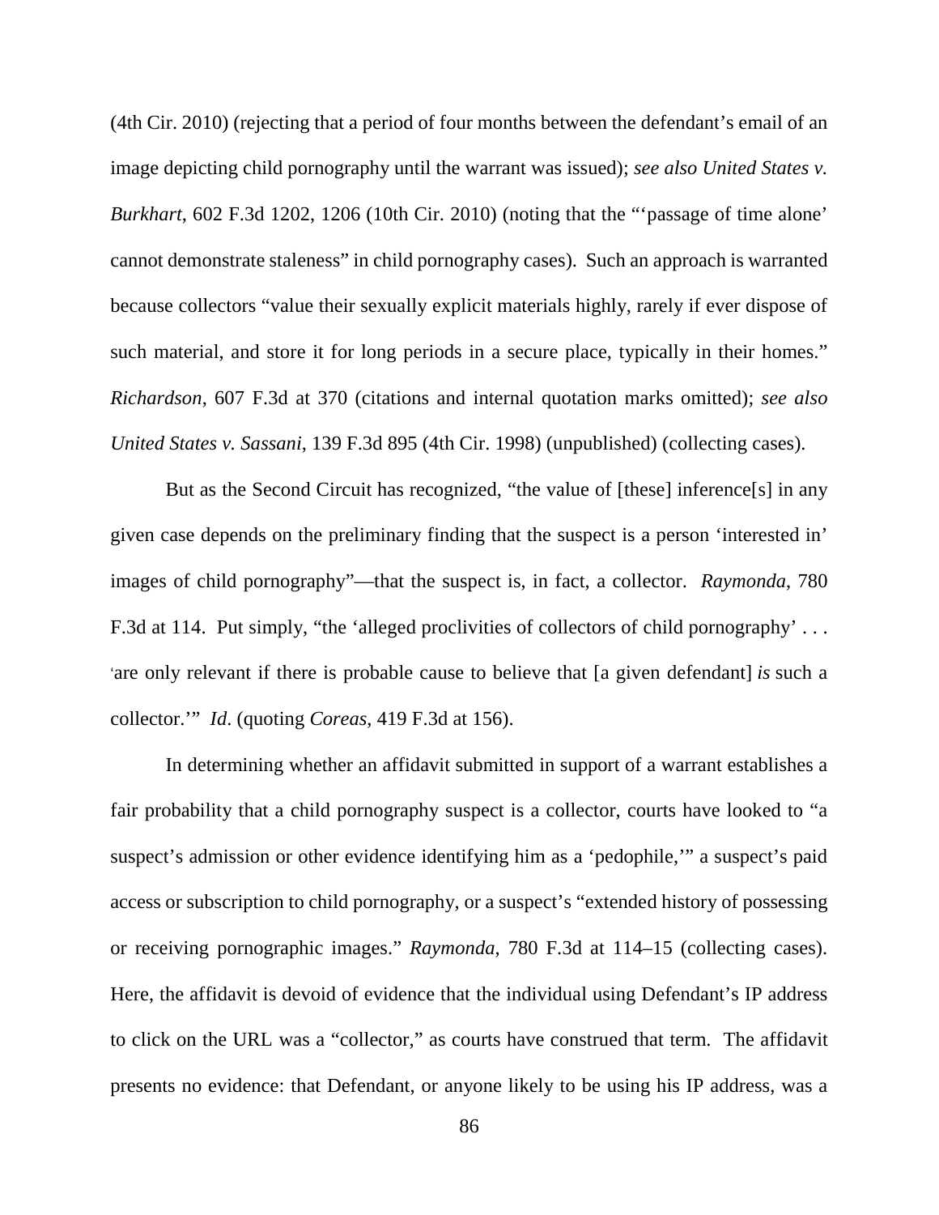(4th Cir. 2010) (rejecting that a period of four months between the defendant's email of an image depicting child pornography until the warrant was issued); *see also United States v. Burkhart*, 602 F.3d 1202, 1206 (10th Cir. 2010) (noting that the "'passage of time alone' cannot demonstrate staleness" in child pornography cases). Such an approach is warranted because collectors "value their sexually explicit materials highly, rarely if ever dispose of such material, and store it for long periods in a secure place, typically in their homes." *Richardson*, 607 F.3d at 370 (citations and internal quotation marks omitted); *see also United States v. Sassani*, 139 F.3d 895 (4th Cir. 1998) (unpublished) (collecting cases).

But as the Second Circuit has recognized, "the value of [these] inference[s] in any given case depends on the preliminary finding that the suspect is a person 'interested in' images of child pornography"—that the suspect is, in fact, a collector. *Raymonda*, 780 F.3d at 114. Put simply, "the 'alleged proclivities of collectors of child pornography' . . . 'are only relevant if there is probable cause to believe that [a given defendant] *is* such a collector.'" *Id*. (quoting *Coreas*, 419 F.3d at 156).

In determining whether an affidavit submitted in support of a warrant establishes a fair probability that a child pornography suspect is a collector, courts have looked to "a suspect's admission or other evidence identifying him as a 'pedophile,'" a suspect's paid access or subscription to child pornography, or a suspect's "extended history of possessing or receiving pornographic images." *Raymonda*, 780 F.3d at 114–15 (collecting cases). Here, the affidavit is devoid of evidence that the individual using Defendant's IP address to click on the URL was a "collector," as courts have construed that term. The affidavit presents no evidence: that Defendant, or anyone likely to be using his IP address, was a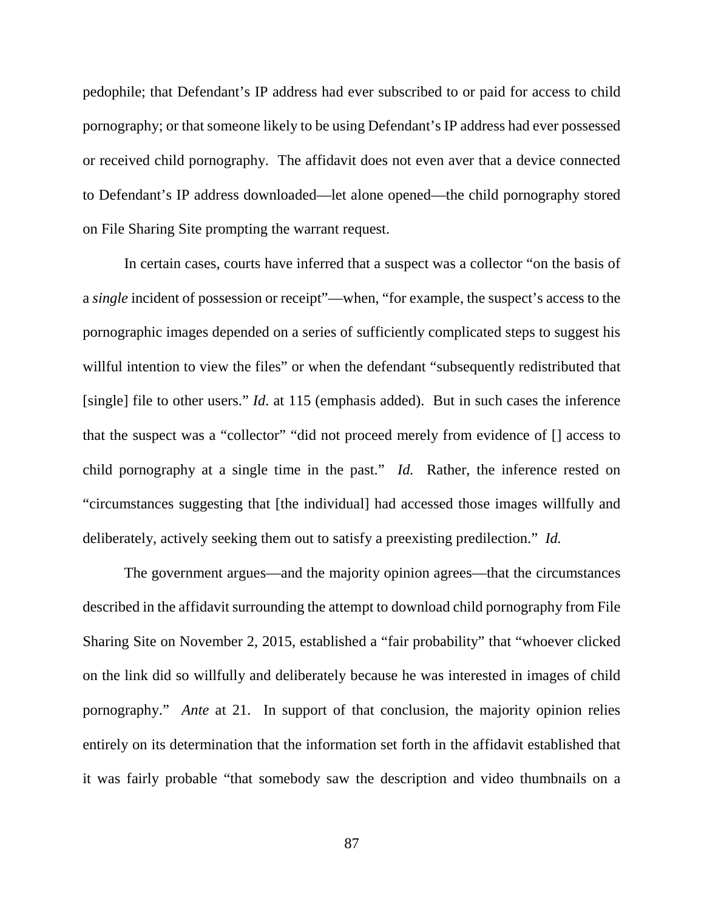pedophile; that Defendant's IP address had ever subscribed to or paid for access to child pornography; or that someone likely to be using Defendant's IP address had ever possessed or received child pornography. The affidavit does not even aver that a device connected to Defendant's IP address downloaded—let alone opened—the child pornography stored on File Sharing Site prompting the warrant request.

In certain cases, courts have inferred that a suspect was a collector "on the basis of a *single* incident of possession or receipt"—when, "for example, the suspect's access to the pornographic images depended on a series of sufficiently complicated steps to suggest his willful intention to view the files" or when the defendant "subsequently redistributed that [single] file to other users." *Id*. at 115 (emphasis added). But in such cases the inference that the suspect was a "collector" "did not proceed merely from evidence of [] access to child pornography at a single time in the past." *Id.* Rather, the inference rested on "circumstances suggesting that [the individual] had accessed those images willfully and deliberately, actively seeking them out to satisfy a preexisting predilection." *Id.*

The government argues—and the majority opinion agrees—that the circumstances described in the affidavit surrounding the attempt to download child pornography from File Sharing Site on November 2, 2015, established a "fair probability" that "whoever clicked on the link did so willfully and deliberately because he was interested in images of child pornography." *Ante* at 21. In support of that conclusion, the majority opinion relies entirely on its determination that the information set forth in the affidavit established that it was fairly probable "that somebody saw the description and video thumbnails on a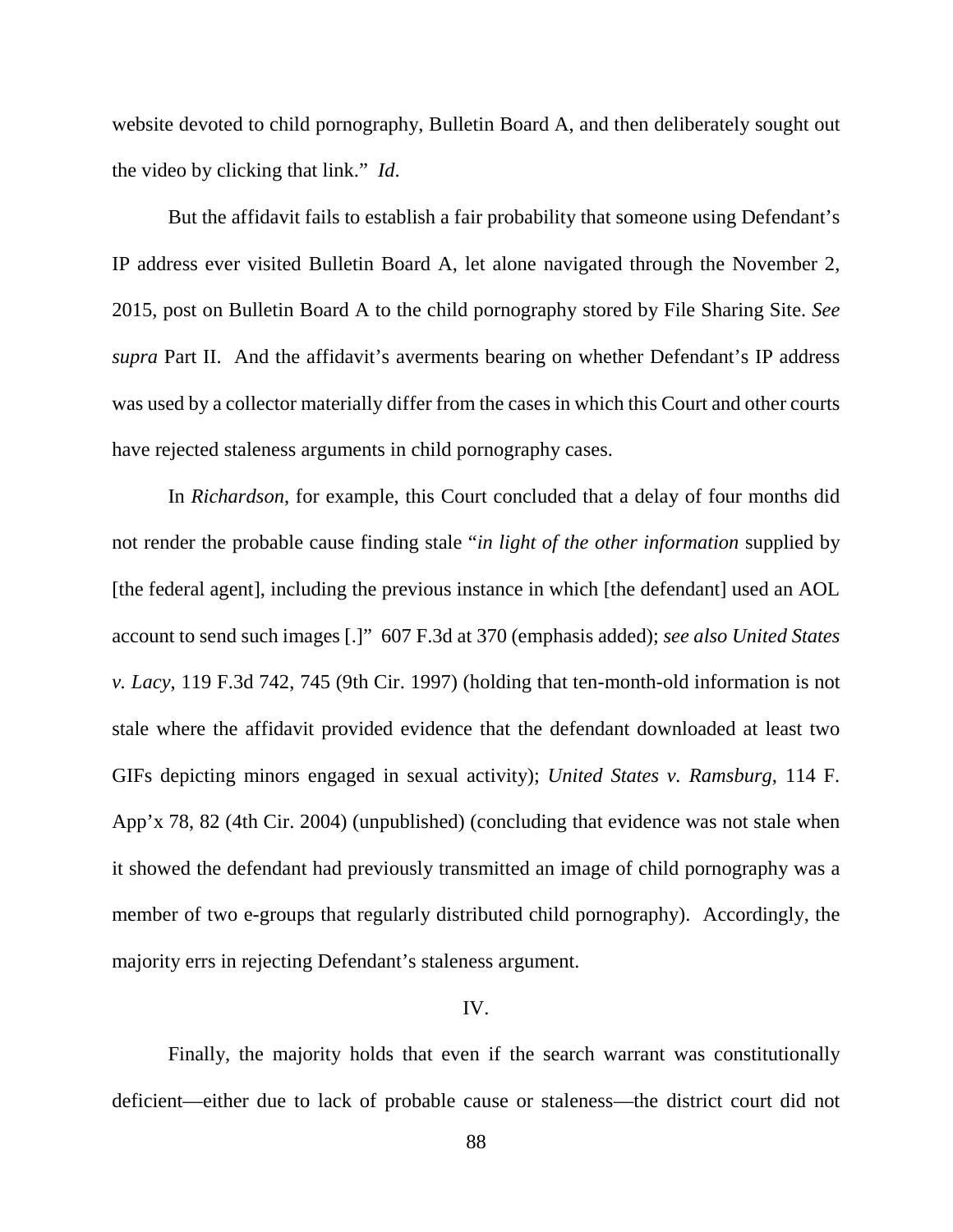website devoted to child pornography, Bulletin Board A, and then deliberately sought out the video by clicking that link." *Id*.

But the affidavit fails to establish a fair probability that someone using Defendant's IP address ever visited Bulletin Board A, let alone navigated through the November 2, 2015, post on Bulletin Board A to the child pornography stored by File Sharing Site. *See supra* Part II. And the affidavit's averments bearing on whether Defendant's IP address was used by a collector materially differ from the cases in which this Court and other courts have rejected staleness arguments in child pornography cases.

In *Richardson*, for example, this Court concluded that a delay of four months did not render the probable cause finding stale "*in light of the other information* supplied by [the federal agent], including the previous instance in which [the defendant] used an AOL account to send such images [.]" 607 F.3d at 370 (emphasis added); *see also United States v. Lacy*, 119 F.3d 742, 745 (9th Cir. 1997) (holding that ten-month-old information is not stale where the affidavit provided evidence that the defendant downloaded at least two GIFs depicting minors engaged in sexual activity); *United States v. Ramsburg*, 114 F. App'x 78, 82 (4th Cir. 2004) (unpublished) (concluding that evidence was not stale when it showed the defendant had previously transmitted an image of child pornography was a member of two e-groups that regularly distributed child pornography). Accordingly, the majority errs in rejecting Defendant's staleness argument.

IV.

Finally, the majority holds that even if the search warrant was constitutionally deficient—either due to lack of probable cause or staleness—the district court did not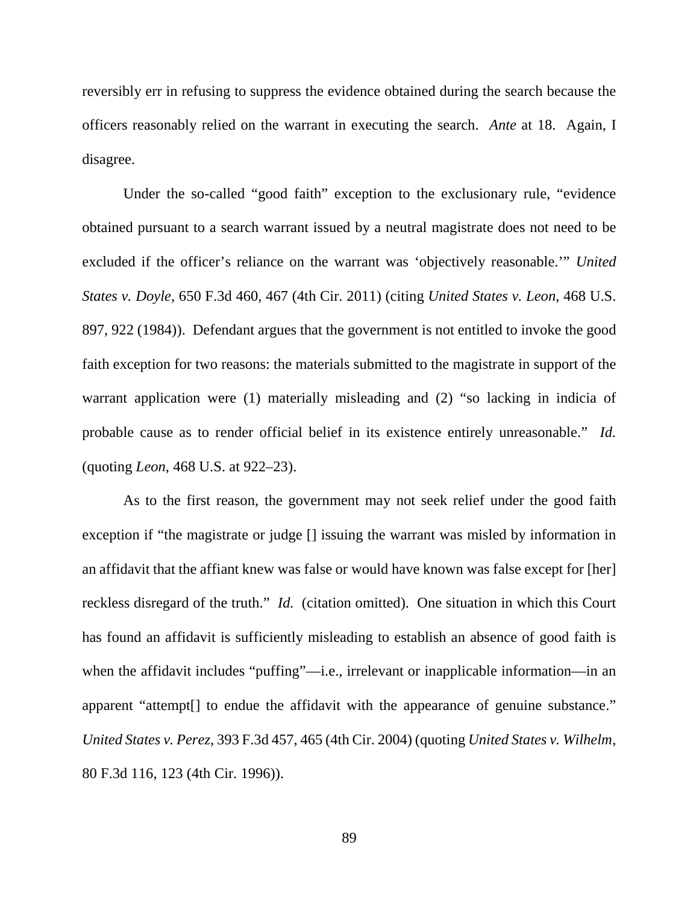reversibly err in refusing to suppress the evidence obtained during the search because the officers reasonably relied on the warrant in executing the search. *Ante* at 18. Again, I disagree.

Under the so-called "good faith" exception to the exclusionary rule, "evidence obtained pursuant to a search warrant issued by a neutral magistrate does not need to be excluded if the officer's reliance on the warrant was 'objectively reasonable.'" *United States v. Doyle*, 650 F.3d 460, 467 (4th Cir. 2011) (citing *United States v. Leon*, 468 U.S. 897, 922 (1984)). Defendant argues that the government is not entitled to invoke the good faith exception for two reasons: the materials submitted to the magistrate in support of the warrant application were (1) materially misleading and (2) "so lacking in indicia of probable cause as to render official belief in its existence entirely unreasonable." *Id.* (quoting *Leon*, 468 U.S. at 922–23).

As to the first reason, the government may not seek relief under the good faith exception if "the magistrate or judge [] issuing the warrant was misled by information in an affidavit that the affiant knew was false or would have known was false except for [her] reckless disregard of the truth." *Id.* (citation omitted). One situation in which this Court has found an affidavit is sufficiently misleading to establish an absence of good faith is when the affidavit includes "puffing"—i.e., irrelevant or inapplicable information—in an apparent "attempt[] to endue the affidavit with the appearance of genuine substance." *United States v. Perez*, 393 F.3d 457, 465 (4th Cir. 2004) (quoting *United States v. Wilhelm*, 80 F.3d 116, 123 (4th Cir. 1996)).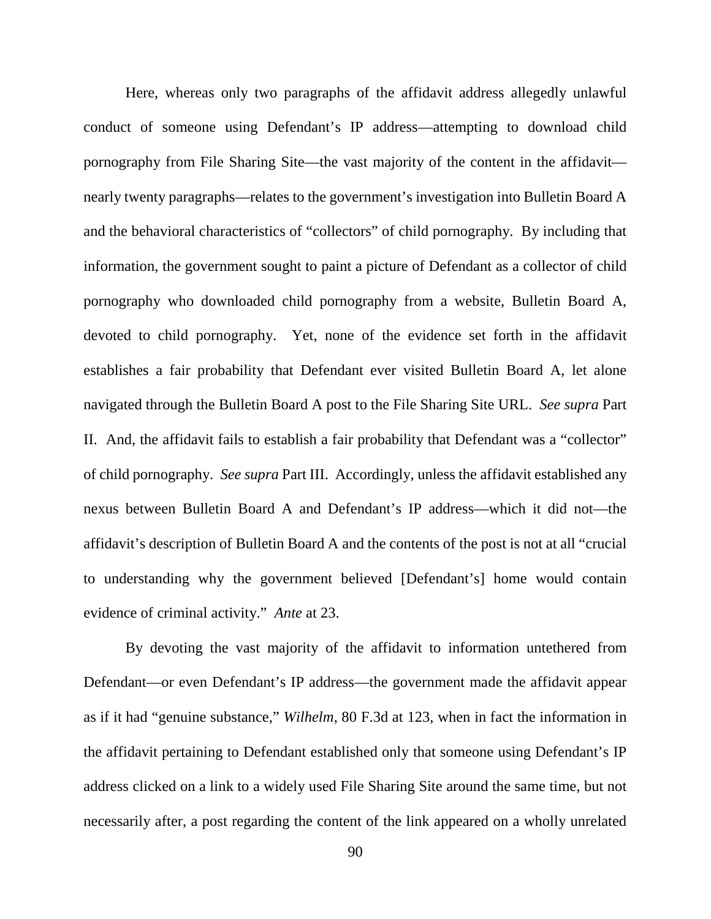Here, whereas only two paragraphs of the affidavit address allegedly unlawful conduct of someone using Defendant's IP address—attempting to download child pornography from File Sharing Site—the vast majority of the content in the affidavit—nearly twenty paragraphs—relates to the government's investigation into Bulletin Board A and the behavioral characteristics of "collectors" of child pornography. By including that information, the government sought to paint a picture of Defendant as a collector of child pornography who downloaded child pornography from a website, Bulletin Board A, devoted to child pornography. Yet, none of the evidence set forth in the affidavit establishes a fair probability that Defendant ever visited Bulletin Board A, let alone navigated through the Bulletin Board A post to the File Sharing Site URL. *See supra* Part II. And, the affidavit fails to establish a fair probability that Defendant was a "collector" of child pornography. *See supra* Part III. Accordingly, unless the affidavit established any nexus between Bulletin Board A and Defendant's IP address—which it did not—the affidavit's description of Bulletin Board A and the contents of the post is not at all "crucial to understanding why the government believed [Defendant's] home would contain evidence of criminal activity." *Ante* at 23.

By devoting the vast majority of the affidavit to information untethered from Defendant—or even Defendant's IP address—the government made the affidavit appear as if it had "genuine substance," *Wilhelm*, 80 F.3d at 123, when in fact the information in the affidavit pertaining to Defendant established only that someone using Defendant's IP address clicked on a link to a widely used File Sharing Site around the same time, but not necessarily after, a post regarding the content of the link appeared on a wholly unrelated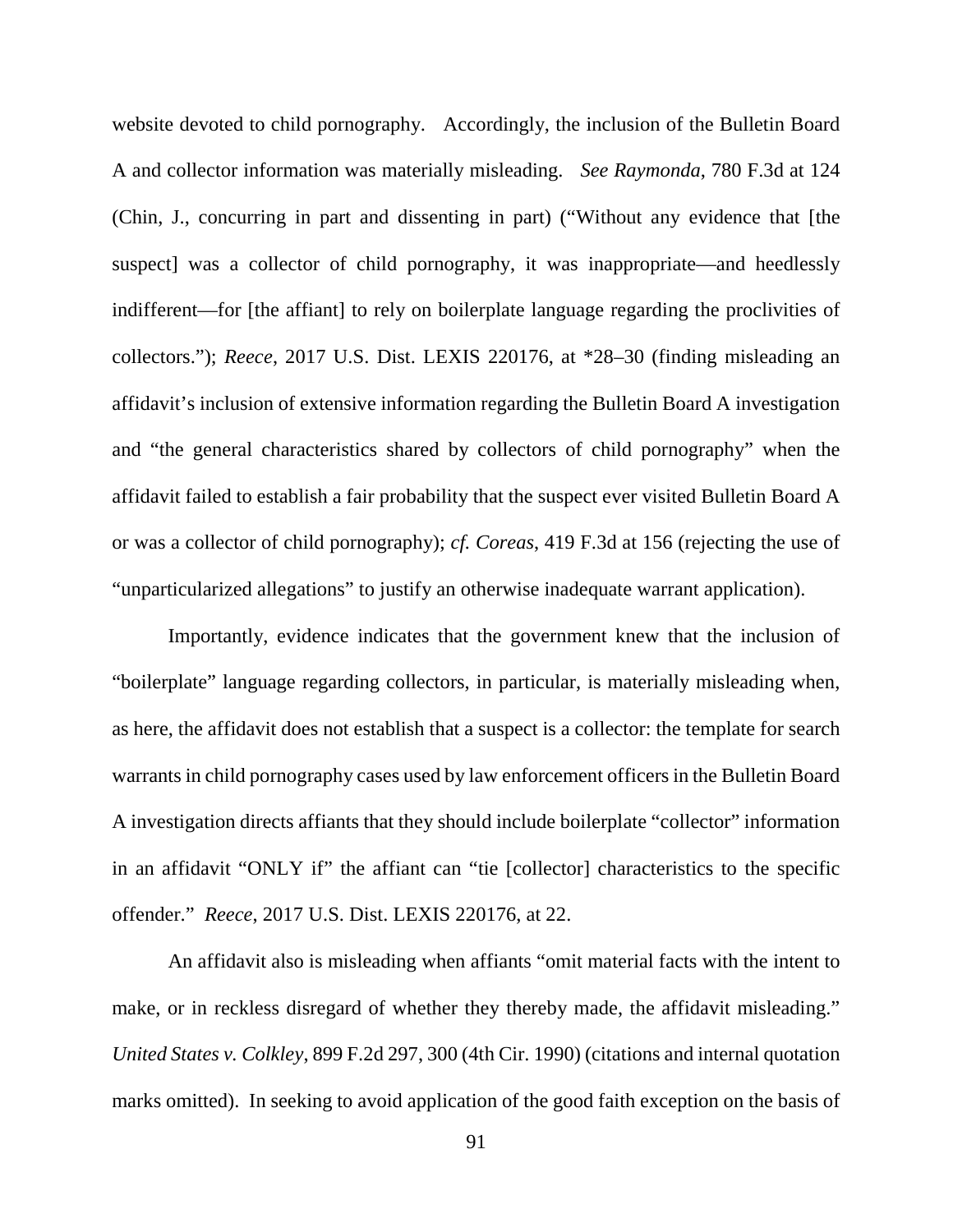website devoted to child pornography. Accordingly, the inclusion of the Bulletin Board A and collector information was materially misleading. *See Raymonda*, 780 F.3d at 124 (Chin, J., concurring in part and dissenting in part) ("Without any evidence that [the suspect] was a collector of child pornography, it was inappropriate—and heedlessly indifferent—for [the affiant] to rely on boilerplate language regarding the proclivities of collectors."); *Reece*, 2017 U.S. Dist. LEXIS 220176, at *28–30 (finding misleading an affidavit's inclusion of extensive information regarding the Bulletin Board A investigation and "the general characteristics shared by collectors of child pornography" when the affidavit failed to establish a fair probability that the suspect ever visited Bulletin Board A or was a collector of child pornography); *cf. Coreas*, 419 F.3d at 156 (rejecting the use of "unparticularized allegations" to justify an otherwise inadequate warrant application).

Importantly, evidence indicates that the government knew that the inclusion of "boilerplate" language regarding collectors, in particular, is materially misleading when, as here, the affidavit does not establish that a suspect is a collector: the template for search warrants in child pornography cases used by law enforcement officers in the Bulletin Board A investigation directs affiants that they should include boilerplate "collector" information in an affidavit "ONLY if" the affiant can "tie [collector] characteristics to the specific offender." *Reece*, 2017 U.S. Dist. LEXIS 220176, at 22.

An affidavit also is misleading when affiants "omit material facts with the intent to make, or in reckless disregard of whether they thereby made, the affidavit misleading." *United States v. Colkley*, 899 F.2d 297, 300 (4th Cir. 1990) (citations and internal quotation marks omitted). In seeking to avoid application of the good faith exception on the basis of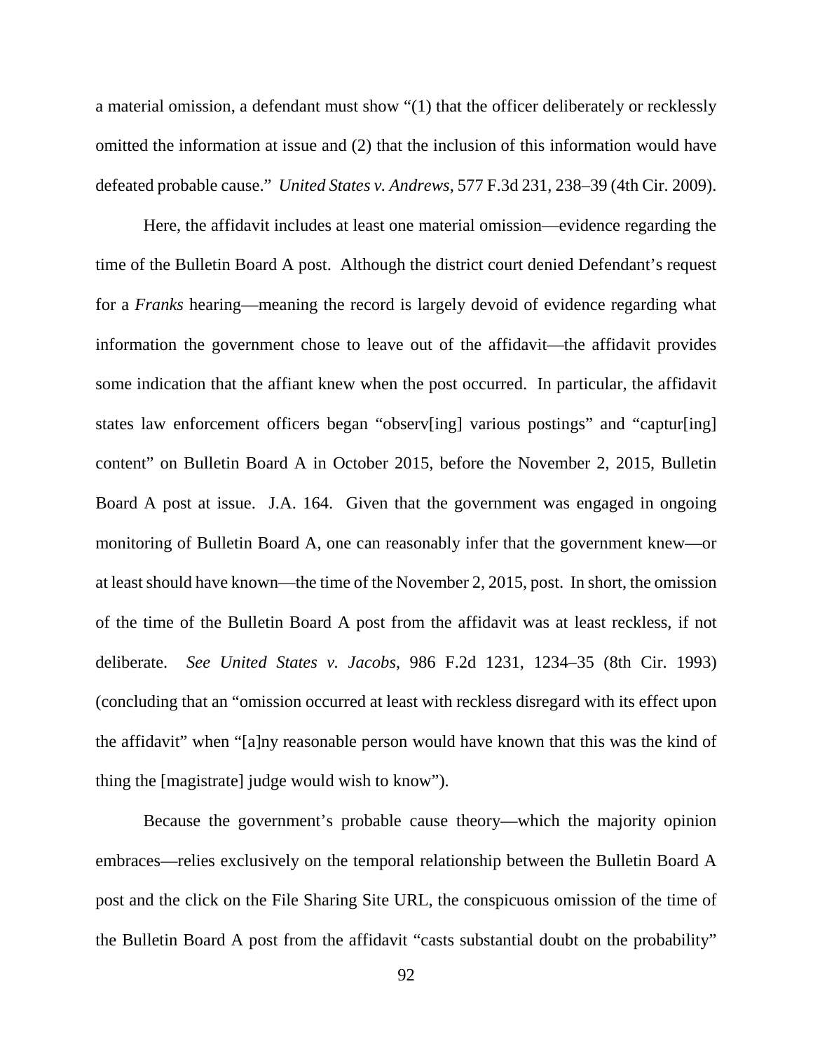a material omission, a defendant must show "(1) that the officer deliberately or recklessly omitted the information at issue and (2) that the inclusion of this information would have defeated probable cause." *United States v. Andrews*, 577 F.3d 231, 238–39 (4th Cir. 2009).

Here, the affidavit includes at least one material omission—evidence regarding the time of the Bulletin Board A post. Although the district court denied Defendant's request for a *Franks* hearing—meaning the record is largely devoid of evidence regarding what information the government chose to leave out of the affidavit—the affidavit provides some indication that the affiant knew when the post occurred. In particular, the affidavit states law enforcement officers began "observ[ing] various postings" and "captur[ing] content" on Bulletin Board A in October 2015, before the November 2, 2015, Bulletin Board A post at issue. J.A. 164. Given that the government was engaged in ongoing monitoring of Bulletin Board A, one can reasonably infer that the government knew—or at least should have known—the time of the November 2, 2015, post. In short, the omission of the time of the Bulletin Board A post from the affidavit was at least reckless, if not deliberate. *See United States v. Jacobs*, 986 F.2d 1231, 1234–35 (8th Cir. 1993) (concluding that an "omission occurred at least with reckless disregard with its effect upon the affidavit" when "[a]ny reasonable person would have known that this was the kind of thing the [magistrate] judge would wish to know").

Because the government's probable cause theory—which the majority opinion embraces—relies exclusively on the temporal relationship between the Bulletin Board A post and the click on the File Sharing Site URL, the conspicuous omission of the time of the Bulletin Board A post from the affidavit "casts substantial doubt on the probability"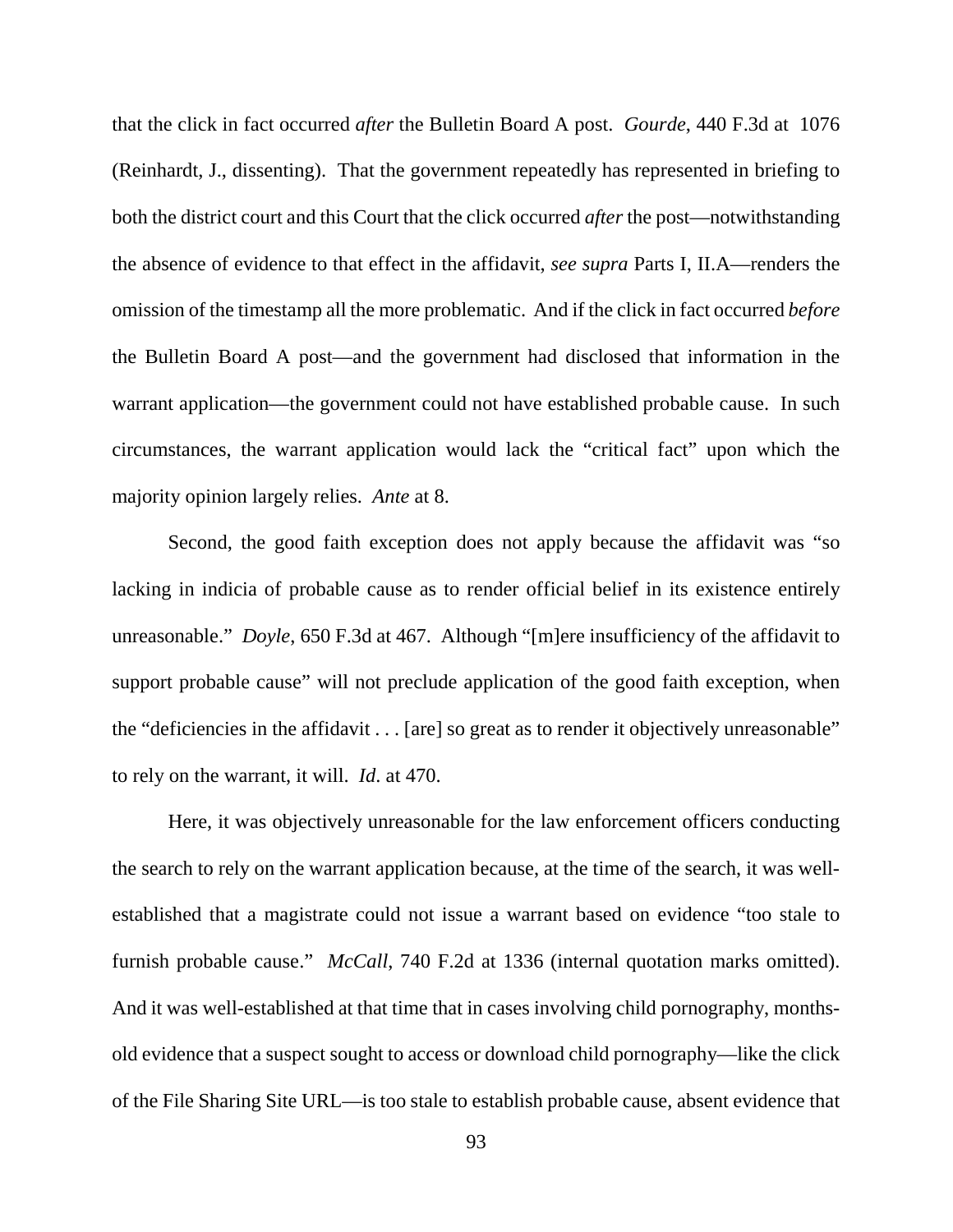that the click in fact occurred *after* the Bulletin Board A post. *Gourde*, 440 F.3d at 1076 (Reinhardt, J., dissenting). That the government repeatedly has represented in briefing to both the district court and this Court that the click occurred *after* the post—notwithstanding the absence of evidence to that effect in the affidavit, *see supra* Parts I, II.A—renders the omission of the timestamp all the more problematic. And if the click in fact occurred *before* the Bulletin Board A post—and the government had disclosed that information in the warrant application—the government could not have established probable cause. In such circumstances, the warrant application would lack the "critical fact" upon which the majority opinion largely relies. *Ante* at 8.

Second, the good faith exception does not apply because the affidavit was "so lacking in indicia of probable cause as to render official belief in its existence entirely unreasonable." *Doyle*, 650 F.3d at 467. Although "[m]ere insufficiency of the affidavit to support probable cause" will not preclude application of the good faith exception, when the "deficiencies in the affidavit . . . [are] so great as to render it objectively unreasonable" to rely on the warrant, it will. *Id*. at 470.

Here, it was objectively unreasonable for the law enforcement officers conducting the search to rely on the warrant application because, at the time of the search, it was well-established that a magistrate could not issue a warrant based on evidence "too stale to furnish probable cause." *McCall*, 740 F.2d at 1336 (internal quotation marks omitted). And it was well-established at that time that in cases involving child pornography, months-old evidence that a suspect sought to access or download child pornography—like the click of the File Sharing Site URL—is too stale to establish probable cause, absent evidence that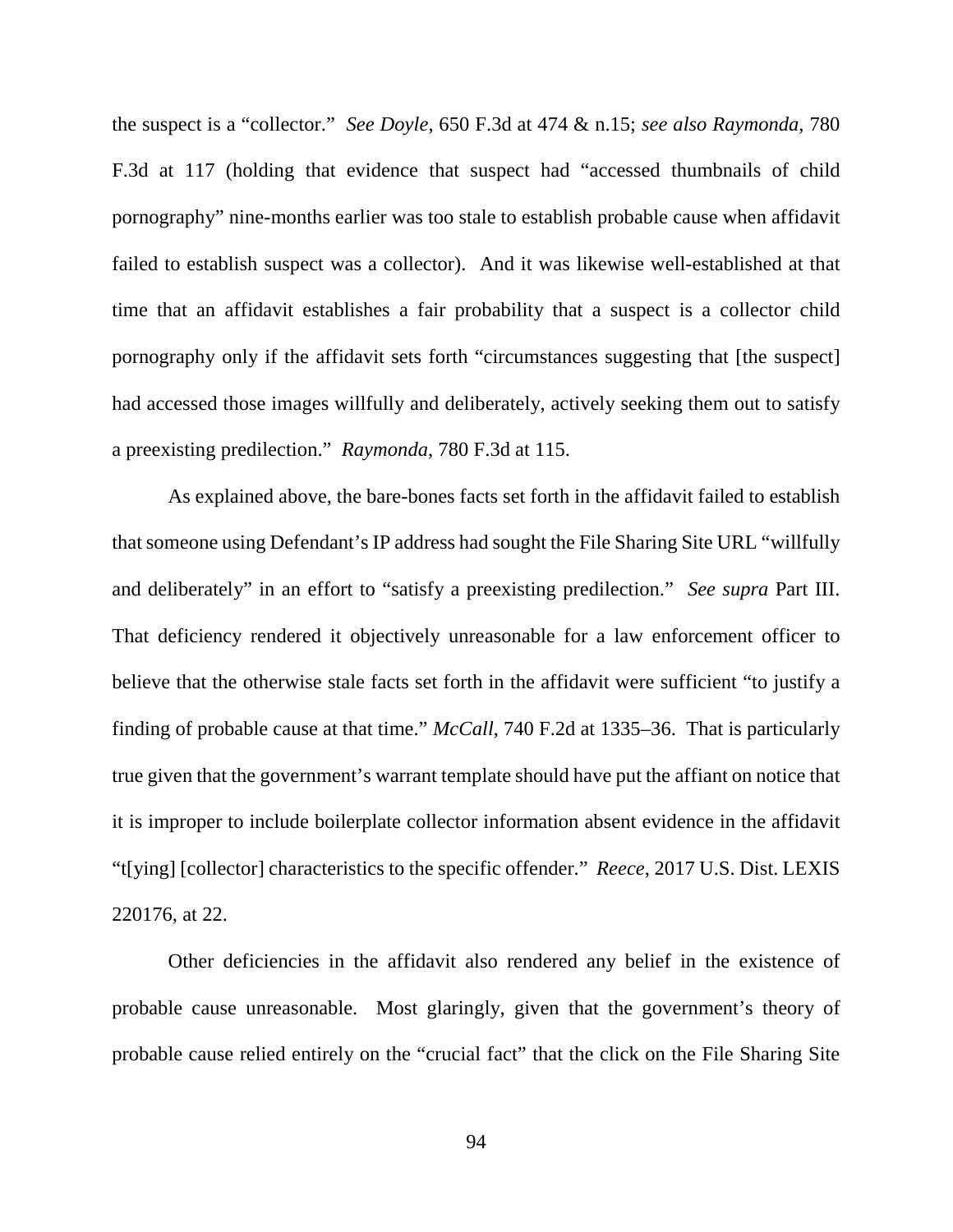the suspect is a "collector." *See Doyle*, 650 F.3d at 474 & n.15; *see also Raymonda*, 780 F.3d at 117 (holding that evidence that suspect had "accessed thumbnails of child pornography" nine-months earlier was too stale to establish probable cause when affidavit failed to establish suspect was a collector). And it was likewise well-established at that time that an affidavit establishes a fair probability that a suspect is a collector child pornography only if the affidavit sets forth "circumstances suggesting that [the suspect] had accessed those images willfully and deliberately, actively seeking them out to satisfy a preexisting predilection." *Raymonda*, 780 F.3d at 115.

As explained above, the bare-bones facts set forth in the affidavit failed to establish that someone using Defendant's IP address had sought the File Sharing Site URL "willfully and deliberately" in an effort to "satisfy a preexisting predilection." *See supra* Part III. That deficiency rendered it objectively unreasonable for a law enforcement officer to believe that the otherwise stale facts set forth in the affidavit were sufficient "to justify a finding of probable cause at that time." *McCall*, 740 F.2d at 1335–36. That is particularly true given that the government's warrant template should have put the affiant on notice that it is improper to include boilerplate collector information absent evidence in the affidavit "t[ying] [collector] characteristics to the specific offender." *Reece*, 2017 U.S. Dist. LEXIS 220176, at 22.

Other deficiencies in the affidavit also rendered any belief in the existence of probable cause unreasonable. Most glaringly, given that the government's theory of probable cause relied entirely on the "crucial fact" that the click on the File Sharing Site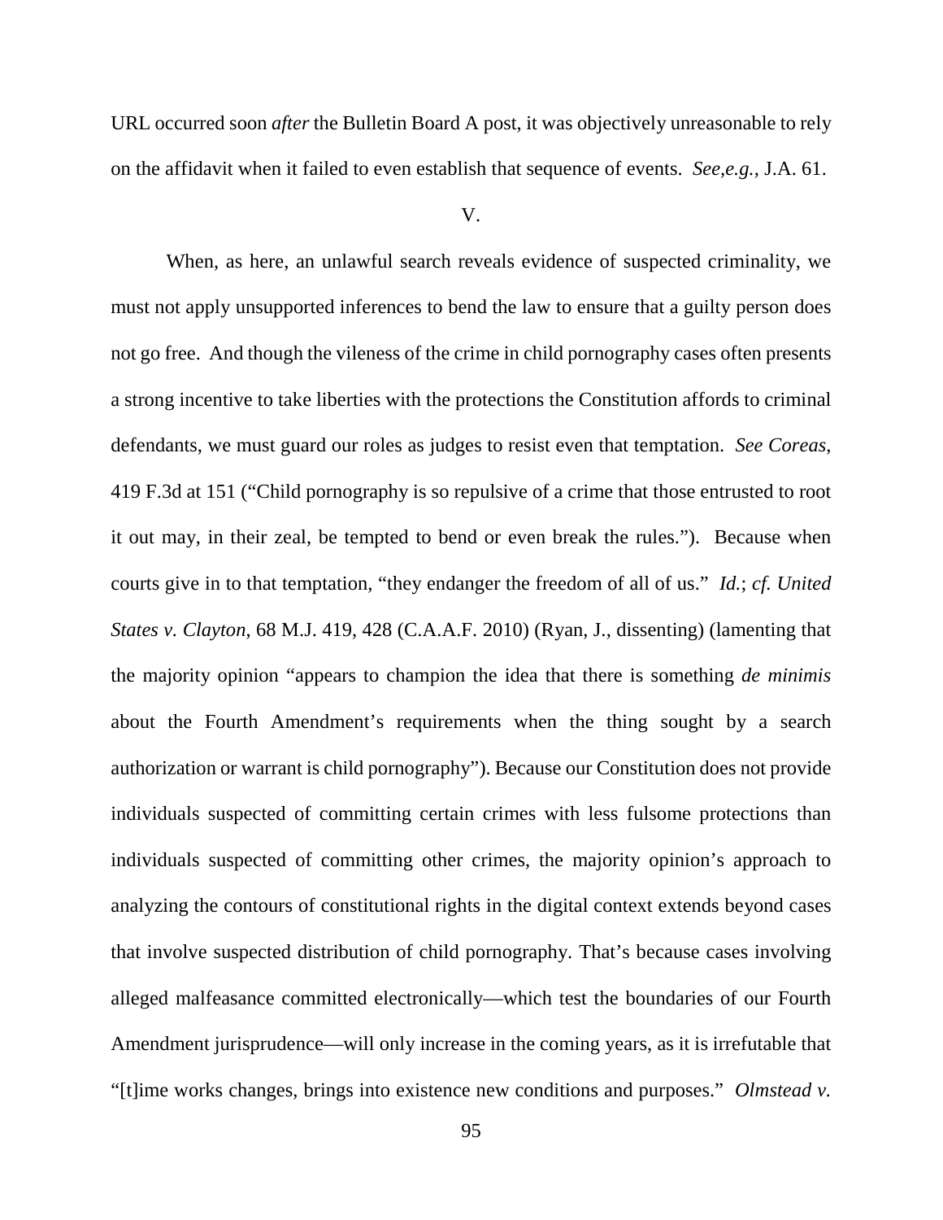URL occurred soon *after* the Bulletin Board A post, it was objectively unreasonable to rely on the affidavit when it failed to even establish that sequence of events. *See,e.g.*, J.A. 61.

V.

When, as here, an unlawful search reveals evidence of suspected criminality, we must not apply unsupported inferences to bend the law to ensure that a guilty person does not go free. And though the vileness of the crime in child pornography cases often presents a strong incentive to take liberties with the protections the Constitution affords to criminal defendants, we must guard our roles as judges to resist even that temptation. *See Coreas*, 419 F.3d at 151 ("Child pornography is so repulsive of a crime that those entrusted to root it out may, in their zeal, be tempted to bend or even break the rules."). Because when courts give in to that temptation, "they endanger the freedom of all of us." *Id.*; *cf. United States v. Clayton*, 68 M.J. 419, 428 (C.A.A.F. 2010) (Ryan, J., dissenting) (lamenting that the majority opinion "appears to champion the idea that there is something *de minimis* about the Fourth Amendment's requirements when the thing sought by a search authorization or warrant is child pornography"). Because our Constitution does not provide individuals suspected of committing certain crimes with less fulsome protections than individuals suspected of committing other crimes, the majority opinion's approach to analyzing the contours of constitutional rights in the digital context extends beyond cases that involve suspected distribution of child pornography. That's because cases involving alleged malfeasance committed electronically—which test the boundaries of our Fourth Amendment jurisprudence—will only increase in the coming years, as it is irrefutable that "[t]ime works changes, brings into existence new conditions and purposes." *Olmstead v.*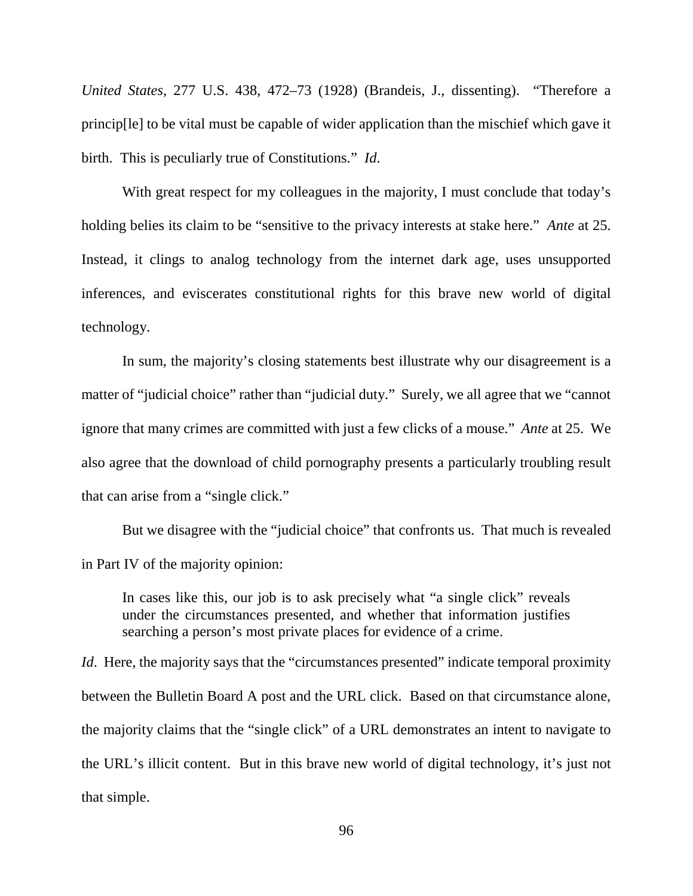*United States*, 277 U.S. 438, 472–73 (1928) (Brandeis, J., dissenting). "Therefore a princip[le] to be vital must be capable of wider application than the mischief which gave it birth. This is peculiarly true of Constitutions." *Id*.

With great respect for my colleagues in the majority, I must conclude that today's holding belies its claim to be "sensitive to the privacy interests at stake here." *Ante* at 25. Instead, it clings to analog technology from the internet dark age, uses unsupported inferences, and eviscerates constitutional rights for this brave new world of digital technology.

In sum, the majority's closing statements best illustrate why our disagreement is a matter of "judicial choice" rather than "judicial duty." Surely, we all agree that we "cannot ignore that many crimes are committed with just a few clicks of a mouse." *Ante* at 25. We also agree that the download of child pornography presents a particularly troubling result that can arise from a "single click."

But we disagree with the "judicial choice" that confronts us. That much is revealed in Part IV of the majority opinion:

> In cases like this, our job is to ask precisely what "a single click" reveals under the circumstances presented, and whether that information justifies searching a person's most private places for evidence of a crime.

*Id*. Here, the majority says that the "circumstances presented" indicate temporal proximity between the Bulletin Board A post and the URL click. Based on that circumstance alone, the majority claims that the "single click" of a URL demonstrates an intent to navigate to the URL's illicit content. But in this brave new world of digital technology, it's just not that simple.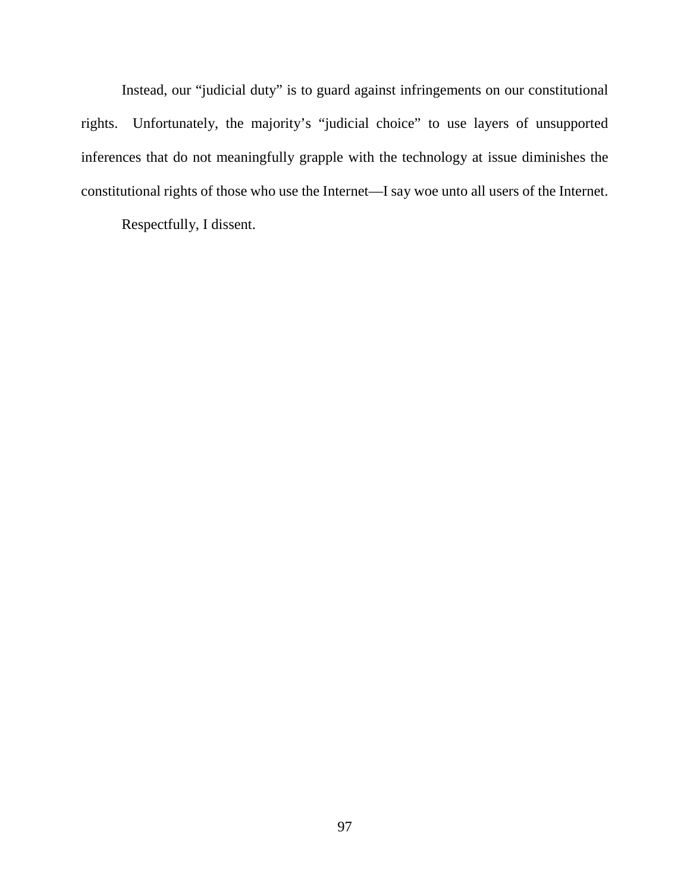Instead, our "judicial duty" is to guard against infringements on our constitutional rights. Unfortunately, the majority's "judicial choice" to use layers of unsupported inferences that do not meaningfully grapple with the technology at issue diminishes the constitutional rights of those who use the Internet—I say woe unto all users of the Internet.

Respectfully, I dissent.